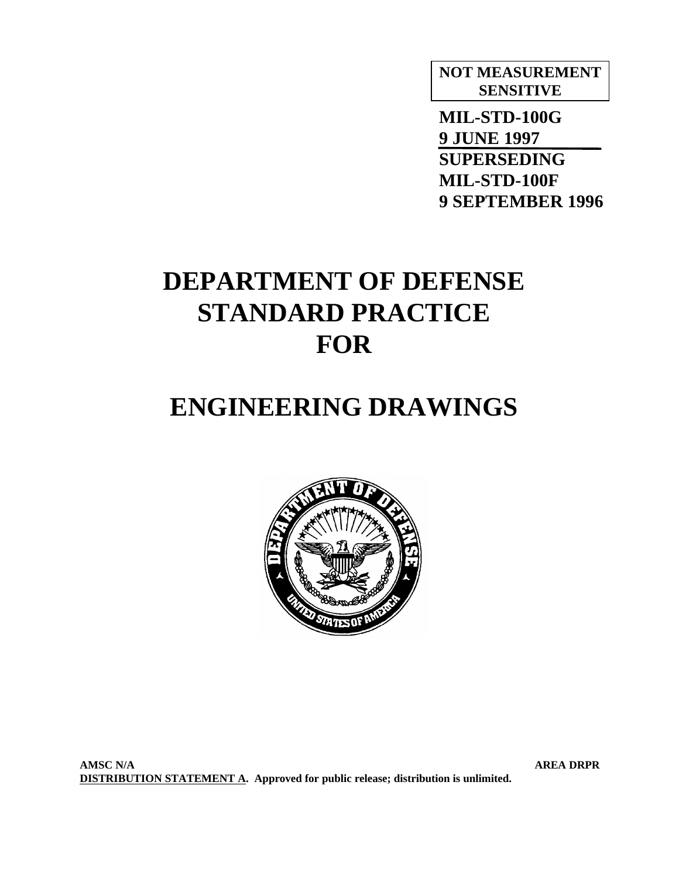**NOT MEASUREMENT SENSITIVE**

**MIL-STD-100G**
**9 JUNE 1997**
**SUPERSEDING**
**MIL-STD-100F**
**9 SEPTEMBER 1996**

# DEPARTMENT OF DEFENSE STANDARD PRACTICE FOR

# ENGINEERING DRAWINGS

**AMSC N/A** **AREA DRPR**

**DISTRIBUTION STATEMENT A. Approved for public release; distribution is unlimited.**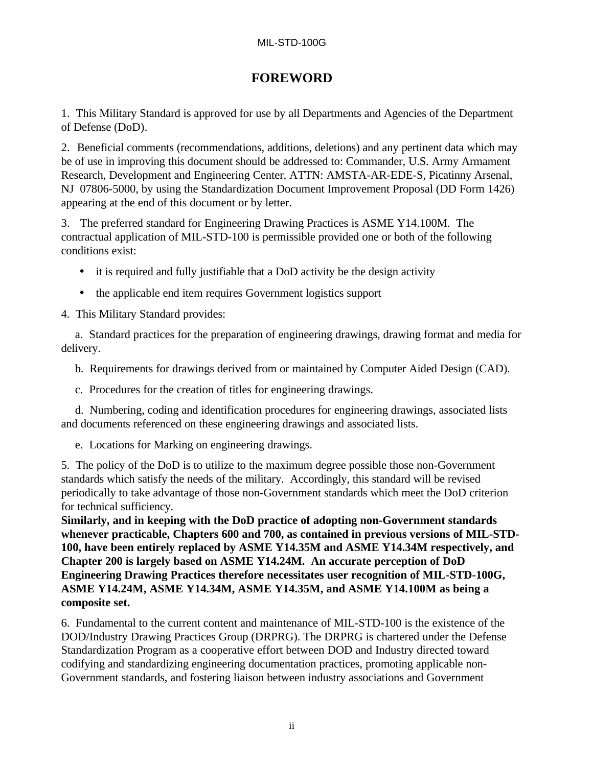# FOREWORD

1. This Military Standard is approved for use by all Departments and Agencies of the Department of Defense (DoD).

2. Beneficial comments (recommendations, additions, deletions) and any pertinent data which may be of use in improving this document should be addressed to: Commander, U.S. Army Armament Research, Development and Engineering Center, ATTN: AMSTA-AR-EDE-S, Picatinny Arsenal, NJ 07806-5000, by using the Standardization Document Improvement Proposal (DD Form 1426) appearing at the end of this document or by letter.

3. The preferred standard for Engineering Drawing Practices is ASME Y14.100M. The contractual application of MIL-STD-100 is permissible provided one or both of the following conditions exist:

- it is required and fully justifiable that a DoD activity be the design activity
- the applicable end item requires Government logistics support

4. This Military Standard provides:

a. Standard practices for the preparation of engineering drawings, drawing format and media for delivery.

b. Requirements for drawings derived from or maintained by Computer Aided Design (CAD).

c. Procedures for the creation of titles for engineering drawings.

d. Numbering, coding and identification procedures for engineering drawings, associated lists and documents referenced on these engineering drawings and associated lists.

e. Locations for Marking on engineering drawings.

5. The policy of the DoD is to utilize to the maximum degree possible those non-Government standards which satisfy the needs of the military. Accordingly, this standard will be revised periodically to take advantage of those non-Government standards which meet the DoD criterion for technical sufficiency.
**Similarly, and in keeping with the DoD practice of adopting non-Government standards whenever practicable, Chapters 600 and 700, as contained in previous versions of MIL-STD-100, have been entirely replaced by ASME Y14.35M and ASME Y14.34M respectively, and Chapter 200 is largely based on ASME Y14.24M. An accurate perception of DoD Engineering Drawing Practices therefore necessitates user recognition of MIL-STD-100G, ASME Y14.24M, ASME Y14.34M, ASME Y14.35M, and ASME Y14.100M as being a composite set.**

6. Fundamental to the current content and maintenance of MIL-STD-100 is the existence of the DOD/Industry Drawing Practices Group (DRPRG). The DRPRG is chartered under the Defense Standardization Program as a cooperative effort between DOD and Industry directed toward codifying and standardizing engineering documentation practices, promoting applicable non-Government standards, and fostering liaison between industry associations and Government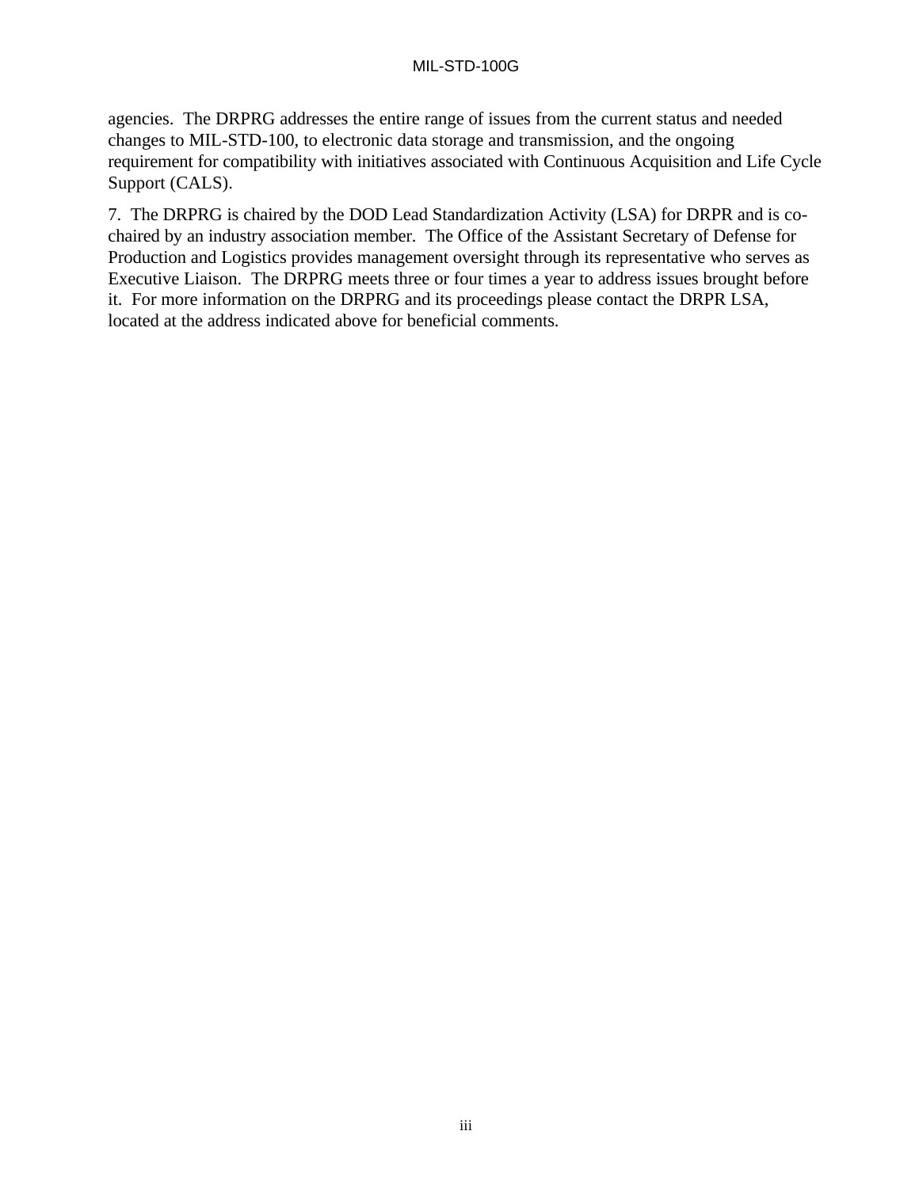agencies. The DRPRG addresses the entire range of issues from the current status and needed changes to MIL-STD-100, to electronic data storage and transmission, and the ongoing requirement for compatibility with initiatives associated with Continuous Acquisition and Life Cycle Support (CALS).

7. The DRPRG is chaired by the DOD Lead Standardization Activity (LSA) for DRPR and is co-chaired by an industry association member. The Office of the Assistant Secretary of Defense for Production and Logistics provides management oversight through its representative who serves as Executive Liaison. The DRPRG meets three or four times a year to address issues brought before it. For more information on the DRPRG and its proceedings please contact the DRPR LSA, located at the address indicated above for beneficial comments.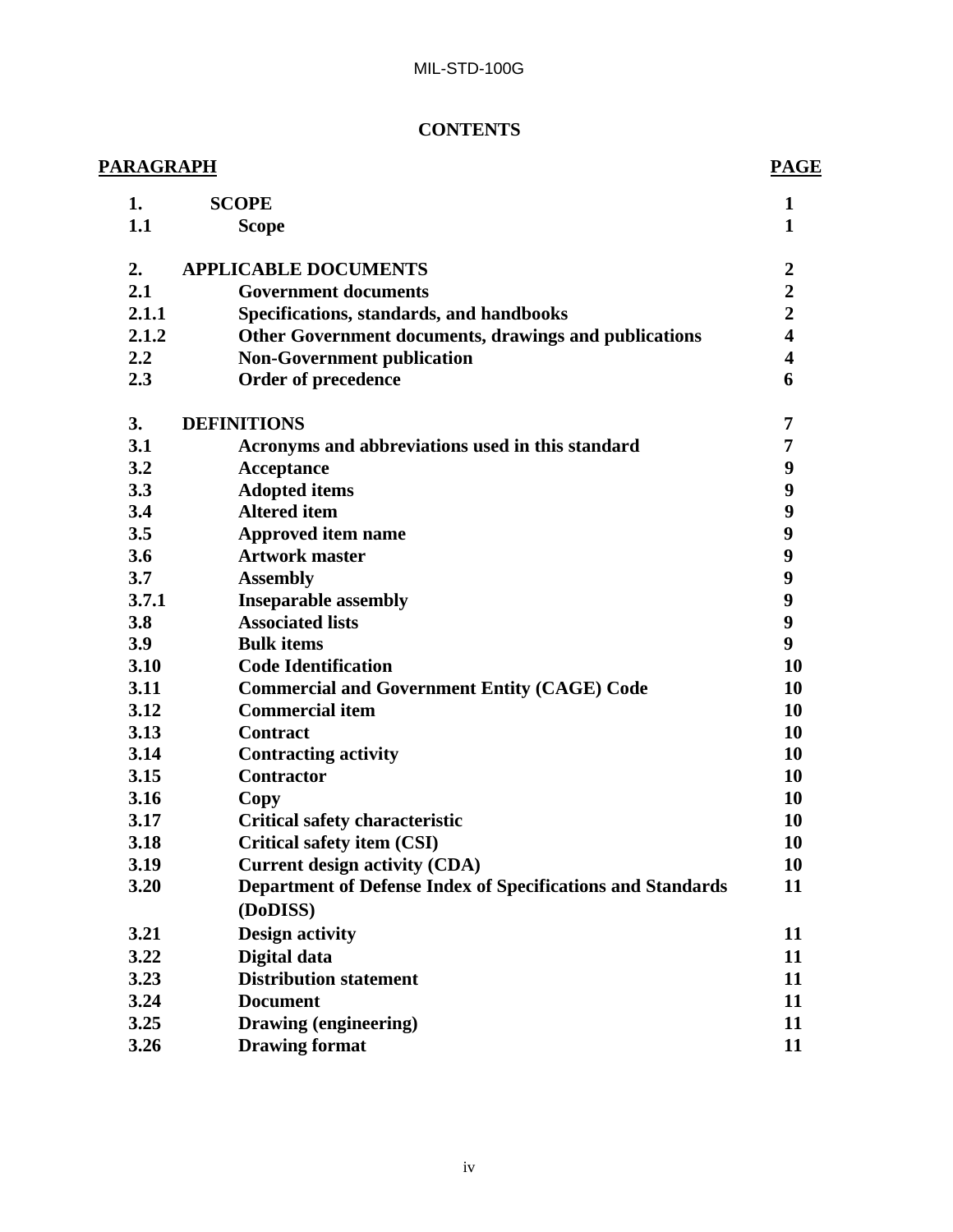**CONTENTS**

| PARAGRAPH | | PAGE |
|---|---|---|
| 1. | SCOPE | 1 |
| 1.1 | Scope | 1 |
| 2. | APPLICABLE DOCUMENTS | 2 |
| 2.1 | Government documents | 2 |
| 2.1.1 | Specifications, standards, and handbooks | 2 |
| 2.1.2 | Other Government documents, drawings and publications | 4 |
| 2.2 | Non-Government publication | 4 |
| 2.3 | Order of precedence | 6 |
| 3. | DEFINITIONS | 7 |
| 3.1 | Acronyms and abbreviations used in this standard | 7 |
| 3.2 | Acceptance | 9 |
| 3.3 | Adopted items | 9 |
| 3.4 | Altered item | 9 |
| 3.5 | Approved item name | 9 |
| 3.6 | Artwork master | 9 |
| 3.7 | Assembly | 9 |
| 3.7.1 | Inseparable assembly | 9 |
| 3.8 | Associated lists | 9 |
| 3.9 | Bulk items | 9 |
| 3.10 | Code Identification | 10 |
| 3.11 | Commercial and Government Entity (CAGE) Code | 10 |
| 3.12 | Commercial item | 10 |
| 3.13 | Contract | 10 |
| 3.14 | Contracting activity | 10 |
| 3.15 | Contractor | 10 |
| 3.16 | Copy | 10 |
| 3.17 | Critical safety characteristic | 10 |
| 3.18 | Critical safety item (CSI) | 10 |
| 3.19 | Current design activity (CDA) | 10 |
| 3.20 | Department of Defense Index of Specifications and Standards (DoDISS) | 11 |
| 3.21 | Design activity | 11 |
| 3.22 | Digital data | 11 |
| 3.23 | Distribution statement | 11 |
| 3.24 | Document | 11 |
| 3.25 | Drawing (engineering) | 11 |
| 3.26 | Drawing format | 11 |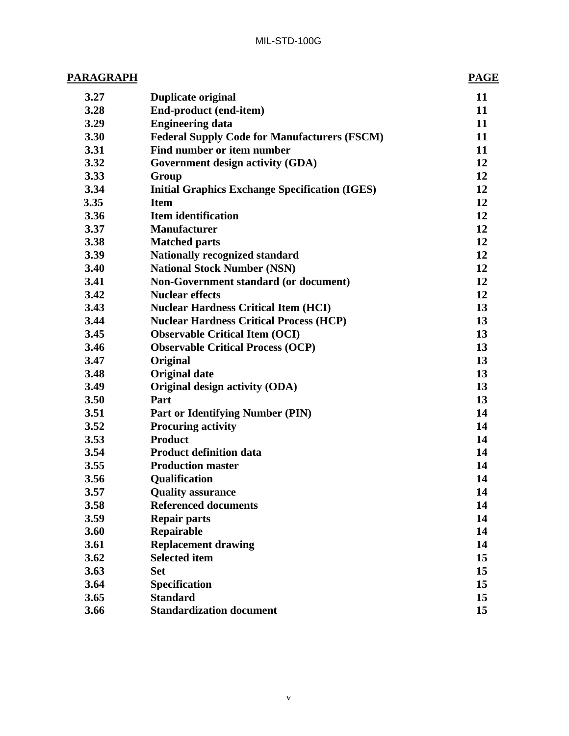| PARAGRAPH | | PAGE |
|---|---|---|
| 3.27 | Duplicate original | 11 |
| 3.28 | End-product (end-item) | 11 |
| 3.29 | Engineering data | 11 |
| 3.30 | Federal Supply Code for Manufacturers (FSCM) | 11 |
| 3.31 | Find number or item number | 11 |
| 3.32 | Government design activity (GDA) | 12 |
| 3.33 | Group | 12 |
| 3.34 | Initial Graphics Exchange Specification (IGES) | 12 |
| 3.35 | Item | 12 |
| 3.36 | Item identification | 12 |
| 3.37 | Manufacturer | 12 |
| 3.38 | Matched parts | 12 |
| 3.39 | Nationally recognized standard | 12 |
| 3.40 | National Stock Number (NSN) | 12 |
| 3.41 | Non-Government standard (or document) | 12 |
| 3.42 | Nuclear effects | 12 |
| 3.43 | Nuclear Hardness Critical Item (HCI) | 13 |
| 3.44 | Nuclear Hardness Critical Process (HCP) | 13 |
| 3.45 | Observable Critical Item (OCI) | 13 |
| 3.46 | Observable Critical Process (OCP) | 13 |
| 3.47 | Original | 13 |
| 3.48 | Original date | 13 |
| 3.49 | Original design activity (ODA) | 13 |
| 3.50 | Part | 13 |
| 3.51 | Part or Identifying Number (PIN) | 14 |
| 3.52 | Procuring activity | 14 |
| 3.53 | Product | 14 |
| 3.54 | Product definition data | 14 |
| 3.55 | Production master | 14 |
| 3.56 | Qualification | 14 |
| 3.57 | Quality assurance | 14 |
| 3.58 | Referenced documents | 14 |
| 3.59 | Repair parts | 14 |
| 3.60 | Repairable | 14 |
| 3.61 | Replacement drawing | 14 |
| 3.62 | Selected item | 15 |
| 3.63 | Set | 15 |
| 3.64 | Specification | 15 |
| 3.65 | Standard | 15 |
| 3.66 | Standardization document | 15 |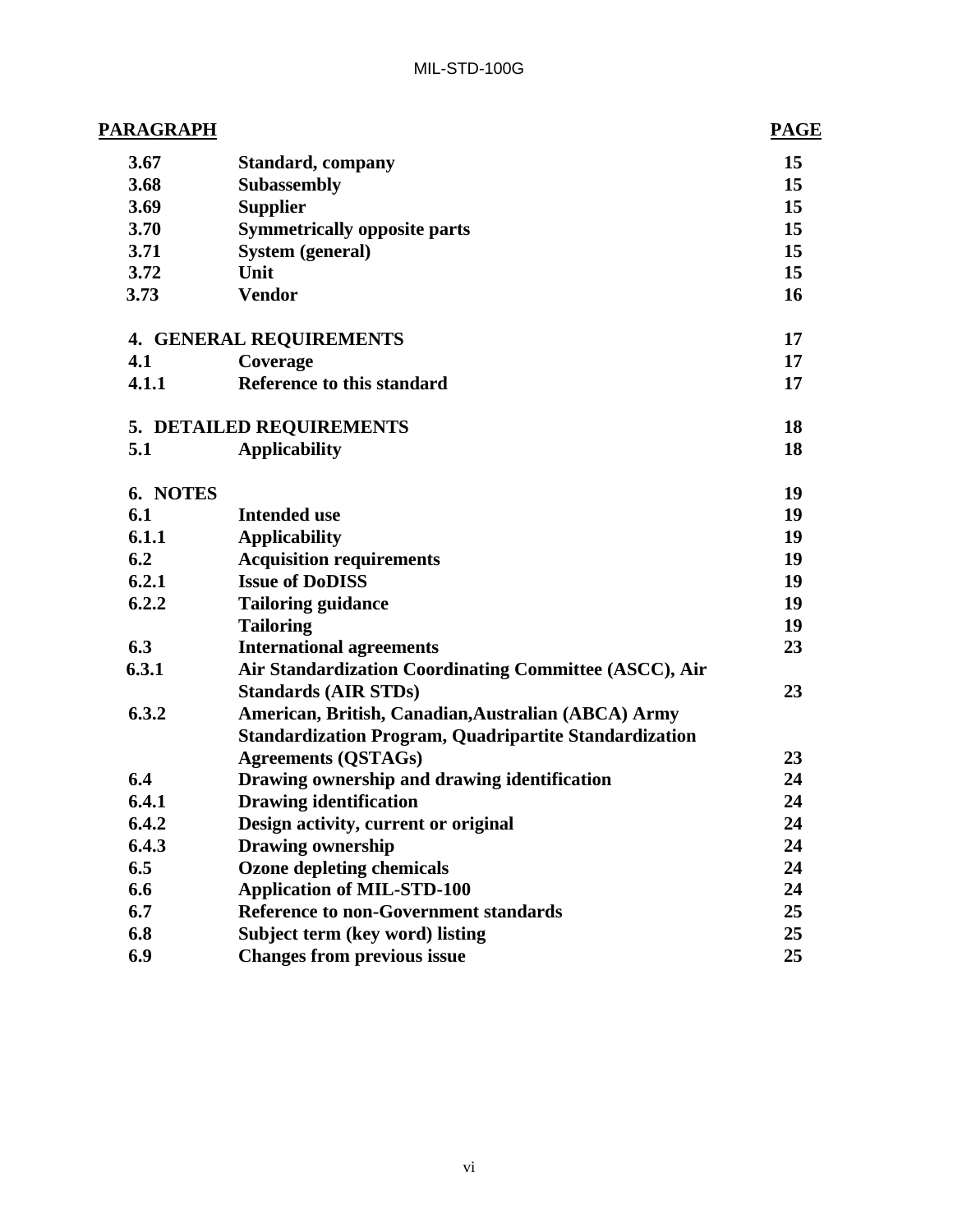| PARAGRAPH | | PAGE |
|---|---|---|
| 3.67 | **Standard, company** | 15 |
| 3.68 | **Subassembly** | 15 |
| 3.69 | **Supplier** | 15 |
| 3.70 | **Symmetrically opposite parts** | 15 |
| 3.71 | **System (general)** | 15 |
| 3.72 | **Unit** | 15 |
| 3.73 | **Vendor** | 16 |
| | | |
| **4. GENERAL REQUIREMENTS** | | 17 |
| 4.1 | **Coverage** | 17 |
| 4.1.1 | **Reference to this standard** | 17 |
| | | |
| **5. DETAILED REQUIREMENTS** | | 18 |
| 5.1 | **Applicability** | 18 |
| | | |
| **6. NOTES** | | 19 |
| 6.1 | **Intended use** | 19 |
| 6.1.1 | **Applicability** | 19 |
| 6.2 | **Acquisition requirements** | 19 |
| 6.2.1 | **Issue of DoDISS** | 19 |
| 6.2.2 | **Tailoring guidance** | 19 |
| | **Tailoring** | 19 |
| 6.3 | **International agreements** | 23 |
| 6.3.1 | **Air Standardization Coordinating Committee (ASCC), Air Standards (AIR STDs)** | 23 |
| 6.3.2 | **American, British, Canadian,Australian (ABCA) Army Standardization Program, Quadripartite Standardization Agreements (QSTAGs)** | 23 |
| 6.4 | **Drawing ownership and drawing identification** | 24 |
| 6.4.1 | **Drawing identification** | 24 |
| 6.4.2 | **Design activity, current or original** | 24 |
| 6.4.3 | **Drawing ownership** | 24 |
| 6.5 | **Ozone depleting chemicals** | 24 |
| 6.6 | **Application of MIL-STD-100** | 24 |
| 6.7 | **Reference to non-Government standards** | 25 |
| 6.8 | **Subject term (key word) listing** | 25 |
| 6.9 | **Changes from previous issue** | 25 |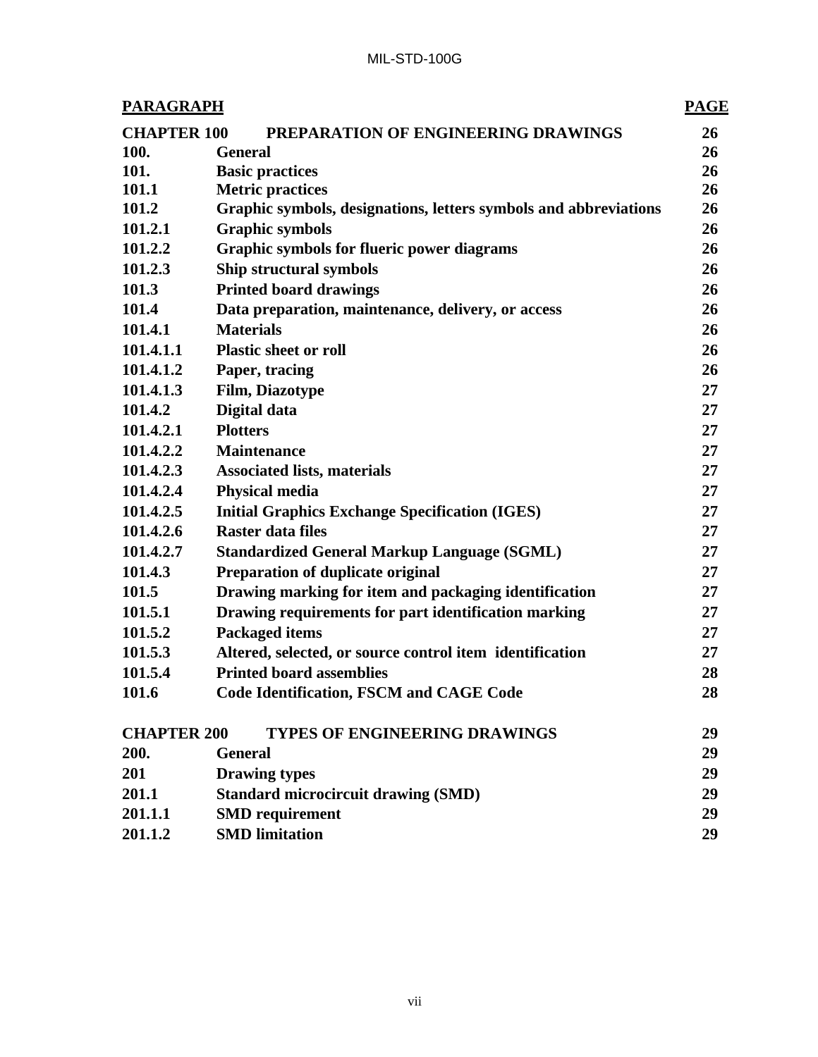| PARAGRAPH | | PAGE |
|---|---|---|
| **CHAPTER 100** | **PREPARATION OF ENGINEERING DRAWINGS** | **26** |
| **100.** | **General** | **26** |
| **101.** | **Basic practices** | **26** |
| **101.1** | **Metric practices** | **26** |
| **101.2** | **Graphic symbols, designations, letters symbols and abbreviations** | **26** |
| **101.2.1** | **Graphic symbols** | **26** |
| **101.2.2** | **Graphic symbols for flueric power diagrams** | **26** |
| **101.2.3** | **Ship structural symbols** | **26** |
| **101.3** | **Printed board drawings** | **26** |
| **101.4** | **Data preparation, maintenance, delivery, or access** | **26** |
| **101.4.1** | **Materials** | **26** |
| **101.4.1.1** | **Plastic sheet or roll** | **26** |
| **101.4.1.2** | **Paper, tracing** | **26** |
| **101.4.1.3** | **Film, Diazotype** | **27** |
| **101.4.2** | **Digital data** | **27** |
| **101.4.2.1** | **Plotters** | **27** |
| **101.4.2.2** | **Maintenance** | **27** |
| **101.4.2.3** | **Associated lists, materials** | **27** |
| **101.4.2.4** | **Physical media** | **27** |
| **101.4.2.5** | **Initial Graphics Exchange Specification (IGES)** | **27** |
| **101.4.2.6** | **Raster data files** | **27** |
| **101.4.2.7** | **Standardized General Markup Language (SGML)** | **27** |
| **101.4.3** | **Preparation of duplicate original** | **27** |
| **101.5** | **Drawing marking for item and packaging identification** | **27** |
| **101.5.1** | **Drawing requirements for part identification marking** | **27** |
| **101.5.2** | **Packaged items** | **27** |
| **101.5.3** | **Altered, selected, or source control item identification** | **27** |
| **101.5.4** | **Printed board assemblies** | **28** |
| **101.6** | **Code Identification, FSCM and CAGE Code** | **28** |
| | | |
| **CHAPTER 200** | **TYPES OF ENGINEERING DRAWINGS** | **29** |
| **200.** | **General** | **29** |
| **201** | **Drawing types** | **29** |
| **201.1** | **Standard microcircuit drawing (SMD)** | **29** |
| **201.1.1** | **SMD requirement** | **29** |
| **201.1.2** | **SMD limitation** | **29** |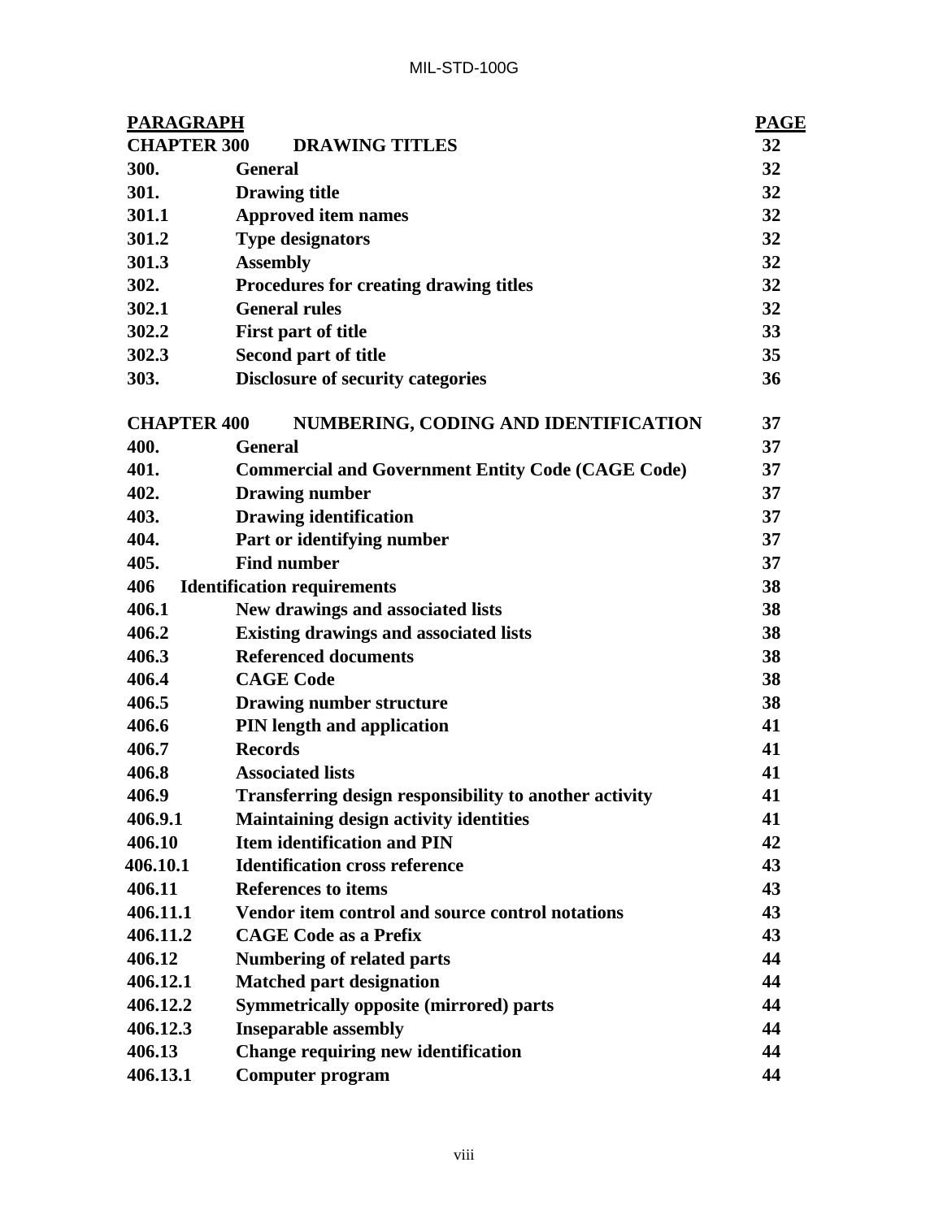| PARAGRAPH | | PAGE |
|---|---|---|
| **CHAPTER 300** | **DRAWING TITLES** | **32** |
| **300.** | **General** | **32** |
| **301.** | **Drawing title** | **32** |
| **301.1** | **Approved item names** | **32** |
| **301.2** | **Type designators** | **32** |
| **301.3** | **Assembly** | **32** |
| **302.** | **Procedures for creating drawing titles** | **32** |
| **302.1** | **General rules** | **32** |
| **302.2** | **First part of title** | **33** |
| **302.3** | **Second part of title** | **35** |
| **303.** | **Disclosure of security categories** | **36** |
| | | |
| **CHAPTER 400** | **NUMBERING, CODING AND IDENTIFICATION** | **37** |
| **400.** | **General** | **37** |
| **401.** | **Commercial and Government Entity Code (CAGE Code)** | **37** |
| **402.** | **Drawing number** | **37** |
| **403.** | **Drawing identification** | **37** |
| **404.** | **Part or identifying number** | **37** |
| **405.** | **Find number** | **37** |
| **406** | **Identification requirements** | **38** |
| **406.1** | **New drawings and associated lists** | **38** |
| **406.2** | **Existing drawings and associated lists** | **38** |
| **406.3** | **Referenced documents** | **38** |
| **406.4** | **CAGE Code** | **38** |
| **406.5** | **Drawing number structure** | **38** |
| **406.6** | **PIN length and application** | **41** |
| **406.7** | **Records** | **41** |
| **406.8** | **Associated lists** | **41** |
| **406.9** | **Transferring design responsibility to another activity** | **41** |
| **406.9.1** | **Maintaining design activity identities** | **41** |
| **406.10** | **Item identification and PIN** | **42** |
| **406.10.1** | **Identification cross reference** | **43** |
| **406.11** | **References to items** | **43** |
| **406.11.1** | **Vendor item control and source control notations** | **43** |
| **406.11.2** | **CAGE Code as a Prefix** | **43** |
| **406.12** | **Numbering of related parts** | **44** |
| **406.12.1** | **Matched part designation** | **44** |
| **406.12.2** | **Symmetrically opposite (mirrored) parts** | **44** |
| **406.12.3** | **Inseparable assembly** | **44** |
| **406.13** | **Change requiring new identification** | **44** |
| **406.13.1** | **Computer program** | **44** |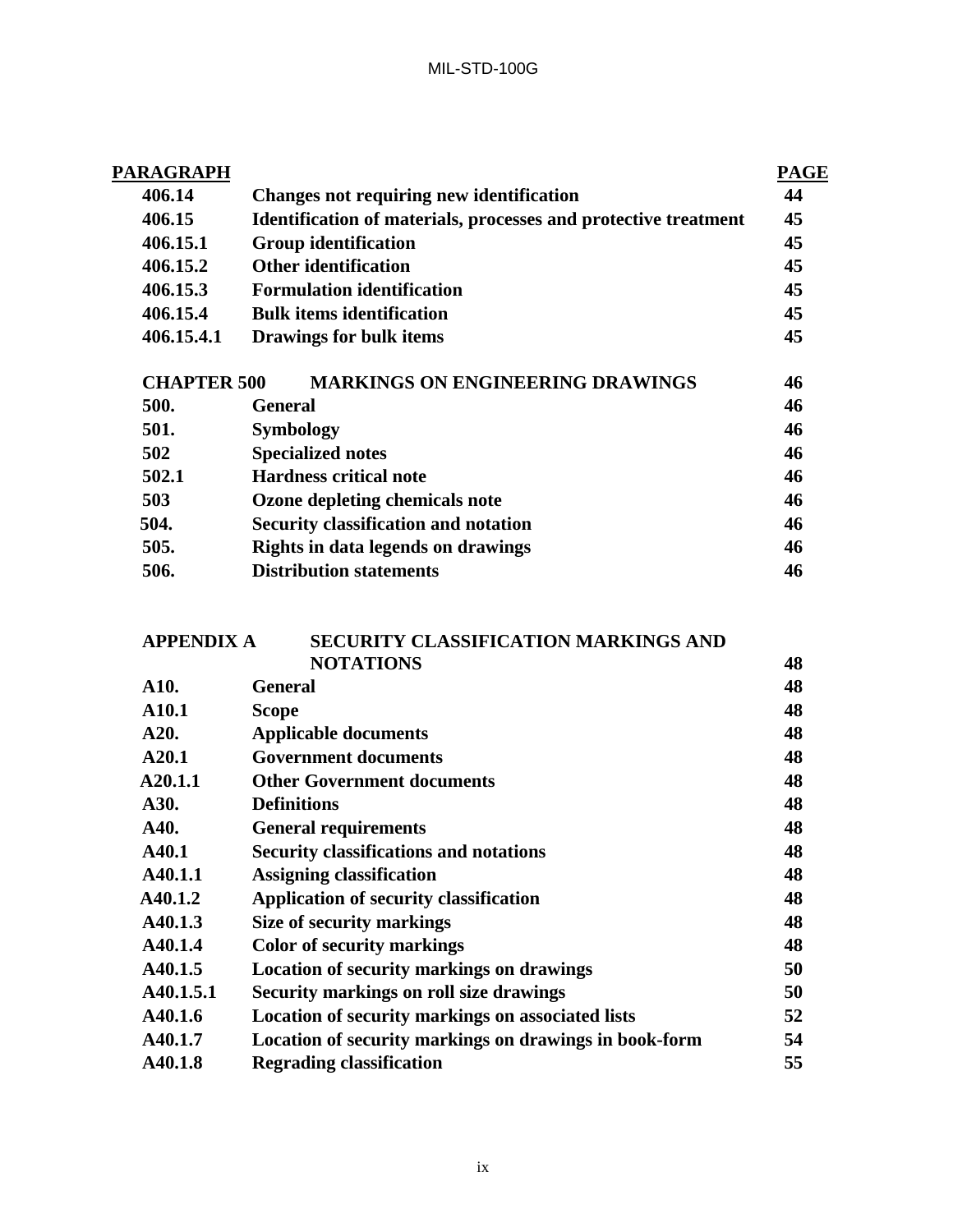| PARAGRAPH | | PAGE |
|---|---|---|
| 406.14 | Changes not requiring new identification | 44 |
| 406.15 | Identification of materials, processes and protective treatment | 45 |
| 406.15.1 | Group identification | 45 |
| 406.15.2 | Other identification | 45 |
| 406.15.3 | Formulation identification | 45 |
| 406.15.4 | Bulk items identification | 45 |
| 406.15.4.1 | Drawings for bulk items | 45 |
| | | |
| CHAPTER 500 | MARKINGS ON ENGINEERING DRAWINGS | 46 |
| 500. | General | 46 |
| 501. | Symbology | 46 |
| 502 | Specialized notes | 46 |
| 502.1 | Hardness critical note | 46 |
| 503 | Ozone depleting chemicals note | 46 |
| 504. | Security classification and notation | 46 |
| 505. | Rights in data legends on drawings | 46 |
| 506. | Distribution statements | 46 |
| | | |
| APPENDIX A | SECURITY CLASSIFICATION MARKINGS AND NOTATIONS | 48 |
| A10. | General | 48 |
| A10.1 | Scope | 48 |
| A20. | Applicable documents | 48 |
| A20.1 | Government documents | 48 |
| A20.1.1 | Other Government documents | 48 |
| A30. | Definitions | 48 |
| A40. | General requirements | 48 |
| A40.1 | Security classifications and notations | 48 |
| A40.1.1 | Assigning classification | 48 |
| A40.1.2 | Application of security classification | 48 |
| A40.1.3 | Size of security markings | 48 |
| A40.1.4 | Color of security markings | 48 |
| A40.1.5 | Location of security markings on drawings | 50 |
| A40.1.5.1 | Security markings on roll size drawings | 50 |
| A40.1.6 | Location of security markings on associated lists | 52 |
| A40.1.7 | Location of security markings on drawings in book-form | 54 |
| A40.1.8 | Regrading classification | 55 |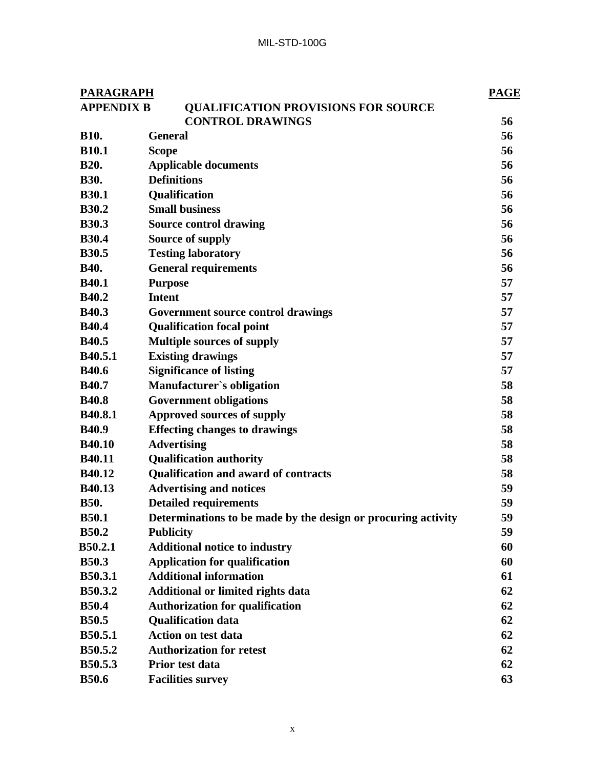| PARAGRAPH | | PAGE |
|---|---|---|
| APPENDIX B | QUALIFICATION PROVISIONS FOR SOURCE CONTROL DRAWINGS | 56 |
| B10. | General | 56 |
| B10.1 | Scope | 56 |
| B20. | Applicable documents | 56 |
| B30. | Definitions | 56 |
| B30.1 | Qualification | 56 |
| B30.2 | Small business | 56 |
| B30.3 | Source control drawing | 56 |
| B30.4 | Source of supply | 56 |
| B30.5 | Testing laboratory | 56 |
| B40. | General requirements | 56 |
| B40.1 | Purpose | 57 |
| B40.2 | Intent | 57 |
| B40.3 | Government source control drawings | 57 |
| B40.4 | Qualification focal point | 57 |
| B40.5 | Multiple sources of supply | 57 |
| B40.5.1 | Existing drawings | 57 |
| B40.6 | Significance of listing | 57 |
| B40.7 | Manufacturer`s obligation | 58 |
| B40.8 | Government obligations | 58 |
| B40.8.1 | Approved sources of supply | 58 |
| B40.9 | Effecting changes to drawings | 58 |
| B40.10 | Advertising | 58 |
| B40.11 | Qualification authority | 58 |
| B40.12 | Qualification and award of contracts | 58 |
| B40.13 | Advertising and notices | 59 |
| B50. | Detailed requirements | 59 |
| B50.1 | Determinations to be made by the design or procuring activity | 59 |
| B50.2 | Publicity | 59 |
| B50.2.1 | Additional notice to industry | 60 |
| B50.3 | Application for qualification | 60 |
| B50.3.1 | Additional information | 61 |
| B50.3.2 | Additional or limited rights data | 62 |
| B50.4 | Authorization for qualification | 62 |
| B50.5 | Qualification data | 62 |
| B50.5.1 | Action on test data | 62 |
| B50.5.2 | Authorization for retest | 62 |
| B50.5.3 | Prior test data | 62 |
| B50.6 | Facilities survey | 63 |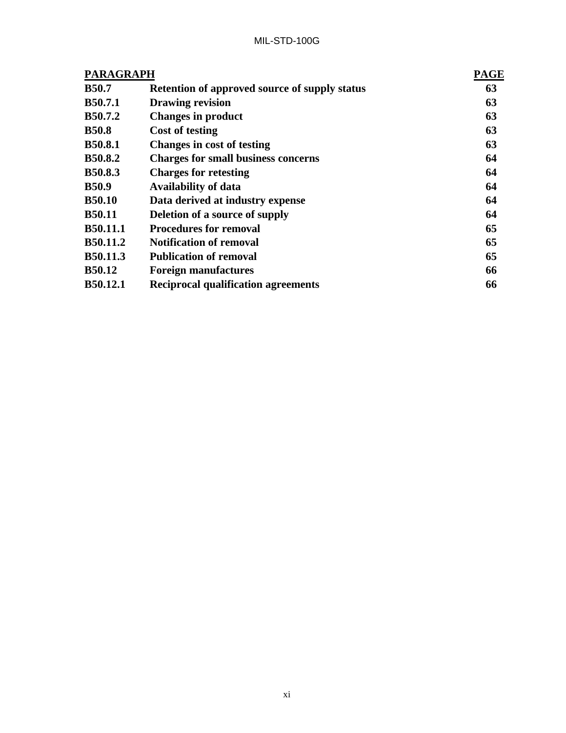| PARAGRAPH | | PAGE |
|---|---|---|
| **B50.7** | **Retention of approved source of supply status** | **63** |
| **B50.7.1** | **Drawing revision** | **63** |
| **B50.7.2** | **Changes in product** | **63** |
| **B50.8** | **Cost of testing** | **63** |
| **B50.8.1** | **Changes in cost of testing** | **63** |
| **B50.8.2** | **Charges for small business concerns** | **64** |
| **B50.8.3** | **Charges for retesting** | **64** |
| **B50.9** | **Availability of data** | **64** |
| **B50.10** | **Data derived at industry expense** | **64** |
| **B50.11** | **Deletion of a source of supply** | **64** |
| **B50.11.1** | **Procedures for removal** | **65** |
| **B50.11.2** | **Notification of removal** | **65** |
| **B50.11.3** | **Publication of removal** | **65** |
| **B50.12** | **Foreign manufactures** | **66** |
| **B50.12.1** | **Reciprocal qualification agreements** | **66** |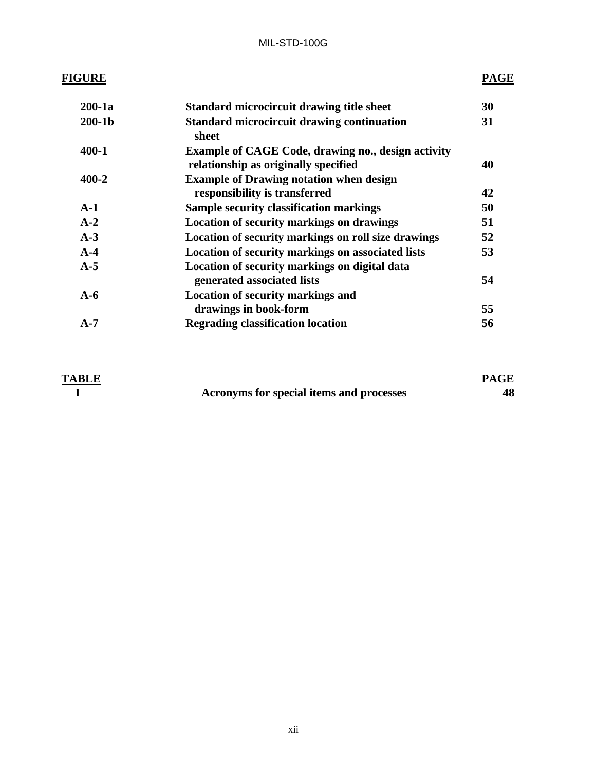| FIGURE | | PAGE |
| --- | --- | --- |
| 200-1a | Standard microcircuit drawing title sheet | 30 |
| 200-1b | Standard microcircuit drawing continuation sheet | 31 |
| 400-1 | Example of CAGE Code, drawing no., design activity relationship as originally specified | 40 |
| 400-2 | Example of Drawing notation when design responsibility is transferred | 42 |
| A-1 | Sample security classification markings | 50 |
| A-2 | Location of security markings on drawings | 51 |
| A-3 | Location of security markings on roll size drawings | 52 |
| A-4 | Location of security markings on associated lists | 53 |
| A-5 | Location of security markings on digital data generated associated lists | 54 |
| A-6 | Location of security markings and drawings in book-form | 55 |
| A-7 | Regrading classification location | 56 |

| TABLE | | PAGE |
| --- | --- | --- |
| I | Acronyms for special items and processes | 48 |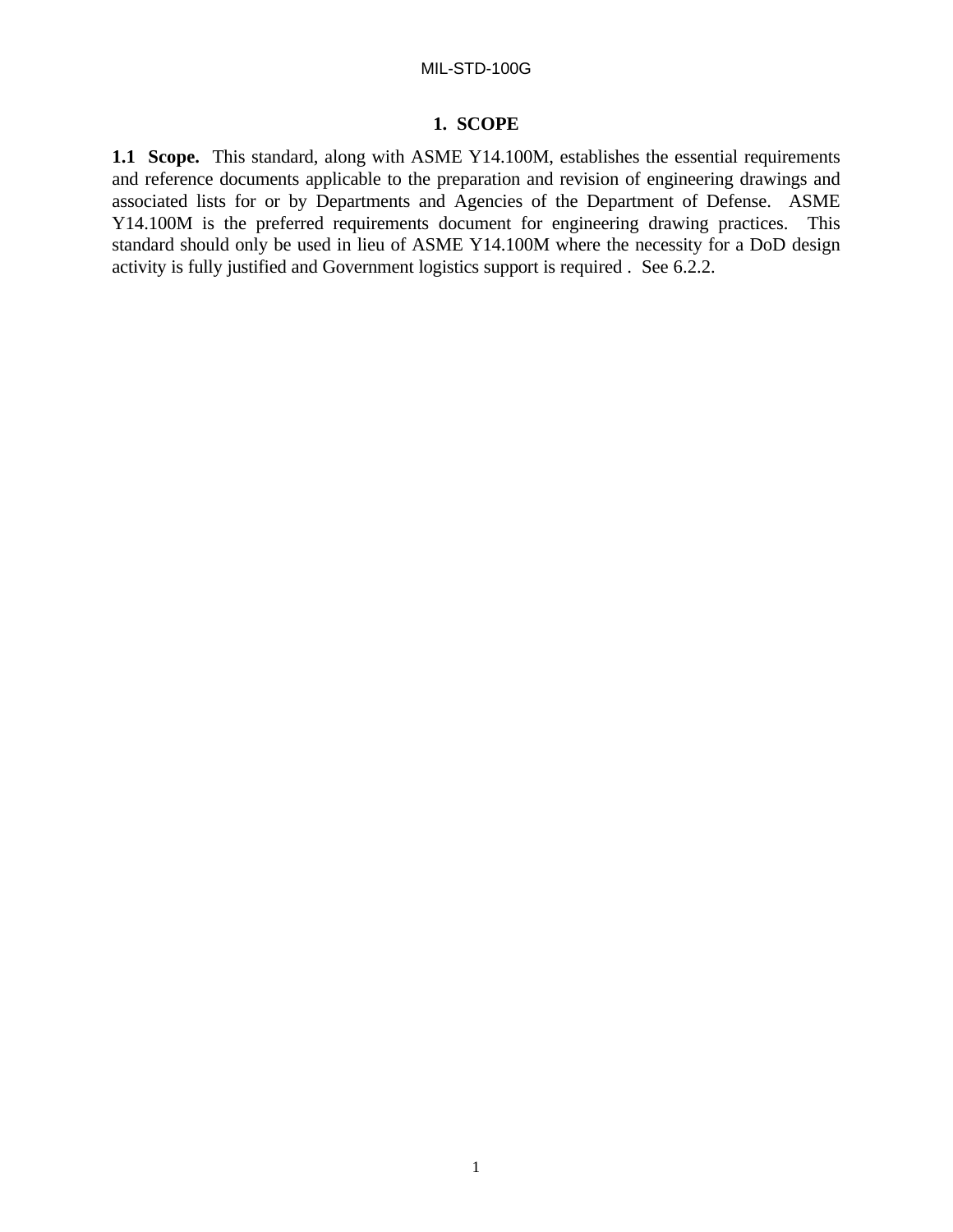# 1. SCOPE

**1.1 Scope.** This standard, along with ASME Y14.100M, establishes the essential requirements and reference documents applicable to the preparation and revision of engineering drawings and associated lists for or by Departments and Agencies of the Department of Defense. ASME Y14.100M is the preferred requirements document for engineering drawing practices. This standard should only be used in lieu of ASME Y14.100M where the necessity for a DoD design activity is fully justified and Government logistics support is required . See 6.2.2.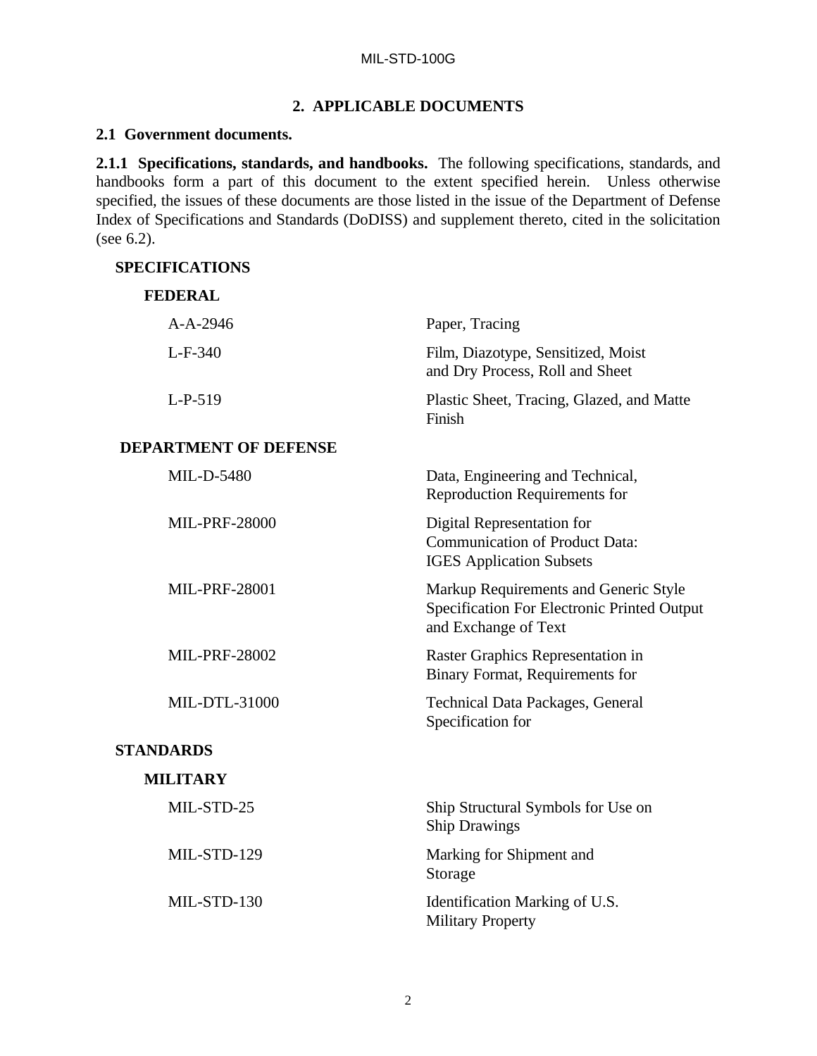## 2. APPLICABLE DOCUMENTS

### 2.1 Government documents.

**2.1.1 Specifications, standards, and handbooks.** The following specifications, standards, and handbooks form a part of this document to the extent specified herein. Unless otherwise specified, the issues of these documents are those listed in the issue of the Department of Defense Index of Specifications and Standards (DoDISS) and supplement thereto, cited in the solicitation (see 6.2).

**SPECIFICATIONS**

**FEDERAL**

| | |
|---|---|
| A-A-2946 | Paper, Tracing |
| L-F-340 | Film, Diazotype, Sensitized, Moist and Dry Process, Roll and Sheet |
| L-P-519 | Plastic Sheet, Tracing, Glazed, and Matte Finish |

**DEPARTMENT OF DEFENSE**

| | |
|---|---|
| MIL-D-5480 | Data, Engineering and Technical, Reproduction Requirements for |
| MIL-PRF-28000 | Digital Representation for Communication of Product Data: IGES Application Subsets |
| MIL-PRF-28001 | Markup Requirements and Generic Style Specification For Electronic Printed Output and Exchange of Text |
| MIL-PRF-28002 | Raster Graphics Representation in Binary Format, Requirements for |
| MIL-DTL-31000 | Technical Data Packages, General Specification for |

**STANDARDS**

**MILITARY**

| | |
|---|---|
| MIL-STD-25 | Ship Structural Symbols for Use on Ship Drawings |
| MIL-STD-129 | Marking for Shipment and Storage |
| MIL-STD-130 | Identification Marking of U.S. Military Property |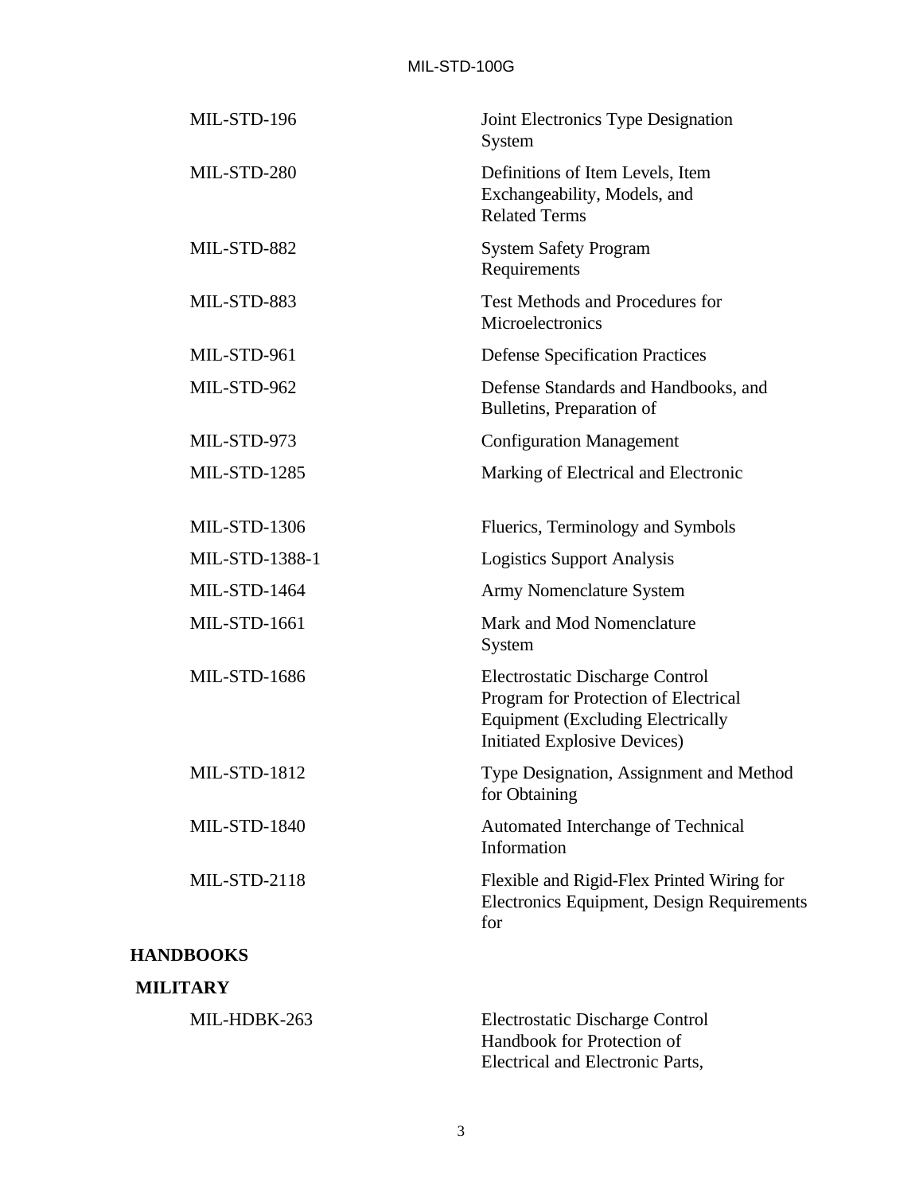| | |
|---|---|
| MIL-STD-196 | Joint Electronics Type Designation System |
| MIL-STD-280 | Definitions of Item Levels, Item Exchangeability, Models, and Related Terms |
| MIL-STD-882 | System Safety Program Requirements |
| MIL-STD-883 | Test Methods and Procedures for Microelectronics |
| MIL-STD-961 | Defense Specification Practices |
| MIL-STD-962 | Defense Standards and Handbooks, and Bulletins, Preparation of |
| MIL-STD-973 | Configuration Management |
| MIL-STD-1285 | Marking of Electrical and Electronic |
| MIL-STD-1306 | Fluerics, Terminology and Symbols |
| MIL-STD-1388-1 | Logistics Support Analysis |
| MIL-STD-1464 | Army Nomenclature System |
| MIL-STD-1661 | Mark and Mod Nomenclature System |
| MIL-STD-1686 | Electrostatic Discharge Control Program for Protection of Electrical Equipment (Excluding Electrically Initiated Explosive Devices) |
| MIL-STD-1812 | Type Designation, Assignment and Method for Obtaining |
| MIL-STD-1840 | Automated Interchange of Technical Information |
| MIL-STD-2118 | Flexible and Rigid-Flex Printed Wiring for Electronics Equipment, Design Requirements for |

**HANDBOOKS**

**MILITARY**

| | |
|---|---|
| MIL-HDBK-263 | Electrostatic Discharge Control Handbook for Protection of Electrical and Electronic Parts, |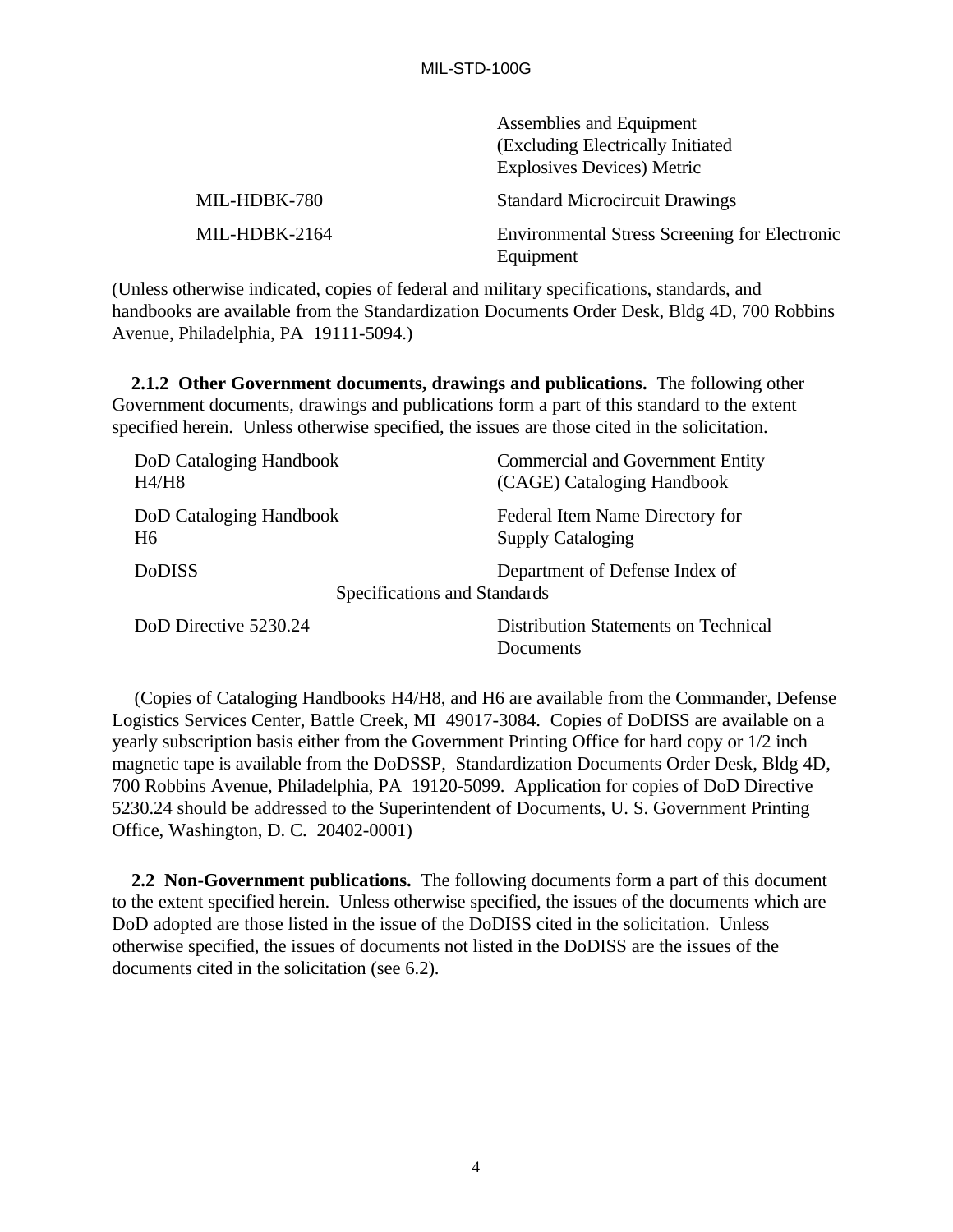| | |
|---|---|
| | Assemblies and Equipment (Excluding Electrically Initiated Explosives Devices) Metric |
| MIL-HDBK-780 | Standard Microcircuit Drawings |
| MIL-HDBK-2164 | Environmental Stress Screening for Electronic Equipment |

(Unless otherwise indicated, copies of federal and military specifications, standards, and handbooks are available from the Standardization Documents Order Desk, Bldg 4D, 700 Robbins Avenue, Philadelphia, PA 19111-5094.)

**2.1.2 Other Government documents, drawings and publications.** The following other Government documents, drawings and publications form a part of this standard to the extent specified herein. Unless otherwise specified, the issues are those cited in the solicitation.

| | |
|---|---|
| DoD Cataloging Handbook H4/H8 | Commercial and Government Entity (CAGE) Cataloging Handbook |
| DoD Cataloging Handbook H6 | Federal Item Name Directory for Supply Cataloging |
| DoDISS | Department of Defense Index of Specifications and Standards |
| DoD Directive 5230.24 | Distribution Statements on Technical Documents |

(Copies of Cataloging Handbooks H4/H8, and H6 are available from the Commander, Defense Logistics Services Center, Battle Creek, MI 49017-3084. Copies of DoDISS are available on a yearly subscription basis either from the Government Printing Office for hard copy or 1/2 inch magnetic tape is available from the DoDSSP, Standardization Documents Order Desk, Bldg 4D, 700 Robbins Avenue, Philadelphia, PA 19120-5099. Application for copies of DoD Directive 5230.24 should be addressed to the Superintendent of Documents, U. S. Government Printing Office, Washington, D. C. 20402-0001)

**2.2 Non-Government publications.** The following documents form a part of this document to the extent specified herein. Unless otherwise specified, the issues of the documents which are DoD adopted are those listed in the issue of the DoDISS cited in the solicitation. Unless otherwise specified, the issues of documents not listed in the DoDISS are the issues of the documents cited in the solicitation (see 6.2).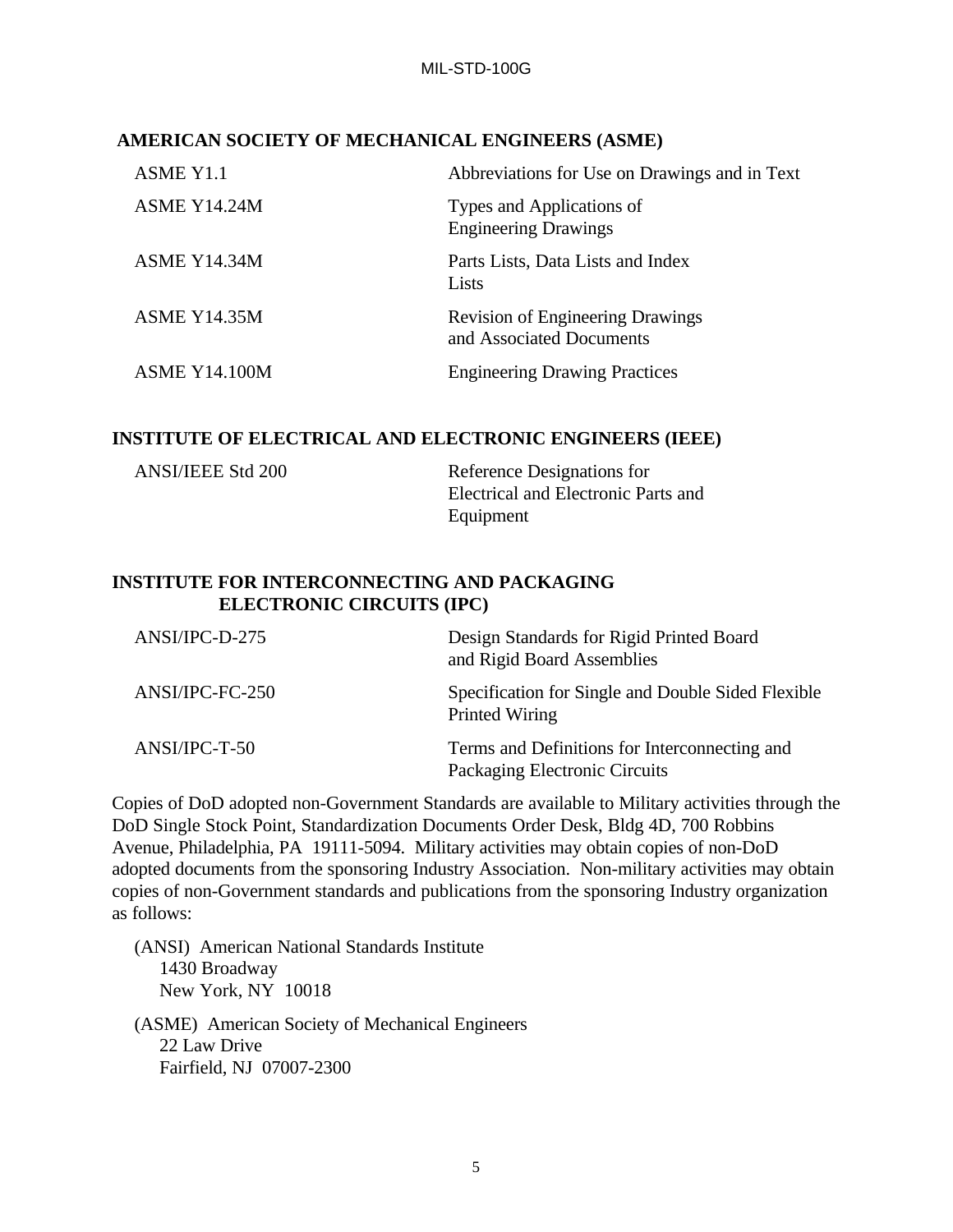**AMERICAN SOCIETY OF MECHANICAL ENGINEERS (ASME)**

| | |
|---|---|
| ASME Y1.1 | Abbreviations for Use on Drawings and in Text |
| ASME Y14.24M | Types and Applications of Engineering Drawings |
| ASME Y14.34M | Parts Lists, Data Lists and Index Lists |
| ASME Y14.35M | Revision of Engineering Drawings and Associated Documents |
| ASME Y14.100M | Engineering Drawing Practices |

**INSTITUTE OF ELECTRICAL AND ELECTRONIC ENGINEERS (IEEE)**

| | |
|---|---|
| ANSI/IEEE Std 200 | Reference Designations for Electrical and Electronic Parts and Equipment |

**INSTITUTE FOR INTERCONNECTING AND PACKAGING ELECTRONIC CIRCUITS (IPC)**

| | |
|---|---|
| ANSI/IPC-D-275 | Design Standards for Rigid Printed Board and Rigid Board Assemblies |
| ANSI/IPC-FC-250 | Specification for Single and Double Sided Flexible Printed Wiring |
| ANSI/IPC-T-50 | Terms and Definitions for Interconnecting and Packaging Electronic Circuits |

Copies of DoD adopted non-Government Standards are available to Military activities through the DoD Single Stock Point, Standardization Documents Order Desk, Bldg 4D, 700 Robbins Avenue, Philadelphia, PA 19111-5094. Military activities may obtain copies of non-DoD adopted documents from the sponsoring Industry Association. Non-military activities may obtain copies of non-Government standards and publications from the sponsoring Industry organization as follows:

(ANSI) American National Standards Institute
1430 Broadway
New York, NY 10018

(ASME) American Society of Mechanical Engineers
22 Law Drive
Fairfield, NJ 07007-2300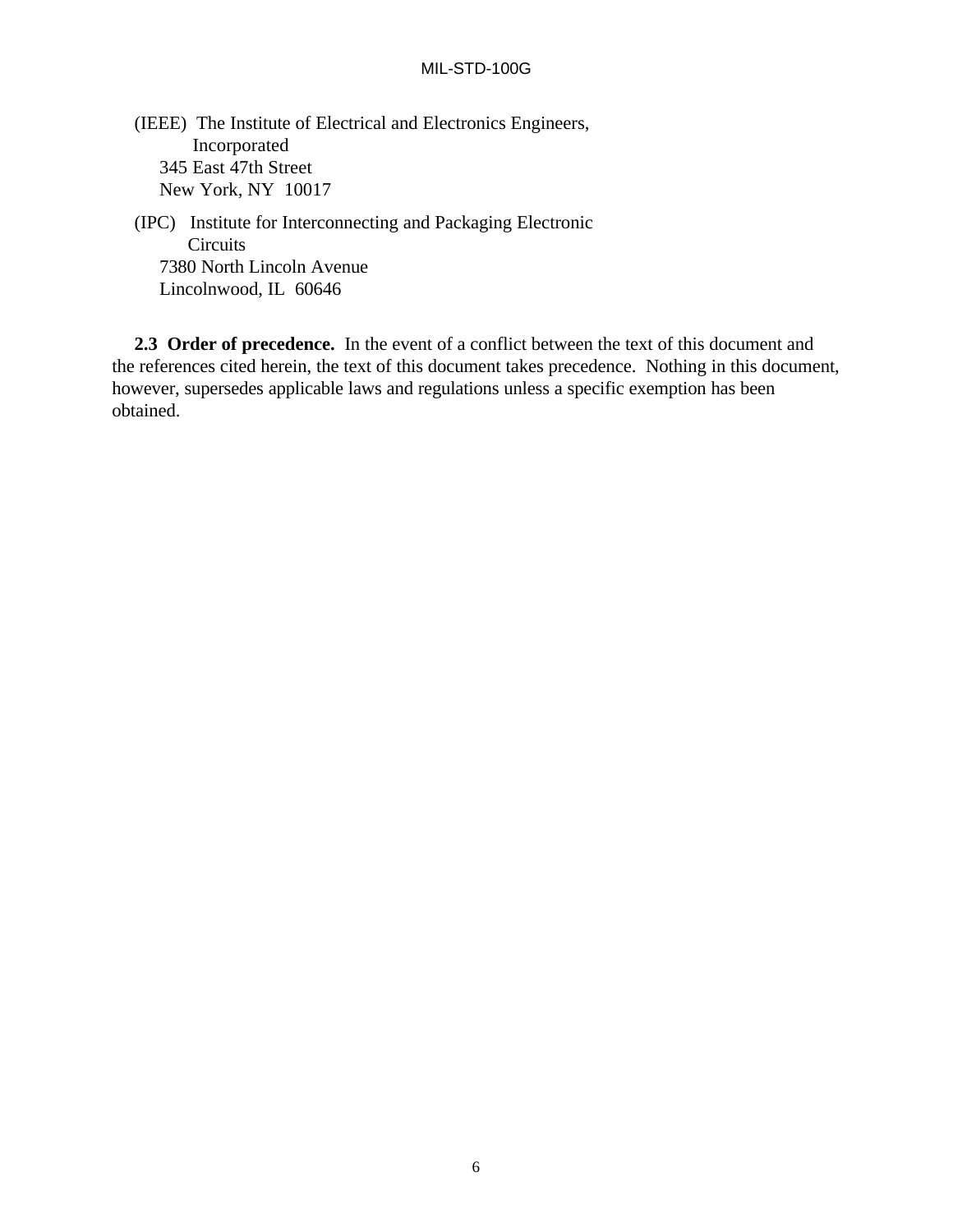(IEEE) The Institute of Electrical and Electronics Engineers, Incorporated
345 East 47th Street
New York, NY 10017

(IPC) Institute for Interconnecting and Packaging Electronic Circuits
7380 North Lincoln Avenue
Lincolnwood, IL 60646

**2.3 Order of precedence.** In the event of a conflict between the text of this document and the references cited herein, the text of this document takes precedence. Nothing in this document, however, supersedes applicable laws and regulations unless a specific exemption has been obtained.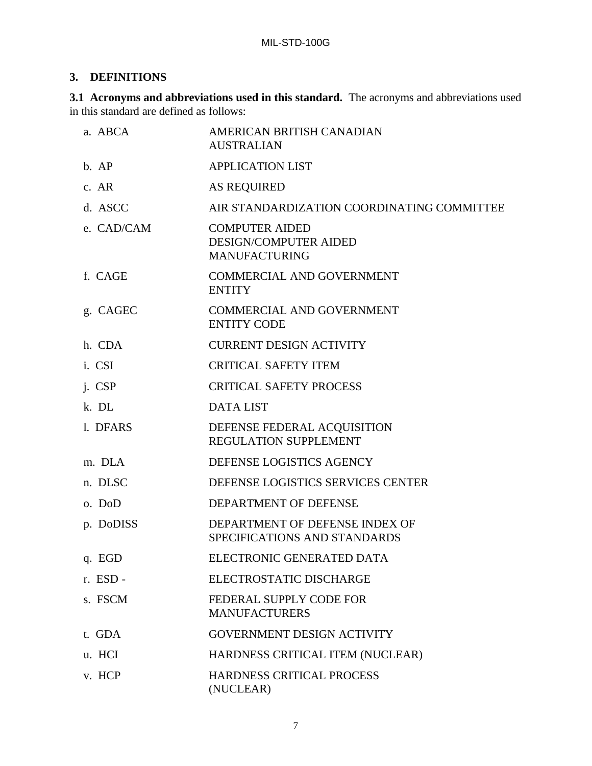## 3. DEFINITIONS

**3.1 Acronyms and abbreviations used in this standard.** The acronyms and abbreviations used in this standard are defined as follows:

a. ABCA — AMERICAN BRITISH CANADIAN AUSTRALIAN

b. AP — APPLICATION LIST

c. AR — AS REQUIRED

d. ASCC — AIR STANDARDIZATION COORDINATING COMMITTEE

e. CAD/CAM — COMPUTER AIDED DESIGN/COMPUTER AIDED MANUFACTURING

f. CAGE — COMMERCIAL AND GOVERNMENT ENTITY

g. CAGEC — COMMERCIAL AND GOVERNMENT ENTITY CODE

h. CDA — CURRENT DESIGN ACTIVITY

i. CSI — CRITICAL SAFETY ITEM

j. CSP — CRITICAL SAFETY PROCESS

k. DL — DATA LIST

l. DFARS — DEFENSE FEDERAL ACQUISITION REGULATION SUPPLEMENT

m. DLA — DEFENSE LOGISTICS AGENCY

n. DLSC — DEFENSE LOGISTICS SERVICES CENTER

o. DoD — DEPARTMENT OF DEFENSE

p. DoDISS — DEPARTMENT OF DEFENSE INDEX OF SPECIFICATIONS AND STANDARDS

q. EGD — ELECTRONIC GENERATED DATA

r. ESD - — ELECTROSTATIC DISCHARGE

s. FSCM — FEDERAL SUPPLY CODE FOR MANUFACTURERS

t. GDA — GOVERNMENT DESIGN ACTIVITY

u. HCI — HARDNESS CRITICAL ITEM (NUCLEAR)

v. HCP — HARDNESS CRITICAL PROCESS (NUCLEAR)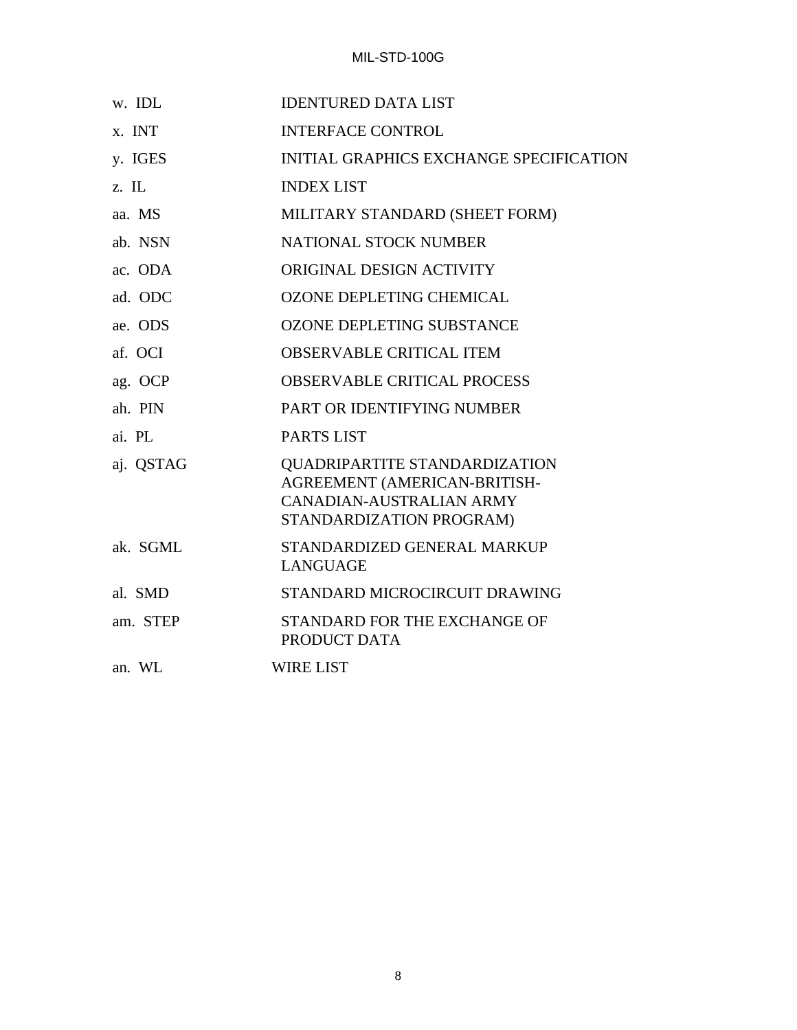w. IDL IDENTURED DATA LIST

x. INT INTERFACE CONTROL

y. IGES INITIAL GRAPHICS EXCHANGE SPECIFICATION

z. IL INDEX LIST

aa. MS MILITARY STANDARD (SHEET FORM)

ab. NSN NATIONAL STOCK NUMBER

ac. ODA ORIGINAL DESIGN ACTIVITY

ad. ODC OZONE DEPLETING CHEMICAL

ae. ODS OZONE DEPLETING SUBSTANCE

af. OCI OBSERVABLE CRITICAL ITEM

ag. OCP OBSERVABLE CRITICAL PROCESS

ah. PIN PART OR IDENTIFYING NUMBER

ai. PL PARTS LIST

aj. QSTAG QUADRIPARTITE STANDARDIZATION AGREEMENT (AMERICAN-BRITISH-CANADIAN-AUSTRALIAN ARMY STANDARDIZATION PROGRAM)

ak. SGML STANDARDIZED GENERAL MARKUP LANGUAGE

al. SMD STANDARD MICROCIRCUIT DRAWING

am. STEP STANDARD FOR THE EXCHANGE OF PRODUCT DATA

an. WL WIRE LIST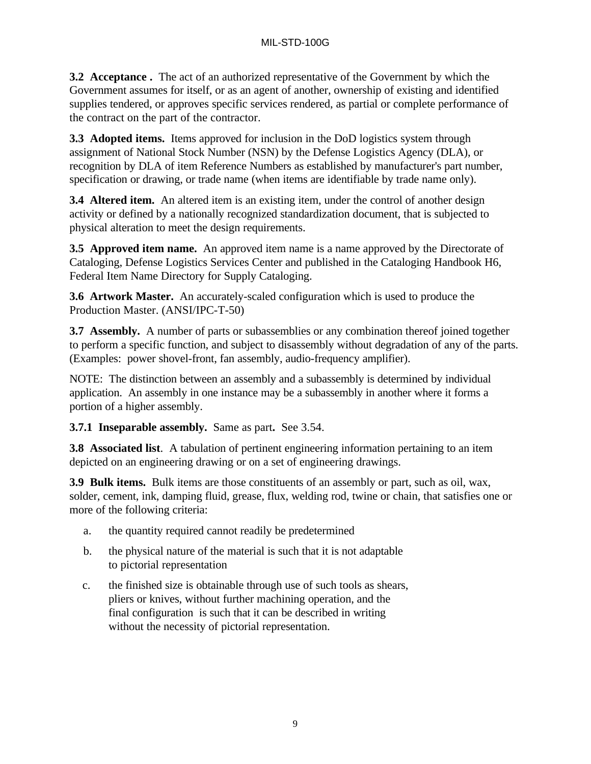**3.2 Acceptance .** The act of an authorized representative of the Government by which the Government assumes for itself, or as an agent of another, ownership of existing and identified supplies tendered, or approves specific services rendered, as partial or complete performance of the contract on the part of the contractor.

**3.3 Adopted items.** Items approved for inclusion in the DoD logistics system through assignment of National Stock Number (NSN) by the Defense Logistics Agency (DLA), or recognition by DLA of item Reference Numbers as established by manufacturer's part number, specification or drawing, or trade name (when items are identifiable by trade name only).

**3.4 Altered item.** An altered item is an existing item, under the control of another design activity or defined by a nationally recognized standardization document, that is subjected to physical alteration to meet the design requirements.

**3.5 Approved item name.** An approved item name is a name approved by the Directorate of Cataloging, Defense Logistics Services Center and published in the Cataloging Handbook H6, Federal Item Name Directory for Supply Cataloging.

**3.6 Artwork Master.** An accurately-scaled configuration which is used to produce the Production Master. (ANSI/IPC-T-50)

**3.7 Assembly.** A number of parts or subassemblies or any combination thereof joined together to perform a specific function, and subject to disassembly without degradation of any of the parts. (Examples: power shovel-front, fan assembly, audio-frequency amplifier).

NOTE: The distinction between an assembly and a subassembly is determined by individual application. An assembly in one instance may be a subassembly in another where it forms a portion of a higher assembly.

**3.7.1 Inseparable assembly.** Same as part**.** See 3.54.

**3.8 Associated list**. A tabulation of pertinent engineering information pertaining to an item depicted on an engineering drawing or on a set of engineering drawings.

**3.9 Bulk items.** Bulk items are those constituents of an assembly or part, such as oil, wax, solder, cement, ink, damping fluid, grease, flux, welding rod, twine or chain, that satisfies one or more of the following criteria:

a. the quantity required cannot readily be predetermined

b. the physical nature of the material is such that it is not adaptable to pictorial representation

c. the finished size is obtainable through use of such tools as shears, pliers or knives, without further machining operation, and the final configuration is such that it can be described in writing without the necessity of pictorial representation.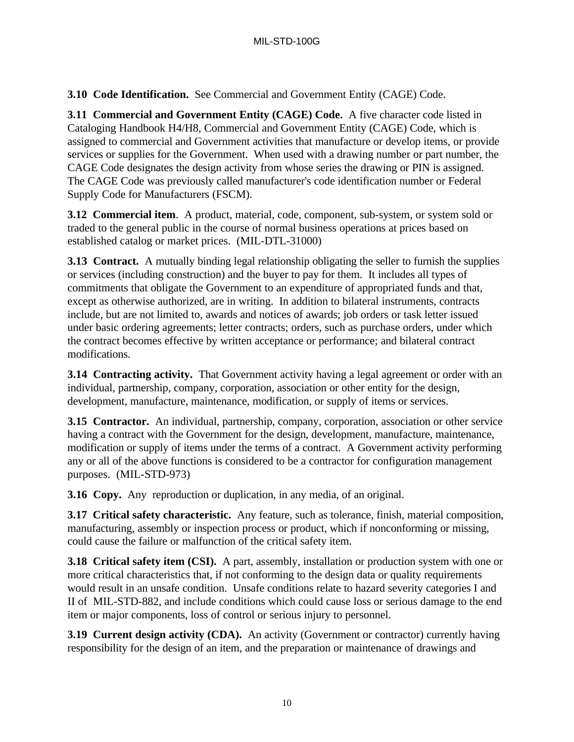**3.10 Code Identification.** See Commercial and Government Entity (CAGE) Code.

**3.11 Commercial and Government Entity (CAGE) Code.** A five character code listed in Cataloging Handbook H4/H8, Commercial and Government Entity (CAGE) Code, which is assigned to commercial and Government activities that manufacture or develop items, or provide services or supplies for the Government. When used with a drawing number or part number, the CAGE Code designates the design activity from whose series the drawing or PIN is assigned. The CAGE Code was previously called manufacturer's code identification number or Federal Supply Code for Manufacturers (FSCM).

**3.12 Commercial item**. A product, material, code, component, sub-system, or system sold or traded to the general public in the course of normal business operations at prices based on established catalog or market prices. (MIL-DTL-31000)

**3.13 Contract.** A mutually binding legal relationship obligating the seller to furnish the supplies or services (including construction) and the buyer to pay for them. It includes all types of commitments that obligate the Government to an expenditure of appropriated funds and that, except as otherwise authorized, are in writing. In addition to bilateral instruments, contracts include, but are not limited to, awards and notices of awards; job orders or task letter issued under basic ordering agreements; letter contracts; orders, such as purchase orders, under which the contract becomes effective by written acceptance or performance; and bilateral contract modifications.

**3.14 Contracting activity.** That Government activity having a legal agreement or order with an individual, partnership, company, corporation, association or other entity for the design, development, manufacture, maintenance, modification, or supply of items or services.

**3.15 Contractor.** An individual, partnership, company, corporation, association or other service having a contract with the Government for the design, development, manufacture, maintenance, modification or supply of items under the terms of a contract. A Government activity performing any or all of the above functions is considered to be a contractor for configuration management purposes. (MIL-STD-973)

**3.16 Copy.** Any reproduction or duplication, in any media, of an original.

**3.17 Critical safety characteristic.** Any feature, such as tolerance, finish, material composition, manufacturing, assembly or inspection process or product, which if nonconforming or missing, could cause the failure or malfunction of the critical safety item.

**3.18 Critical safety item (CSI).** A part, assembly, installation or production system with one or more critical characteristics that, if not conforming to the design data or quality requirements would result in an unsafe condition. Unsafe conditions relate to hazard severity categories I and II of MIL-STD-882, and include conditions which could cause loss or serious damage to the end item or major components, loss of control or serious injury to personnel.

**3.19 Current design activity (CDA).** An activity (Government or contractor) currently having responsibility for the design of an item, and the preparation or maintenance of drawings and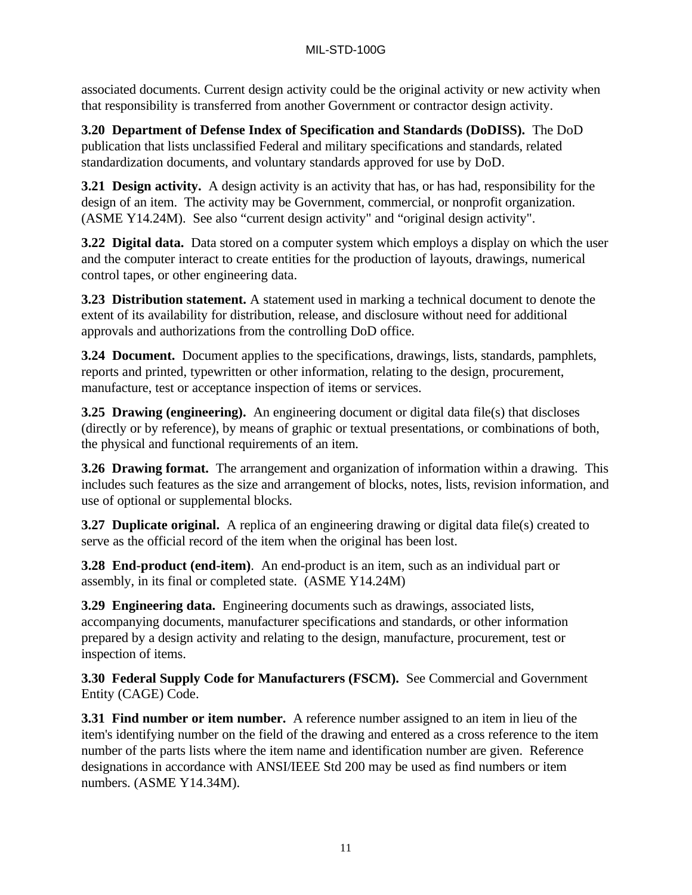associated documents. Current design activity could be the original activity or new activity when that responsibility is transferred from another Government or contractor design activity.

**3.20 Department of Defense Index of Specification and Standards (DoDISS).** The DoD publication that lists unclassified Federal and military specifications and standards, related standardization documents, and voluntary standards approved for use by DoD.

**3.21 Design activity.** A design activity is an activity that has, or has had, responsibility for the design of an item. The activity may be Government, commercial, or nonprofit organization. (ASME Y14.24M). See also "current design activity" and "original design activity".

**3.22 Digital data.** Data stored on a computer system which employs a display on which the user and the computer interact to create entities for the production of layouts, drawings, numerical control tapes, or other engineering data.

**3.23 Distribution statement.** A statement used in marking a technical document to denote the extent of its availability for distribution, release, and disclosure without need for additional approvals and authorizations from the controlling DoD office.

**3.24 Document.** Document applies to the specifications, drawings, lists, standards, pamphlets, reports and printed, typewritten or other information, relating to the design, procurement, manufacture, test or acceptance inspection of items or services.

**3.25 Drawing (engineering).** An engineering document or digital data file(s) that discloses (directly or by reference), by means of graphic or textual presentations, or combinations of both, the physical and functional requirements of an item.

**3.26 Drawing format.** The arrangement and organization of information within a drawing. This includes such features as the size and arrangement of blocks, notes, lists, revision information, and use of optional or supplemental blocks.

**3.27 Duplicate original.** A replica of an engineering drawing or digital data file(s) created to serve as the official record of the item when the original has been lost.

**3.28 End-product (end-item)**. An end-product is an item, such as an individual part or assembly, in its final or completed state. (ASME Y14.24M)

**3.29 Engineering data.** Engineering documents such as drawings, associated lists, accompanying documents, manufacturer specifications and standards, or other information prepared by a design activity and relating to the design, manufacture, procurement, test or inspection of items.

**3.30 Federal Supply Code for Manufacturers (FSCM).** See Commercial and Government Entity (CAGE) Code.

**3.31 Find number or item number.** A reference number assigned to an item in lieu of the item's identifying number on the field of the drawing and entered as a cross reference to the item number of the parts lists where the item name and identification number are given. Reference designations in accordance with ANSI/IEEE Std 200 may be used as find numbers or item numbers. (ASME Y14.34M).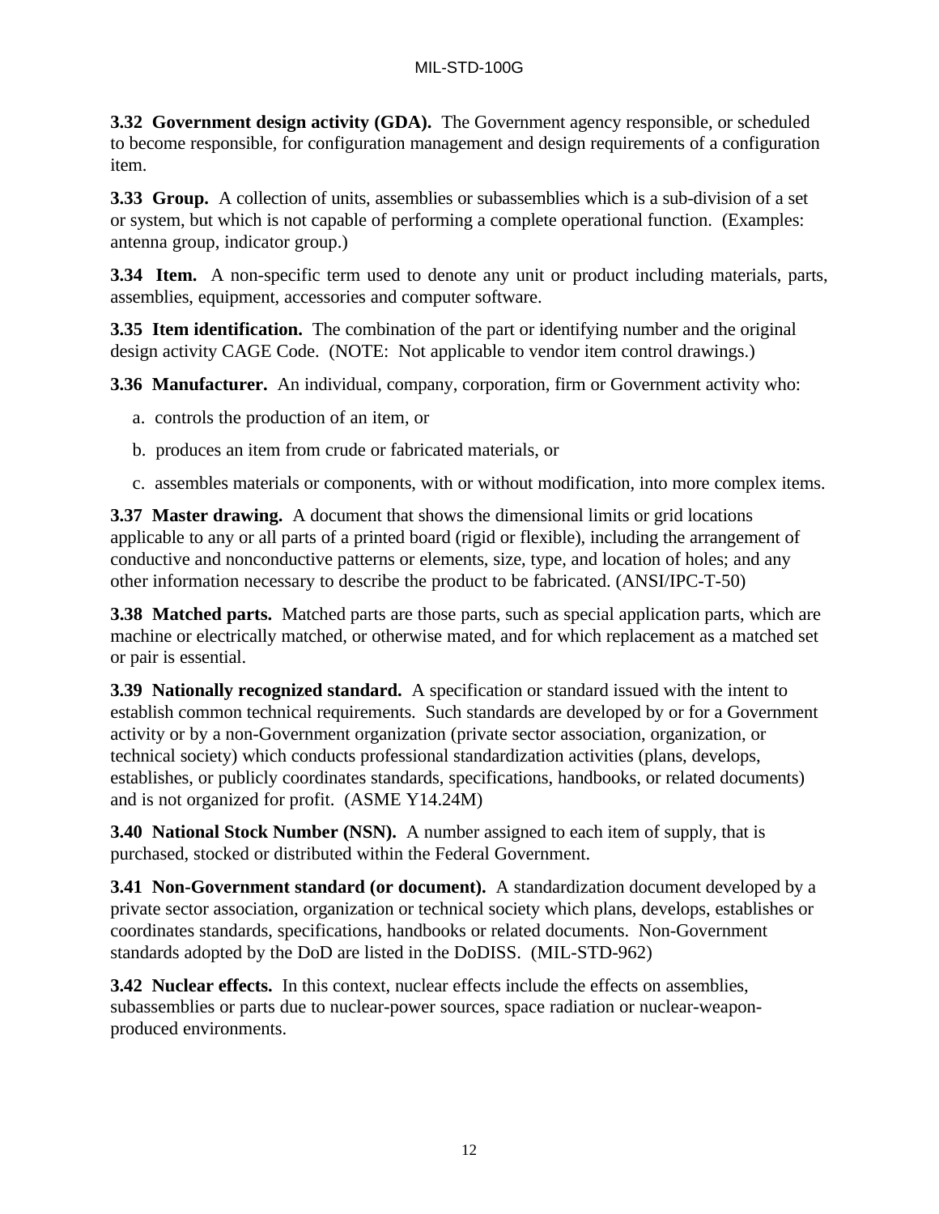**3.32 Government design activity (GDA).** The Government agency responsible, or scheduled to become responsible, for configuration management and design requirements of a configuration item.

**3.33 Group.** A collection of units, assemblies or subassemblies which is a sub-division of a set or system, but which is not capable of performing a complete operational function. (Examples: antenna group, indicator group.)

**3.34 Item.** A non-specific term used to denote any unit or product including materials, parts, assemblies, equipment, accessories and computer software.

**3.35 Item identification.** The combination of the part or identifying number and the original design activity CAGE Code. (NOTE: Not applicable to vendor item control drawings.)

**3.36 Manufacturer.** An individual, company, corporation, firm or Government activity who:

a. controls the production of an item, or

b. produces an item from crude or fabricated materials, or

c. assembles materials or components, with or without modification, into more complex items.

**3.37 Master drawing.** A document that shows the dimensional limits or grid locations applicable to any or all parts of a printed board (rigid or flexible), including the arrangement of conductive and nonconductive patterns or elements, size, type, and location of holes; and any other information necessary to describe the product to be fabricated. (ANSI/IPC-T-50)

**3.38 Matched parts.** Matched parts are those parts, such as special application parts, which are machine or electrically matched, or otherwise mated, and for which replacement as a matched set or pair is essential.

**3.39 Nationally recognized standard.** A specification or standard issued with the intent to establish common technical requirements. Such standards are developed by or for a Government activity or by a non-Government organization (private sector association, organization, or technical society) which conducts professional standardization activities (plans, develops, establishes, or publicly coordinates standards, specifications, handbooks, or related documents) and is not organized for profit. (ASME Y14.24M)

**3.40 National Stock Number (NSN).** A number assigned to each item of supply, that is purchased, stocked or distributed within the Federal Government.

**3.41 Non-Government standard (or document).** A standardization document developed by a private sector association, organization or technical society which plans, develops, establishes or coordinates standards, specifications, handbooks or related documents. Non-Government standards adopted by the DoD are listed in the DoDISS. (MIL-STD-962)

**3.42 Nuclear effects.** In this context, nuclear effects include the effects on assemblies, subassemblies or parts due to nuclear-power sources, space radiation or nuclear-weapon-produced environments.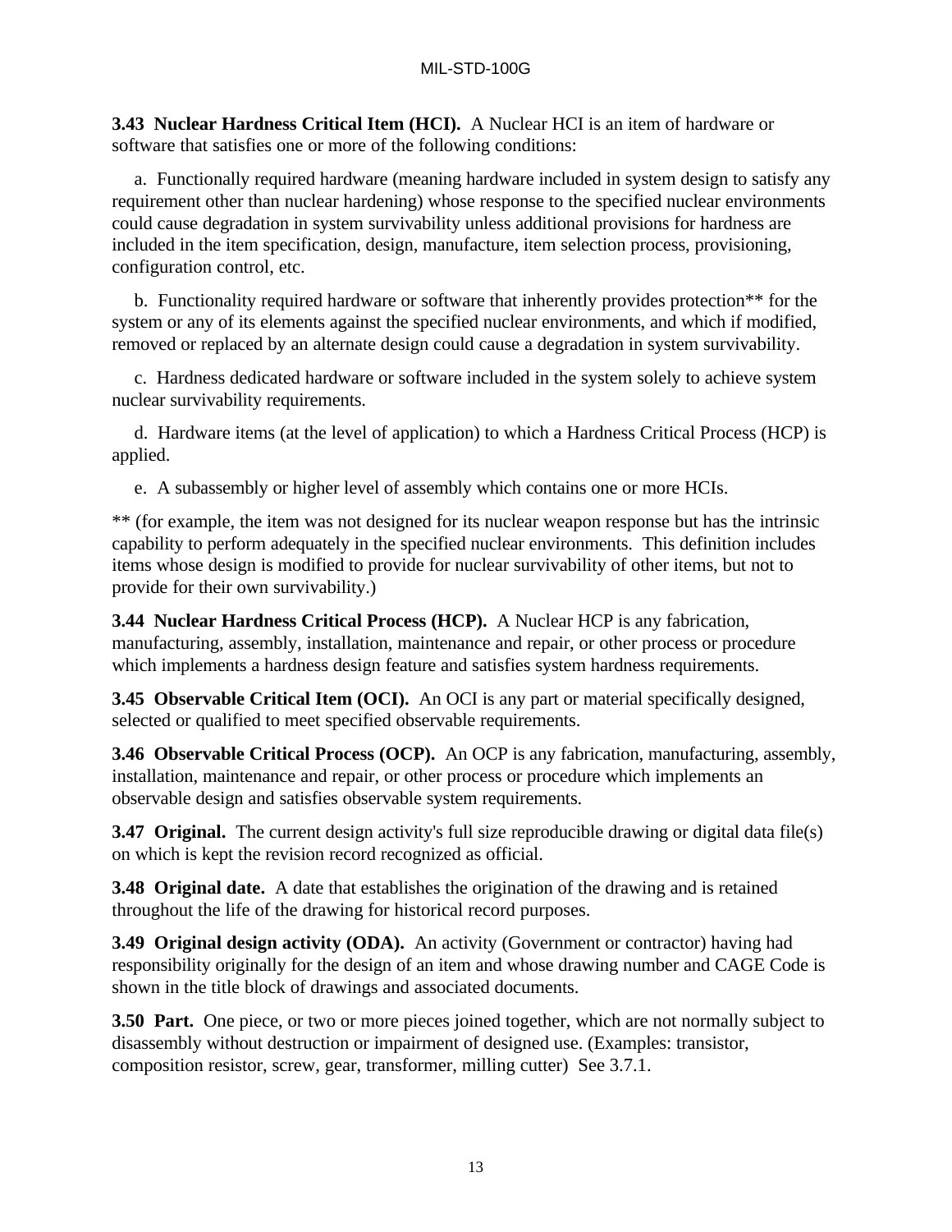**3.43 Nuclear Hardness Critical Item (HCI).** A Nuclear HCI is an item of hardware or software that satisfies one or more of the following conditions:

a. Functionally required hardware (meaning hardware included in system design to satisfy any requirement other than nuclear hardening) whose response to the specified nuclear environments could cause degradation in system survivability unless additional provisions for hardness are included in the item specification, design, manufacture, item selection process, provisioning, configuration control, etc.

b. Functionality required hardware or software that inherently provides protection** for the system or any of its elements against the specified nuclear environments, and which if modified, removed or replaced by an alternate design could cause a degradation in system survivability.

c. Hardness dedicated hardware or software included in the system solely to achieve system nuclear survivability requirements.

d. Hardware items (at the level of application) to which a Hardness Critical Process (HCP) is applied.

e. A subassembly or higher level of assembly which contains one or more HCIs.

** (for example, the item was not designed for its nuclear weapon response but has the intrinsic capability to perform adequately in the specified nuclear environments. This definition includes items whose design is modified to provide for nuclear survivability of other items, but not to provide for their own survivability.)

**3.44 Nuclear Hardness Critical Process (HCP).** A Nuclear HCP is any fabrication, manufacturing, assembly, installation, maintenance and repair, or other process or procedure which implements a hardness design feature and satisfies system hardness requirements.

**3.45 Observable Critical Item (OCI).** An OCI is any part or material specifically designed, selected or qualified to meet specified observable requirements.

**3.46 Observable Critical Process (OCP).** An OCP is any fabrication, manufacturing, assembly, installation, maintenance and repair, or other process or procedure which implements an observable design and satisfies observable system requirements.

**3.47 Original.** The current design activity's full size reproducible drawing or digital data file(s) on which is kept the revision record recognized as official.

**3.48 Original date.** A date that establishes the origination of the drawing and is retained throughout the life of the drawing for historical record purposes.

**3.49 Original design activity (ODA).** An activity (Government or contractor) having had responsibility originally for the design of an item and whose drawing number and CAGE Code is shown in the title block of drawings and associated documents.

**3.50 Part.** One piece, or two or more pieces joined together, which are not normally subject to disassembly without destruction or impairment of designed use. (Examples: transistor, composition resistor, screw, gear, transformer, milling cutter) See 3.7.1.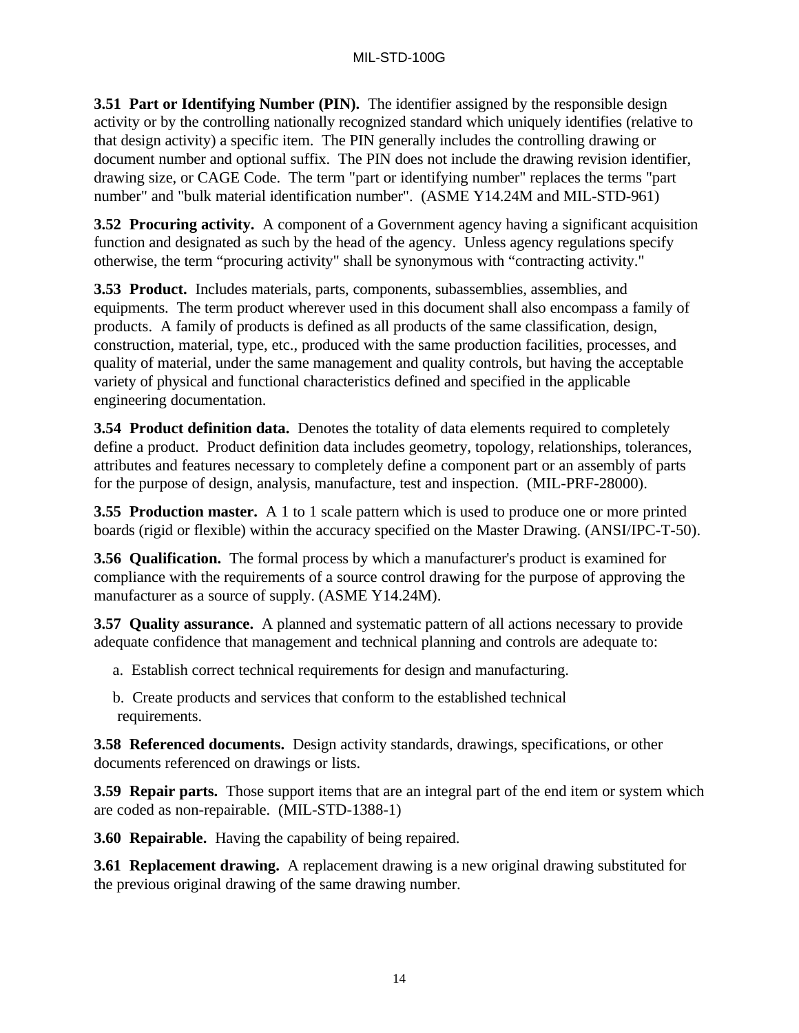**3.51 Part or Identifying Number (PIN).** The identifier assigned by the responsible design activity or by the controlling nationally recognized standard which uniquely identifies (relative to that design activity) a specific item. The PIN generally includes the controlling drawing or document number and optional suffix. The PIN does not include the drawing revision identifier, drawing size, or CAGE Code. The term "part or identifying number" replaces the terms "part number" and "bulk material identification number". (ASME Y14.24M and MIL-STD-961)

**3.52 Procuring activity.** A component of a Government agency having a significant acquisition function and designated as such by the head of the agency. Unless agency regulations specify otherwise, the term "procuring activity" shall be synonymous with "contracting activity."

**3.53 Product.** Includes materials, parts, components, subassemblies, assemblies, and equipments. The term product wherever used in this document shall also encompass a family of products. A family of products is defined as all products of the same classification, design, construction, material, type, etc., produced with the same production facilities, processes, and quality of material, under the same management and quality controls, but having the acceptable variety of physical and functional characteristics defined and specified in the applicable engineering documentation.

**3.54 Product definition data.** Denotes the totality of data elements required to completely define a product. Product definition data includes geometry, topology, relationships, tolerances, attributes and features necessary to completely define a component part or an assembly of parts for the purpose of design, analysis, manufacture, test and inspection. (MIL-PRF-28000).

**3.55 Production master.** A 1 to 1 scale pattern which is used to produce one or more printed boards (rigid or flexible) within the accuracy specified on the Master Drawing. (ANSI/IPC-T-50).

**3.56 Qualification.** The formal process by which a manufacturer's product is examined for compliance with the requirements of a source control drawing for the purpose of approving the manufacturer as a source of supply. (ASME Y14.24M).

**3.57 Quality assurance.** A planned and systematic pattern of all actions necessary to provide adequate confidence that management and technical planning and controls are adequate to:

a. Establish correct technical requirements for design and manufacturing.

b. Create products and services that conform to the established technical requirements.

**3.58 Referenced documents.** Design activity standards, drawings, specifications, or other documents referenced on drawings or lists.

**3.59 Repair parts.** Those support items that are an integral part of the end item or system which are coded as non-repairable. (MIL-STD-1388-1)

**3.60 Repairable.** Having the capability of being repaired.

**3.61 Replacement drawing.** A replacement drawing is a new original drawing substituted for the previous original drawing of the same drawing number.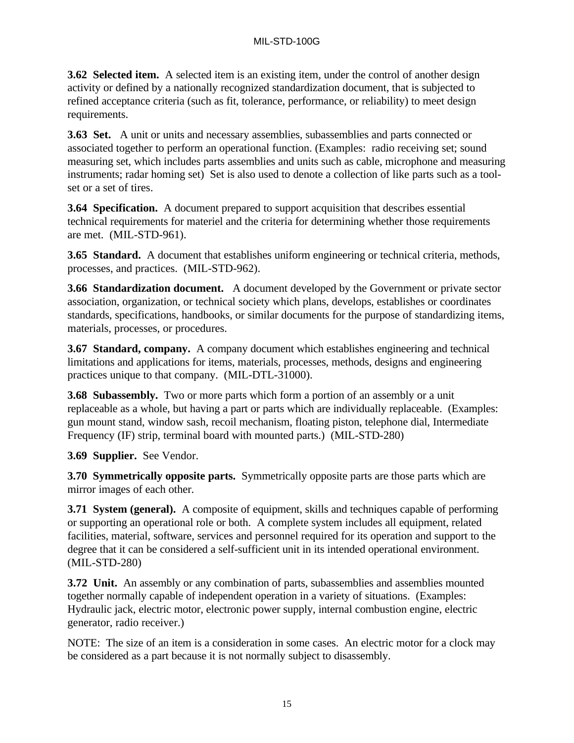**3.62 Selected item.** A selected item is an existing item, under the control of another design activity or defined by a nationally recognized standardization document, that is subjected to refined acceptance criteria (such as fit, tolerance, performance, or reliability) to meet design requirements.

**3.63 Set.** A unit or units and necessary assemblies, subassemblies and parts connected or associated together to perform an operational function. (Examples: radio receiving set; sound measuring set, which includes parts assemblies and units such as cable, microphone and measuring instruments; radar homing set) Set is also used to denote a collection of like parts such as a tool-set or a set of tires.

**3.64 Specification.** A document prepared to support acquisition that describes essential technical requirements for materiel and the criteria for determining whether those requirements are met. (MIL-STD-961).

**3.65 Standard.** A document that establishes uniform engineering or technical criteria, methods, processes, and practices. (MIL-STD-962).

**3.66 Standardization document.** A document developed by the Government or private sector association, organization, or technical society which plans, develops, establishes or coordinates standards, specifications, handbooks, or similar documents for the purpose of standardizing items, materials, processes, or procedures.

**3.67 Standard, company.** A company document which establishes engineering and technical limitations and applications for items, materials, processes, methods, designs and engineering practices unique to that company. (MIL-DTL-31000).

**3.68 Subassembly.** Two or more parts which form a portion of an assembly or a unit replaceable as a whole, but having a part or parts which are individually replaceable. (Examples: gun mount stand, window sash, recoil mechanism, floating piston, telephone dial, Intermediate Frequency (IF) strip, terminal board with mounted parts.) (MIL-STD-280)

**3.69 Supplier.** See Vendor.

**3.70 Symmetrically opposite parts.** Symmetrically opposite parts are those parts which are mirror images of each other.

**3.71 System (general).** A composite of equipment, skills and techniques capable of performing or supporting an operational role or both. A complete system includes all equipment, related facilities, material, software, services and personnel required for its operation and support to the degree that it can be considered a self-sufficient unit in its intended operational environment. (MIL-STD-280)

**3.72 Unit.** An assembly or any combination of parts, subassemblies and assemblies mounted together normally capable of independent operation in a variety of situations. (Examples: Hydraulic jack, electric motor, electronic power supply, internal combustion engine, electric generator, radio receiver.)

NOTE: The size of an item is a consideration in some cases. An electric motor for a clock may be considered as a part because it is not normally subject to disassembly.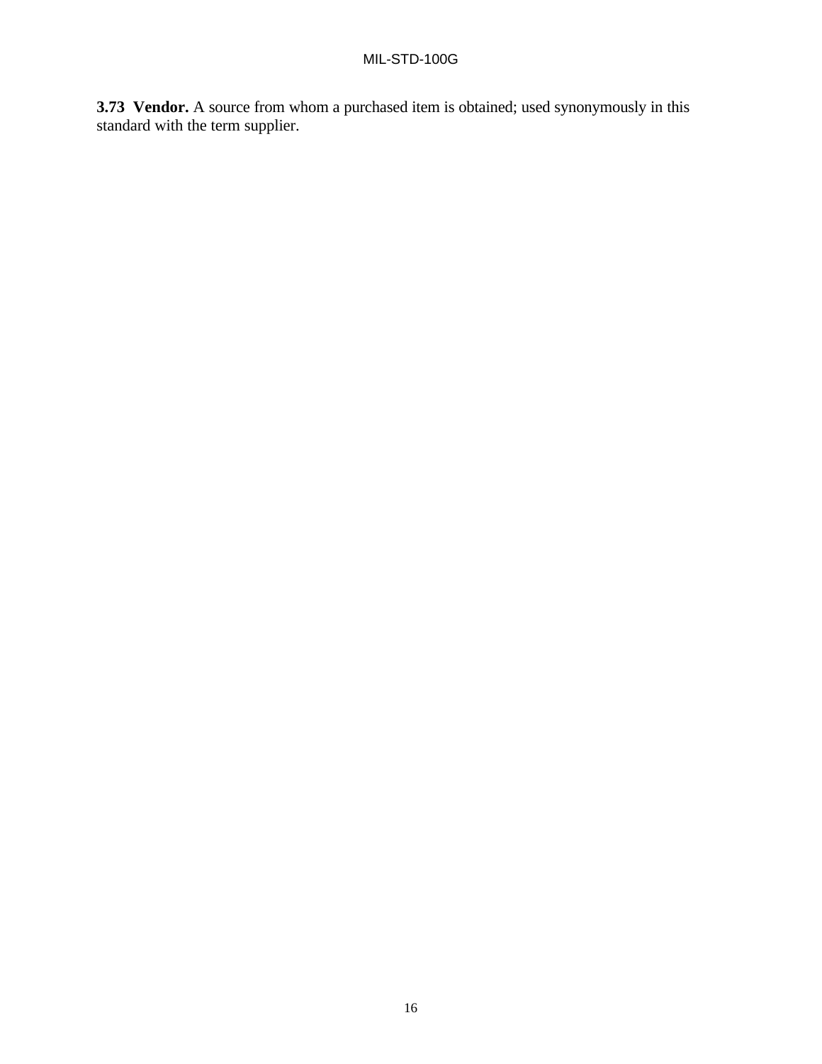**3.73 Vendor.** A source from whom a purchased item is obtained; used synonymously in this standard with the term supplier.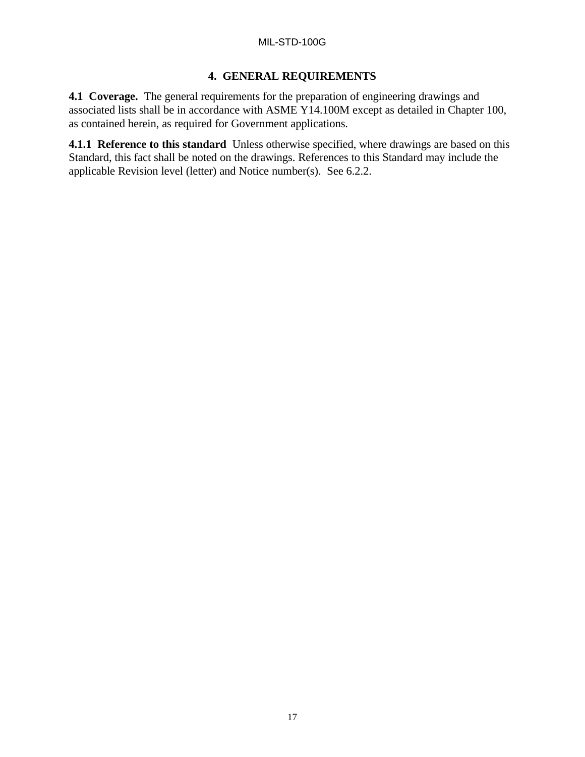# 4. GENERAL REQUIREMENTS

**4.1 Coverage.** The general requirements for the preparation of engineering drawings and associated lists shall be in accordance with ASME Y14.100M except as detailed in Chapter 100, as contained herein, as required for Government applications.

**4.1.1 Reference to this standard** Unless otherwise specified, where drawings are based on this Standard, this fact shall be noted on the drawings. References to this Standard may include the applicable Revision level (letter) and Notice number(s). See 6.2.2.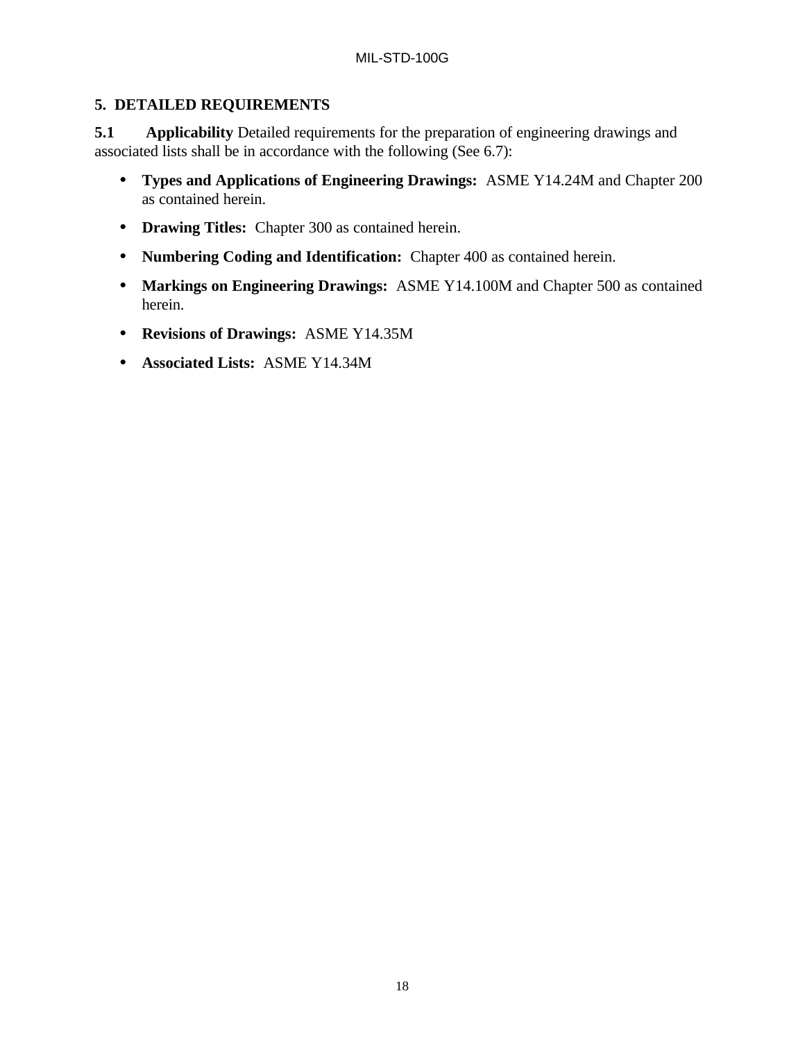## 5. DETAILED REQUIREMENTS

**5.1 Applicability** Detailed requirements for the preparation of engineering drawings and associated lists shall be in accordance with the following (See 6.7):

- **Types and Applications of Engineering Drawings:** ASME Y14.24M and Chapter 200 as contained herein.
- **Drawing Titles:** Chapter 300 as contained herein.
- **Numbering Coding and Identification:** Chapter 400 as contained herein.
- **Markings on Engineering Drawings:** ASME Y14.100M and Chapter 500 as contained herein.
- **Revisions of Drawings:** ASME Y14.35M
- **Associated Lists:** ASME Y14.34M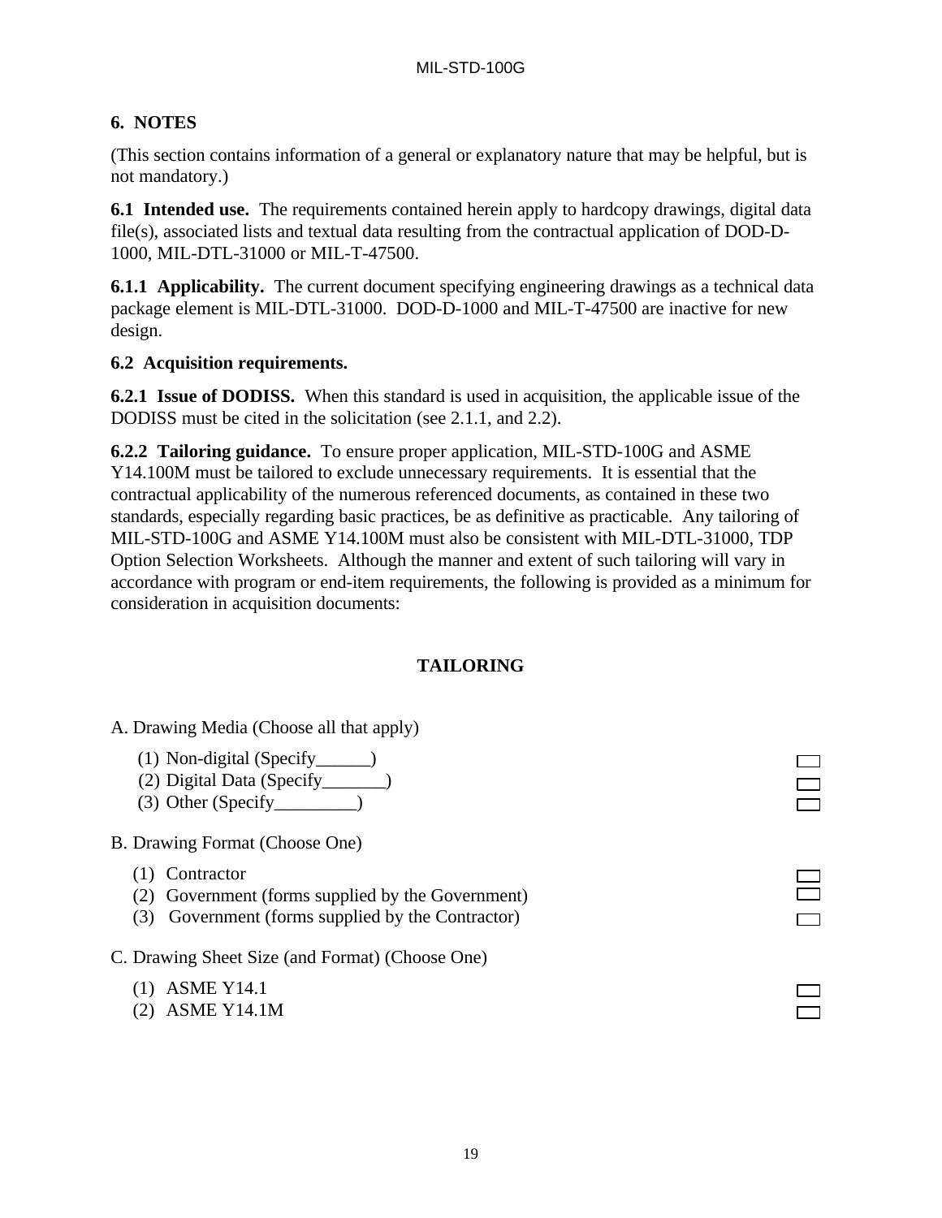## 6. NOTES

(This section contains information of a general or explanatory nature that may be helpful, but is not mandatory.)

**6.1 Intended use.** The requirements contained herein apply to hardcopy drawings, digital data file(s), associated lists and textual data resulting from the contractual application of DOD-D-1000, MIL-DTL-31000 or MIL-T-47500.

**6.1.1 Applicability.** The current document specifying engineering drawings as a technical data package element is MIL-DTL-31000. DOD-D-1000 and MIL-T-47500 are inactive for new design.

**6.2 Acquisition requirements.**

**6.2.1 Issue of DODISS.** When this standard is used in acquisition, the applicable issue of the DODISS must be cited in the solicitation (see 2.1.1, and 2.2).

**6.2.2 Tailoring guidance.** To ensure proper application, MIL-STD-100G and ASME Y14.100M must be tailored to exclude unnecessary requirements. It is essential that the contractual applicability of the numerous referenced documents, as contained in these two standards, especially regarding basic practices, be as definitive as practicable. Any tailoring of MIL-STD-100G and ASME Y14.100M must also be consistent with MIL-DTL-31000, TDP Option Selection Worksheets. Although the manner and extent of such tailoring will vary in accordance with program or end-item requirements, the following is provided as a minimum for consideration in acquisition documents:

### TAILORING

A. Drawing Media (Choose all that apply)

- (1) Non-digital (Specify______) ☐
- (2) Digital Data (Specify_______) ☐
- (3) Other (Specify_________) ☐

B. Drawing Format (Choose One)

- (1) Contractor ☐
- (2) Government (forms supplied by the Government) ☐
- (3) Government (forms supplied by the Contractor) ☐

C. Drawing Sheet Size (and Format) (Choose One)

- (1) ASME Y14.1 ☐
- (2) ASME Y14.1M ☐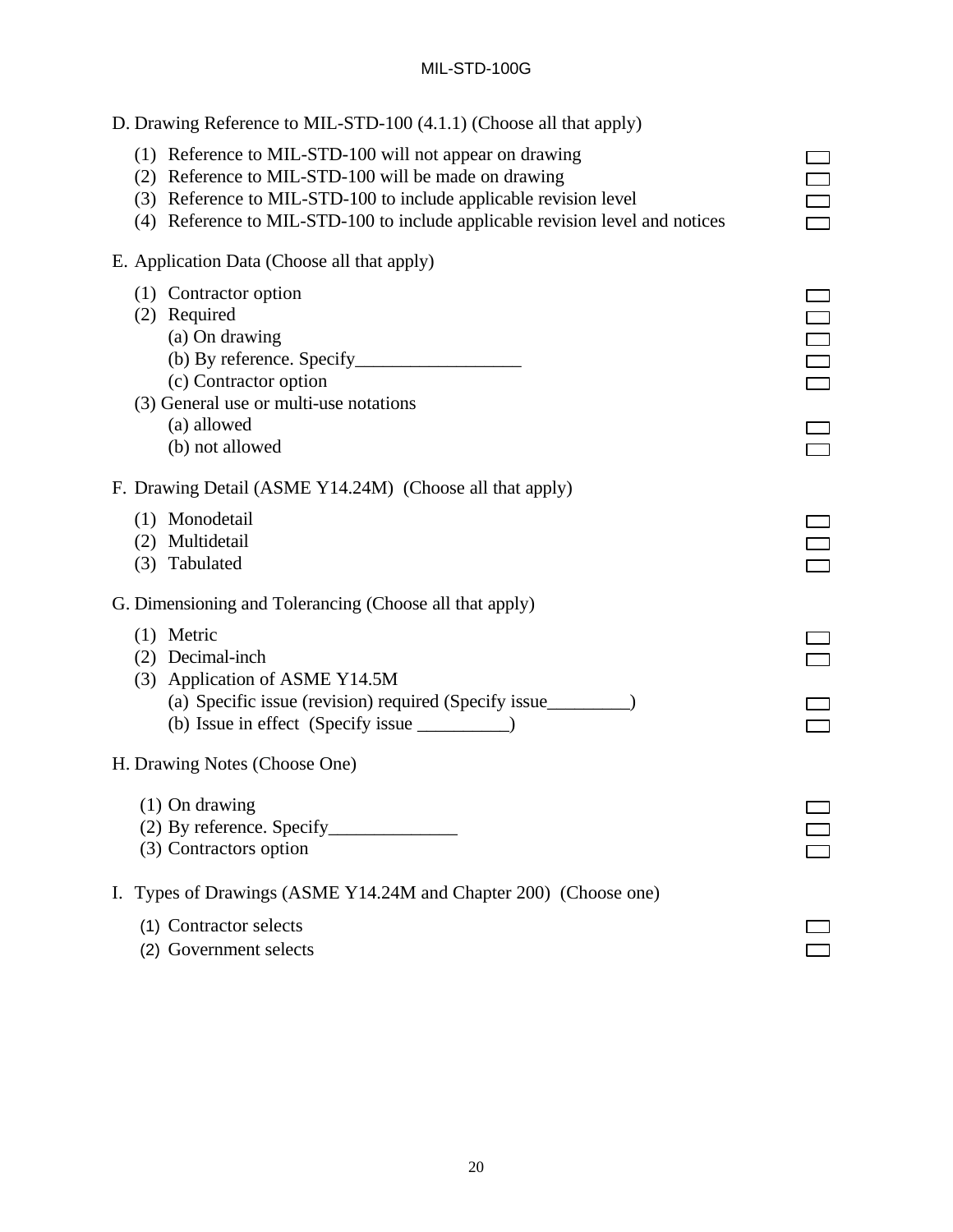D. Drawing Reference to MIL-STD-100 (4.1.1) (Choose all that apply)

- (1) Reference to MIL-STD-100 will not appear on drawing ☐
- (2) Reference to MIL-STD-100 will be made on drawing ☐
- (3) Reference to MIL-STD-100 to include applicable revision level ☐
- (4) Reference to MIL-STD-100 to include applicable revision level and notices ☐

E. Application Data (Choose all that apply)

- (1) Contractor option ☐
- (2) Required ☐
  - (a) On drawing ☐
  - (b) By reference. Specify__________________ ☐
  - (c) Contractor option ☐
- (3) General use or multi-use notations
  - (a) allowed ☐
  - (b) not allowed ☐

F. Drawing Detail (ASME Y14.24M) (Choose all that apply)

- (1) Monodetail ☐
- (2) Multidetail ☐
- (3) Tabulated ☐

G. Dimensioning and Tolerancing (Choose all that apply)

- (1) Metric ☐
- (2) Decimal-inch ☐
- (3) Application of ASME Y14.5M
  - (a) Specific issue (revision) required (Specify issue_________) ☐
  - (b) Issue in effect (Specify issue __________) ☐

H. Drawing Notes (Choose One)

- (1) On drawing ☐
- (2) By reference. Specify______________ ☐
- (3) Contractors option ☐

I. Types of Drawings (ASME Y14.24M and Chapter 200) (Choose one)

- (1) Contractor selects ☐
- (2) Government selects ☐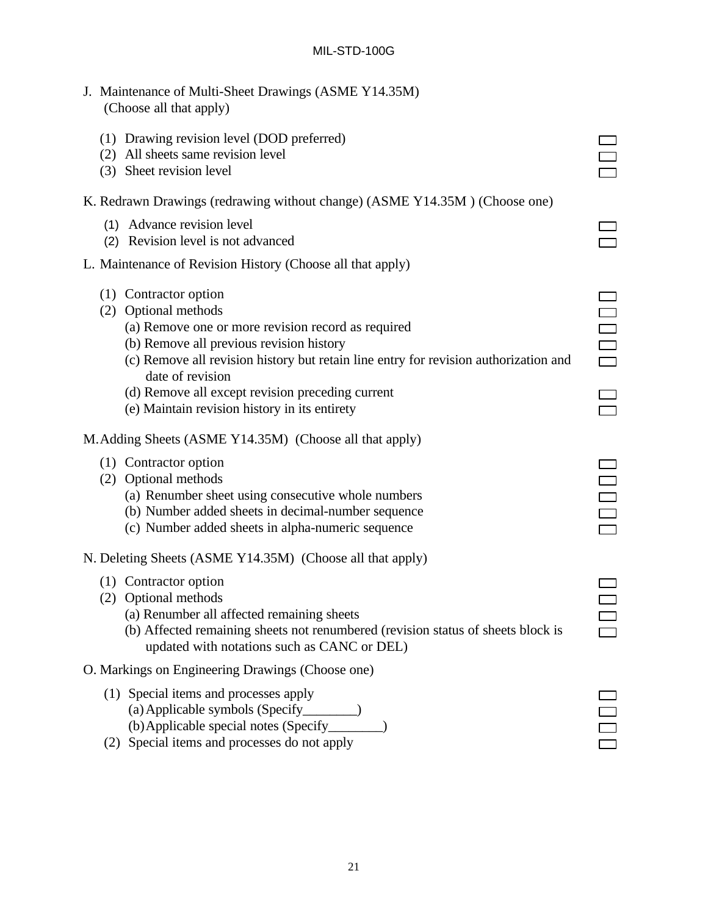J. Maintenance of Multi-Sheet Drawings (ASME Y14.35M) (Choose all that apply)

- (1) Drawing revision level (DOD preferred) ☐
- (2) All sheets same revision level ☐
- (3) Sheet revision level ☐

K. Redrawn Drawings (redrawing without change) (ASME Y14.35M ) (Choose one)

- (1) Advance revision level ☐
- (2) Revision level is not advanced ☐

L. Maintenance of Revision History (Choose all that apply)

- (1) Contractor option ☐
- (2) Optional methods ☐
  - (a) Remove one or more revision record as required ☐
  - (b) Remove all previous revision history ☐
  - (c) Remove all revision history but retain line entry for revision authorization and date of revision ☐
  - (d) Remove all except revision preceding current ☐
  - (e) Maintain revision history in its entirety ☐

M. Adding Sheets (ASME Y14.35M) (Choose all that apply)

- (1) Contractor option ☐
- (2) Optional methods ☐
  - (a) Renumber sheet using consecutive whole numbers ☐
  - (b) Number added sheets in decimal-number sequence ☐
  - (c) Number added sheets in alpha-numeric sequence ☐

N. Deleting Sheets (ASME Y14.35M) (Choose all that apply)

- (1) Contractor option ☐
- (2) Optional methods ☐
  - (a) Renumber all affected remaining sheets ☐
  - (b) Affected remaining sheets not renumbered (revision status of sheets block is updated with notations such as CANC or DEL) ☐

O. Markings on Engineering Drawings (Choose one)

- (1) Special items and processes apply ☐
  - (a) Applicable symbols (Specify________) ☐
  - (b) Applicable special notes (Specify________) ☐
- (2) Special items and processes do not apply ☐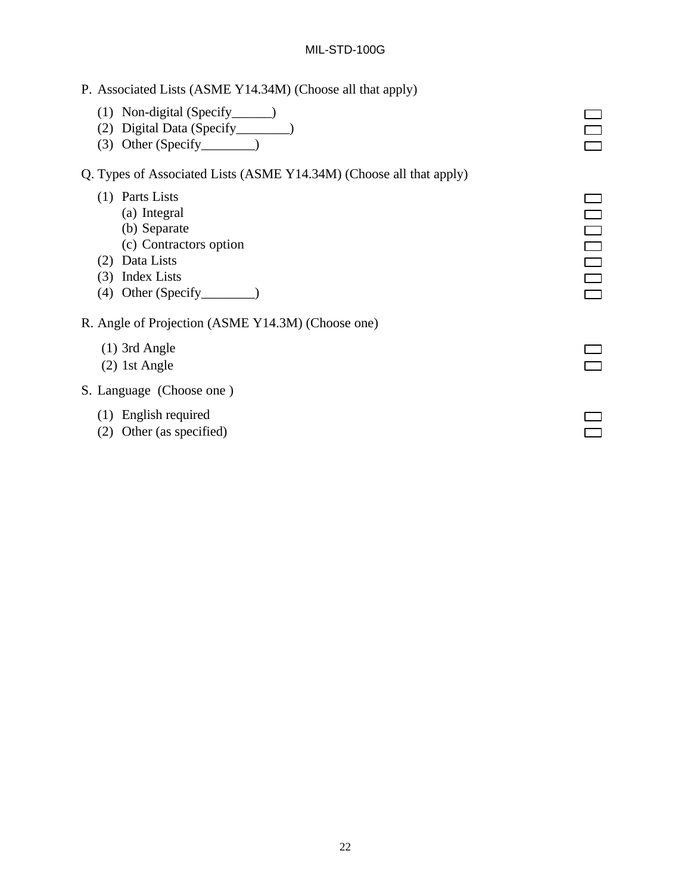P. Associated Lists (ASME Y14.34M) (Choose all that apply)

(1) Non-digital (Specify______) ☐
(2) Digital Data (Specify________) ☐
(3) Other (Specify________) ☐

Q. Types of Associated Lists (ASME Y14.34M) (Choose all that apply)

(1) Parts Lists ☐
  (a) Integral ☐
  (b) Separate ☐
  (c) Contractors option ☐
(2) Data Lists ☐
(3) Index Lists ☐
(4) Other (Specify________) ☐

R. Angle of Projection (ASME Y14.3M) (Choose one)

(1) 3rd Angle ☐
(2) 1st Angle ☐

S. Language (Choose one )

(1) English required ☐
(2) Other (as specified) ☐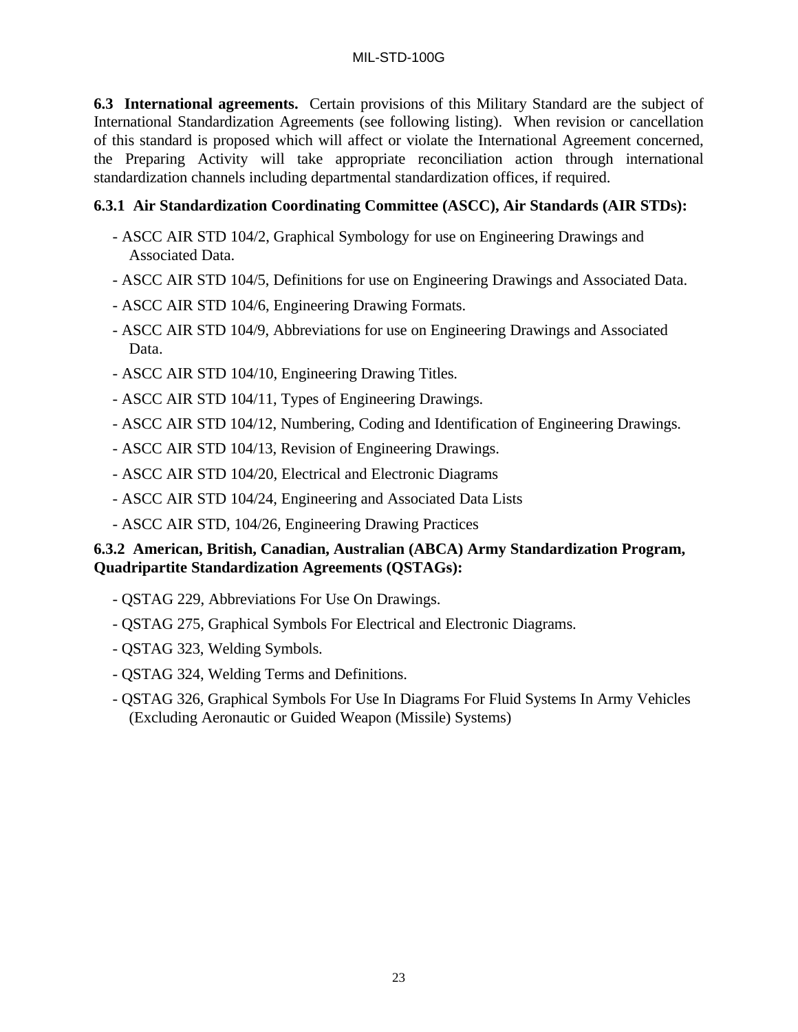**6.3 International agreements.** Certain provisions of this Military Standard are the subject of International Standardization Agreements (see following listing). When revision or cancellation of this standard is proposed which will affect or violate the International Agreement concerned, the Preparing Activity will take appropriate reconciliation action through international standardization channels including departmental standardization offices, if required.

**6.3.1 Air Standardization Coordinating Committee (ASCC), Air Standards (AIR STDs):**

- ASCC AIR STD 104/2, Graphical Symbology for use on Engineering Drawings and Associated Data.
- ASCC AIR STD 104/5, Definitions for use on Engineering Drawings and Associated Data.
- ASCC AIR STD 104/6, Engineering Drawing Formats.
- ASCC AIR STD 104/9, Abbreviations for use on Engineering Drawings and Associated Data.
- ASCC AIR STD 104/10, Engineering Drawing Titles.
- ASCC AIR STD 104/11, Types of Engineering Drawings.
- ASCC AIR STD 104/12, Numbering, Coding and Identification of Engineering Drawings.
- ASCC AIR STD 104/13, Revision of Engineering Drawings.
- ASCC AIR STD 104/20, Electrical and Electronic Diagrams
- ASCC AIR STD 104/24, Engineering and Associated Data Lists
- ASCC AIR STD, 104/26, Engineering Drawing Practices

**6.3.2 American, British, Canadian, Australian (ABCA) Army Standardization Program, Quadripartite Standardization Agreements (QSTAGs):**

- QSTAG 229, Abbreviations For Use On Drawings.
- QSTAG 275, Graphical Symbols For Electrical and Electronic Diagrams.
- QSTAG 323, Welding Symbols.
- QSTAG 324, Welding Terms and Definitions.
- QSTAG 326, Graphical Symbols For Use In Diagrams For Fluid Systems In Army Vehicles (Excluding Aeronautic or Guided Weapon (Missile) Systems)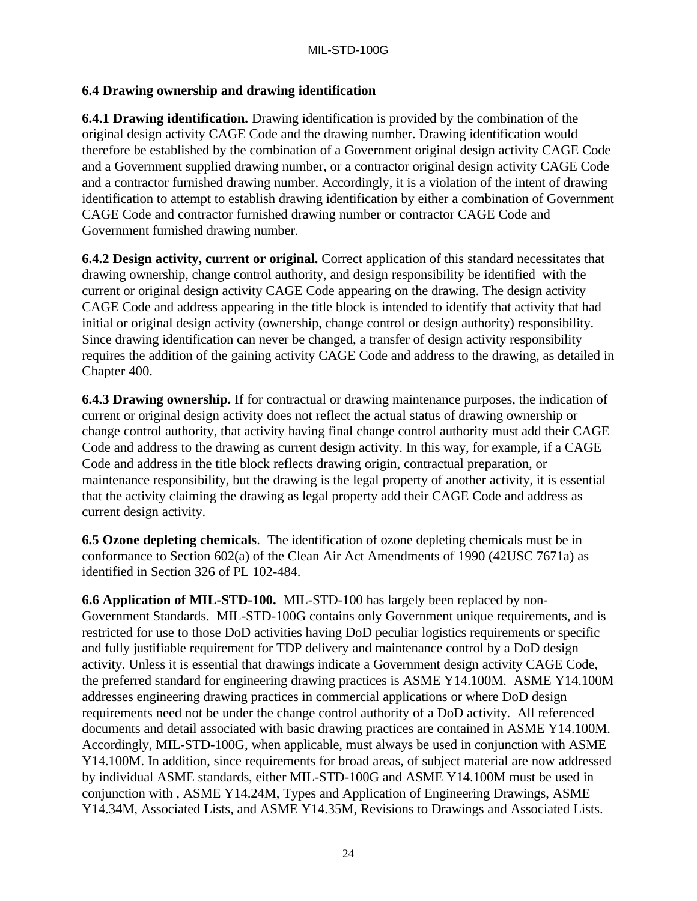### 6.4 Drawing ownership and drawing identification

**6.4.1 Drawing identification.** Drawing identification is provided by the combination of the original design activity CAGE Code and the drawing number. Drawing identification would therefore be established by the combination of a Government original design activity CAGE Code and a Government supplied drawing number, or a contractor original design activity CAGE Code and a contractor furnished drawing number. Accordingly, it is a violation of the intent of drawing identification to attempt to establish drawing identification by either a combination of Government CAGE Code and contractor furnished drawing number or contractor CAGE Code and Government furnished drawing number.

**6.4.2 Design activity, current or original.** Correct application of this standard necessitates that drawing ownership, change control authority, and design responsibility be identified with the current or original design activity CAGE Code appearing on the drawing. The design activity CAGE Code and address appearing in the title block is intended to identify that activity that had initial or original design activity (ownership, change control or design authority) responsibility. Since drawing identification can never be changed, a transfer of design activity responsibility requires the addition of the gaining activity CAGE Code and address to the drawing, as detailed in Chapter 400.

**6.4.3 Drawing ownership.** If for contractual or drawing maintenance purposes, the indication of current or original design activity does not reflect the actual status of drawing ownership or change control authority, that activity having final change control authority must add their CAGE Code and address to the drawing as current design activity. In this way, for example, if a CAGE Code and address in the title block reflects drawing origin, contractual preparation, or maintenance responsibility, but the drawing is the legal property of another activity, it is essential that the activity claiming the drawing as legal property add their CAGE Code and address as current design activity.

**6.5 Ozone depleting chemicals**. The identification of ozone depleting chemicals must be in conformance to Section 602(a) of the Clean Air Act Amendments of 1990 (42USC 7671a) as identified in Section 326 of PL 102-484.

**6.6 Application of MIL-STD-100.** MIL-STD-100 has largely been replaced by non-Government Standards. MIL-STD-100G contains only Government unique requirements, and is restricted for use to those DoD activities having DoD peculiar logistics requirements or specific and fully justifiable requirement for TDP delivery and maintenance control by a DoD design activity. Unless it is essential that drawings indicate a Government design activity CAGE Code, the preferred standard for engineering drawing practices is ASME Y14.100M. ASME Y14.100M addresses engineering drawing practices in commercial applications or where DoD design requirements need not be under the change control authority of a DoD activity. All referenced documents and detail associated with basic drawing practices are contained in ASME Y14.100M. Accordingly, MIL-STD-100G, when applicable, must always be used in conjunction with ASME Y14.100M. In addition, since requirements for broad areas, of subject material are now addressed by individual ASME standards, either MIL-STD-100G and ASME Y14.100M must be used in conjunction with , ASME Y14.24M, Types and Application of Engineering Drawings, ASME Y14.34M, Associated Lists, and ASME Y14.35M, Revisions to Drawings and Associated Lists.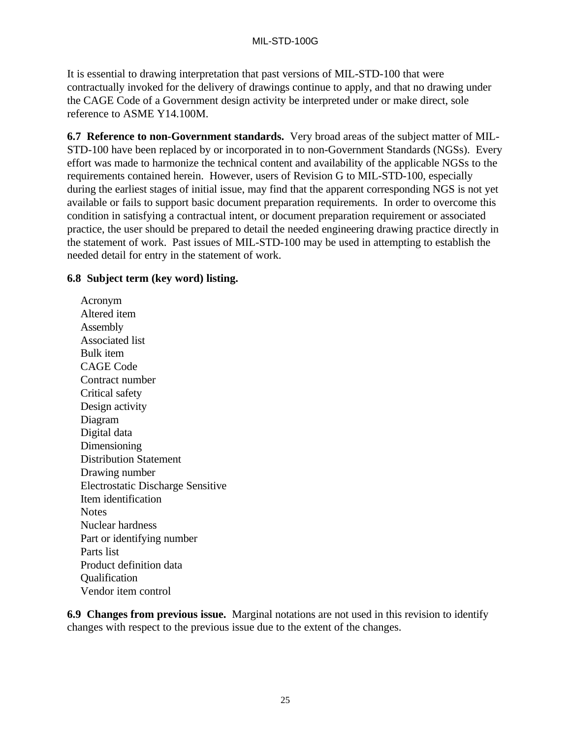It is essential to drawing interpretation that past versions of MIL-STD-100 that were contractually invoked for the delivery of drawings continue to apply, and that no drawing under the CAGE Code of a Government design activity be interpreted under or make direct, sole reference to ASME Y14.100M.

**6.7 Reference to non-Government standards.** Very broad areas of the subject matter of MIL-STD-100 have been replaced by or incorporated in to non-Government Standards (NGSs). Every effort was made to harmonize the technical content and availability of the applicable NGSs to the requirements contained herein. However, users of Revision G to MIL-STD-100, especially during the earliest stages of initial issue, may find that the apparent corresponding NGS is not yet available or fails to support basic document preparation requirements. In order to overcome this condition in satisfying a contractual intent, or document preparation requirement or associated practice, the user should be prepared to detail the needed engineering drawing practice directly in the statement of work. Past issues of MIL-STD-100 may be used in attempting to establish the needed detail for entry in the statement of work.

**6.8 Subject term (key word) listing.**

Acronym
Altered item
Assembly
Associated list
Bulk item
CAGE Code
Contract number
Critical safety
Design activity
Diagram
Digital data
Dimensioning
Distribution Statement
Drawing number
Electrostatic Discharge Sensitive
Item identification
Notes
Nuclear hardness
Part or identifying number
Parts list
Product definition data
Qualification
Vendor item control

**6.9 Changes from previous issue.** Marginal notations are not used in this revision to identify changes with respect to the previous issue due to the extent of the changes.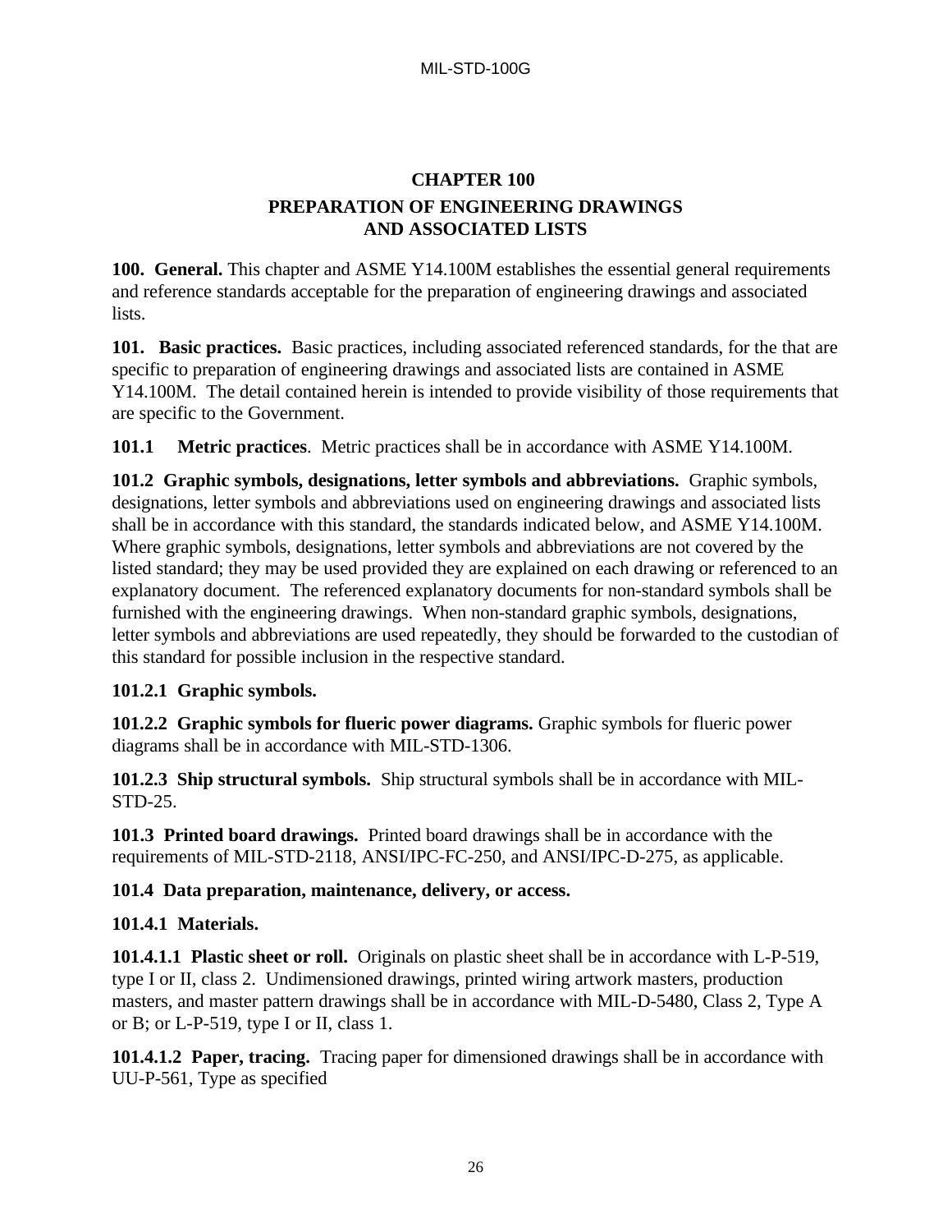# CHAPTER 100

## PREPARATION OF ENGINEERING DRAWINGS AND ASSOCIATED LISTS

**100. General.** This chapter and ASME Y14.100M establishes the essential general requirements and reference standards acceptable for the preparation of engineering drawings and associated lists.

**101. Basic practices.** Basic practices, including associated referenced standards, for the that are specific to preparation of engineering drawings and associated lists are contained in ASME Y14.100M. The detail contained herein is intended to provide visibility of those requirements that are specific to the Government.

**101.1 Metric practices**. Metric practices shall be in accordance with ASME Y14.100M.

**101.2 Graphic symbols, designations, letter symbols and abbreviations.** Graphic symbols, designations, letter symbols and abbreviations used on engineering drawings and associated lists shall be in accordance with this standard, the standards indicated below, and ASME Y14.100M. Where graphic symbols, designations, letter symbols and abbreviations are not covered by the listed standard; they may be used provided they are explained on each drawing or referenced to an explanatory document. The referenced explanatory documents for non-standard symbols shall be furnished with the engineering drawings. When non-standard graphic symbols, designations, letter symbols and abbreviations are used repeatedly, they should be forwarded to the custodian of this standard for possible inclusion in the respective standard.

**101.2.1 Graphic symbols.**

**101.2.2 Graphic symbols for flueric power diagrams.** Graphic symbols for flueric power diagrams shall be in accordance with MIL-STD-1306.

**101.2.3 Ship structural symbols.** Ship structural symbols shall be in accordance with MIL-STD-25.

**101.3 Printed board drawings.** Printed board drawings shall be in accordance with the requirements of MIL-STD-2118, ANSI/IPC-FC-250, and ANSI/IPC-D-275, as applicable.

**101.4 Data preparation, maintenance, delivery, or access.**

**101.4.1 Materials.**

**101.4.1.1 Plastic sheet or roll.** Originals on plastic sheet shall be in accordance with L-P-519, type I or II, class 2. Undimensioned drawings, printed wiring artwork masters, production masters, and master pattern drawings shall be in accordance with MIL-D-5480, Class 2, Type A or B; or L-P-519, type I or II, class 1.

**101.4.1.2 Paper, tracing.** Tracing paper for dimensioned drawings shall be in accordance with UU-P-561, Type as specified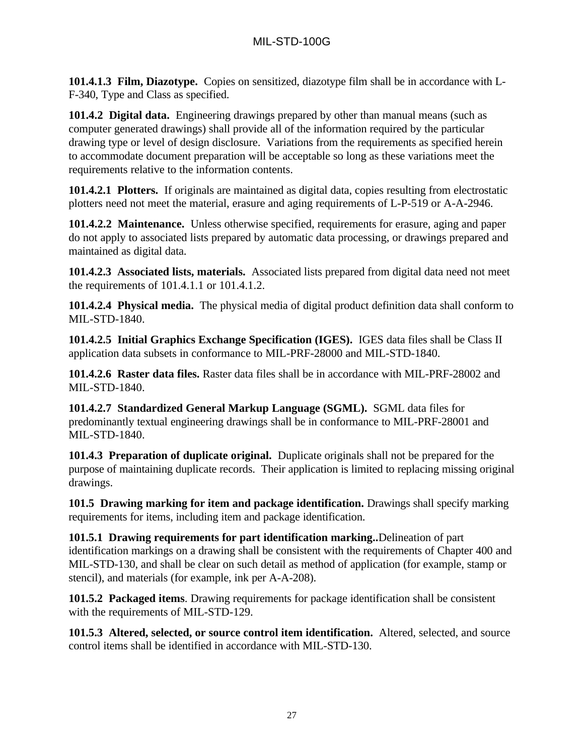**101.4.1.3 Film, Diazotype.** Copies on sensitized, diazotype film shall be in accordance with L-F-340, Type and Class as specified.

**101.4.2 Digital data.** Engineering drawings prepared by other than manual means (such as computer generated drawings) shall provide all of the information required by the particular drawing type or level of design disclosure. Variations from the requirements as specified herein to accommodate document preparation will be acceptable so long as these variations meet the requirements relative to the information contents.

**101.4.2.1 Plotters.** If originals are maintained as digital data, copies resulting from electrostatic plotters need not meet the material, erasure and aging requirements of L-P-519 or A-A-2946.

**101.4.2.2 Maintenance.** Unless otherwise specified, requirements for erasure, aging and paper do not apply to associated lists prepared by automatic data processing, or drawings prepared and maintained as digital data.

**101.4.2.3 Associated lists, materials.** Associated lists prepared from digital data need not meet the requirements of 101.4.1.1 or 101.4.1.2.

**101.4.2.4 Physical media.** The physical media of digital product definition data shall conform to MIL-STD-1840.

**101.4.2.5 Initial Graphics Exchange Specification (IGES).** IGES data files shall be Class II application data subsets in conformance to MIL-PRF-28000 and MIL-STD-1840.

**101.4.2.6 Raster data files.** Raster data files shall be in accordance with MIL-PRF-28002 and MIL-STD-1840.

**101.4.2.7 Standardized General Markup Language (SGML).** SGML data files for predominantly textual engineering drawings shall be in conformance to MIL-PRF-28001 and MIL-STD-1840.

**101.4.3 Preparation of duplicate original.** Duplicate originals shall not be prepared for the purpose of maintaining duplicate records. Their application is limited to replacing missing original drawings.

**101.5 Drawing marking for item and package identification.** Drawings shall specify marking requirements for items, including item and package identification.

**101.5.1 Drawing requirements for part identification marking..** Delineation of part identification markings on a drawing shall be consistent with the requirements of Chapter 400 and MIL-STD-130, and shall be clear on such detail as method of application (for example, stamp or stencil), and materials (for example, ink per A-A-208).

**101.5.2 Packaged items**. Drawing requirements for package identification shall be consistent with the requirements of MIL-STD-129.

**101.5.3 Altered, selected, or source control item identification.** Altered, selected, and source control items shall be identified in accordance with MIL-STD-130.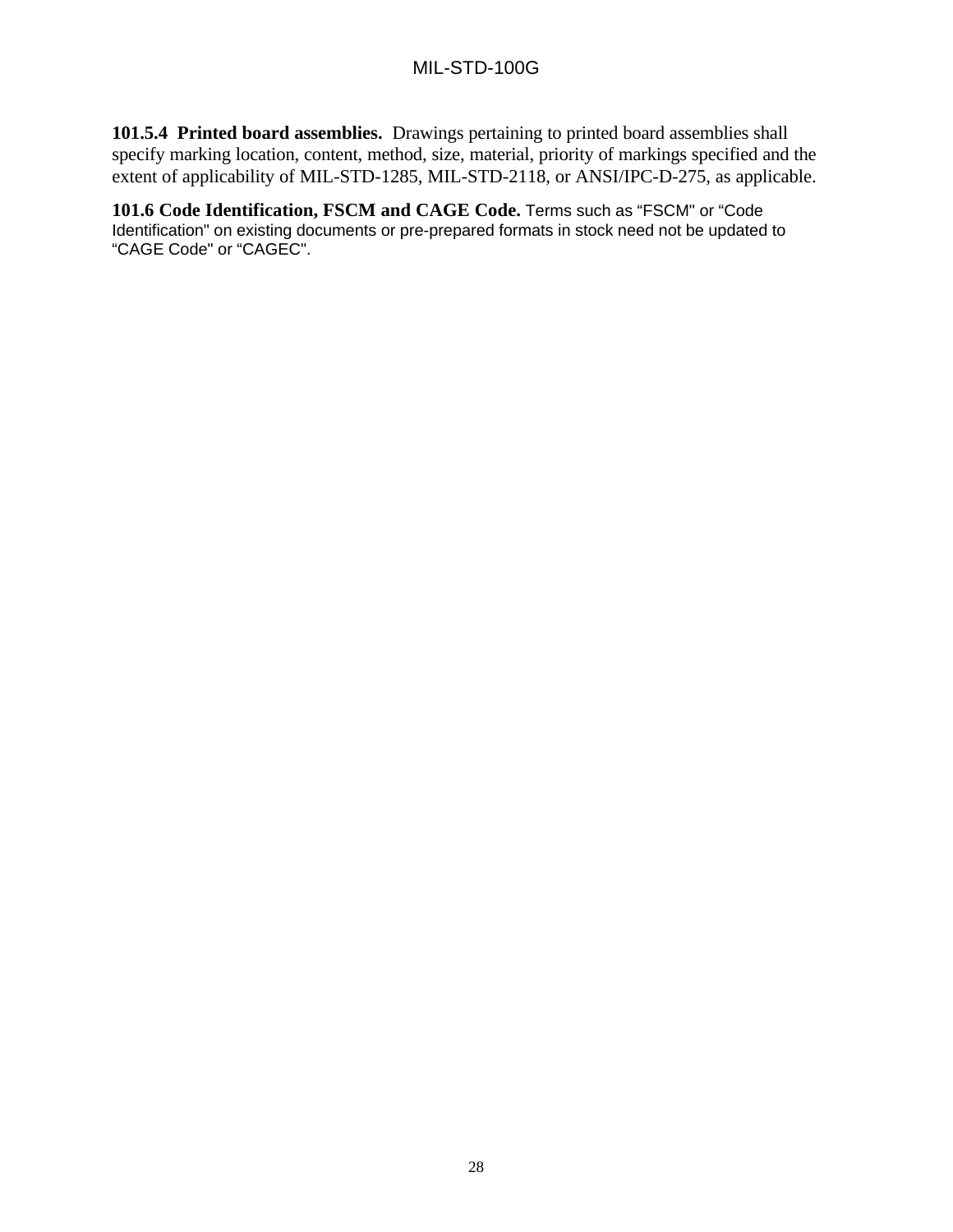**101.5.4 Printed board assemblies.** Drawings pertaining to printed board assemblies shall specify marking location, content, method, size, material, priority of markings specified and the extent of applicability of MIL-STD-1285, MIL-STD-2118, or ANSI/IPC-D-275, as applicable.

**101.6 Code Identification, FSCM and CAGE Code.** Terms such as "FSCM" or "Code Identification" on existing documents or pre-prepared formats in stock need not be updated to "CAGE Code" or "CAGEC".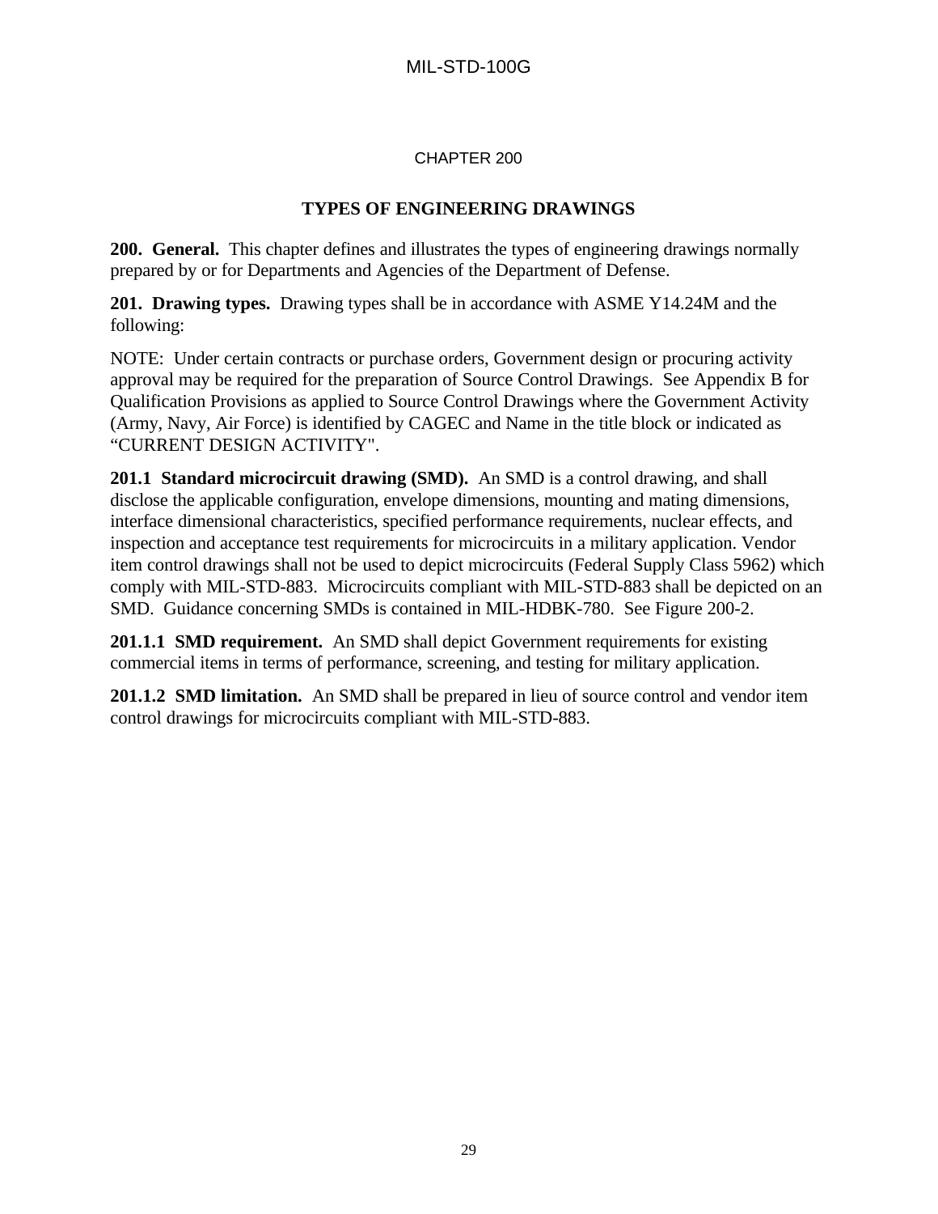## CHAPTER 200

## TYPES OF ENGINEERING DRAWINGS

**200. General.** This chapter defines and illustrates the types of engineering drawings normally prepared by or for Departments and Agencies of the Department of Defense.

**201. Drawing types.** Drawing types shall be in accordance with ASME Y14.24M and the following:

NOTE: Under certain contracts or purchase orders, Government design or procuring activity approval may be required for the preparation of Source Control Drawings. See Appendix B for Qualification Provisions as applied to Source Control Drawings where the Government Activity (Army, Navy, Air Force) is identified by CAGEC and Name in the title block or indicated as "CURRENT DESIGN ACTIVITY".

**201.1 Standard microcircuit drawing (SMD).** An SMD is a control drawing, and shall disclose the applicable configuration, envelope dimensions, mounting and mating dimensions, interface dimensional characteristics, specified performance requirements, nuclear effects, and inspection and acceptance test requirements for microcircuits in a military application. Vendor item control drawings shall not be used to depict microcircuits (Federal Supply Class 5962) which comply with MIL-STD-883. Microcircuits compliant with MIL-STD-883 shall be depicted on an SMD. Guidance concerning SMDs is contained in MIL-HDBK-780. See Figure 200-2.

**201.1.1 SMD requirement.** An SMD shall depict Government requirements for existing commercial items in terms of performance, screening, and testing for military application.

**201.1.2 SMD limitation.** An SMD shall be prepared in lieu of source control and vendor item control drawings for microcircuits compliant with MIL-STD-883.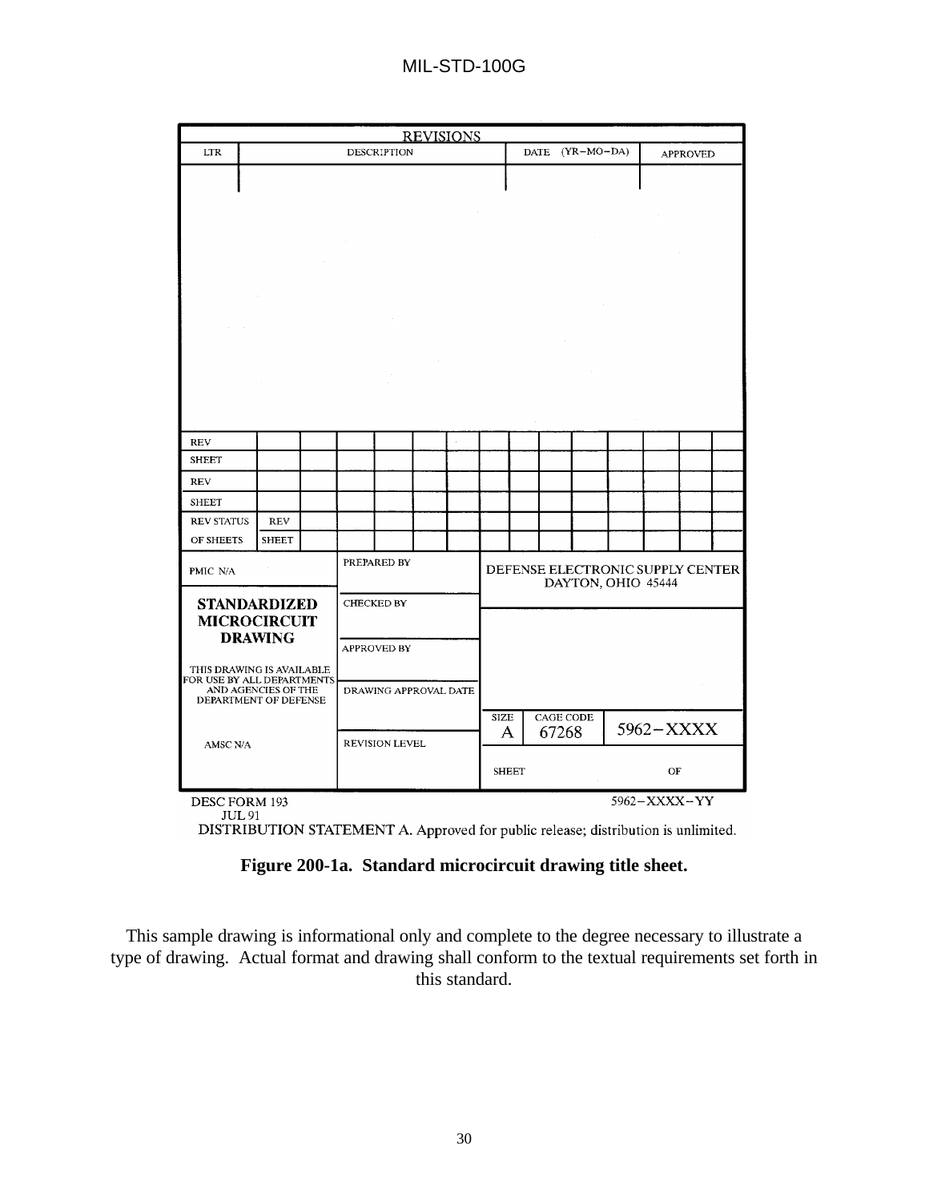| REVISIONS | | | |
|---|---|---|---|
| LTR | DESCRIPTION | DATE (YR-MO-DA) | APPROVED |
| | | | |

| REV | | | | | | | | | | | | | | | |
|---|---|---|---|---|---|---|---|---|---|---|---|---|---|---|---|
| SHEET | | | | | | | | | | | | | | | |
| REV | | | | | | | | | | | | | | | |
| SHEET | | | | | | | | | | | | | | | |
| REV STATUS | REV | | | | | | | | | | | | | | |
| OF SHEETS | SHEET | | | | | | | | | | | | | | |

| PMIC N/A | PREPARED BY | DEFENSE ELECTRONIC SUPPLY CENTER DAYTON, OHIO 45444 | | |
|---|---|---|---|---|
| **STANDARDIZED MICROCIRCUIT DRAWING** | CHECKED BY | | | |
| THIS DRAWING IS AVAILABLE FOR USE BY ALL DEPARTMENTS AND AGENCIES OF THE DEPARTMENT OF DEFENSE | APPROVED BY | | | |
| | DRAWING APPROVAL DATE | SIZE A | CAGE CODE 67268 | 5962-XXXX |
| AMSC N/A | REVISION LEVEL | SHEET | | OF |

DESC FORM 193
JUL 91

5962-XXXX-YY

DISTRIBUTION STATEMENT A. Approved for public release; distribution is unlimited.

**Figure 200-1a. Standard microcircuit drawing title sheet.**

This sample drawing is informational only and complete to the degree necessary to illustrate a type of drawing. Actual format and drawing shall conform to the textual requirements set forth in this standard.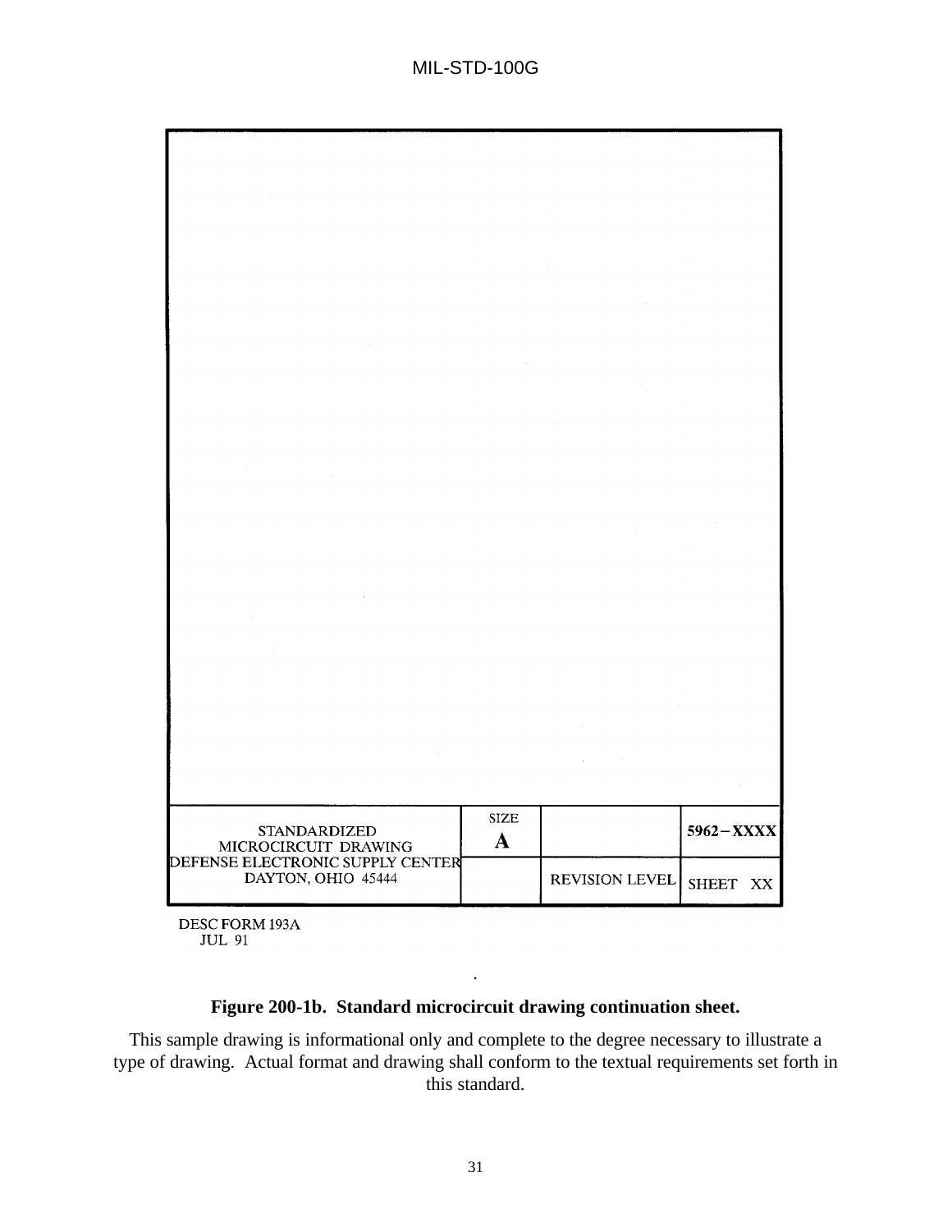| STANDARDIZED MICROCIRCUIT DRAWING DEFENSE ELECTRONIC SUPPLY CENTER DAYTON, OHIO 45444 | SIZE **A** | | **5962−XXXX** |
| --- | --- | --- | --- |
| | | REVISION LEVEL | SHEET XX |

DESC FORM 193A
JUL 91

**Figure 200-1b. Standard microcircuit drawing continuation sheet.**

This sample drawing is informational only and complete to the degree necessary to illustrate a type of drawing. Actual format and drawing shall conform to the textual requirements set forth in this standard.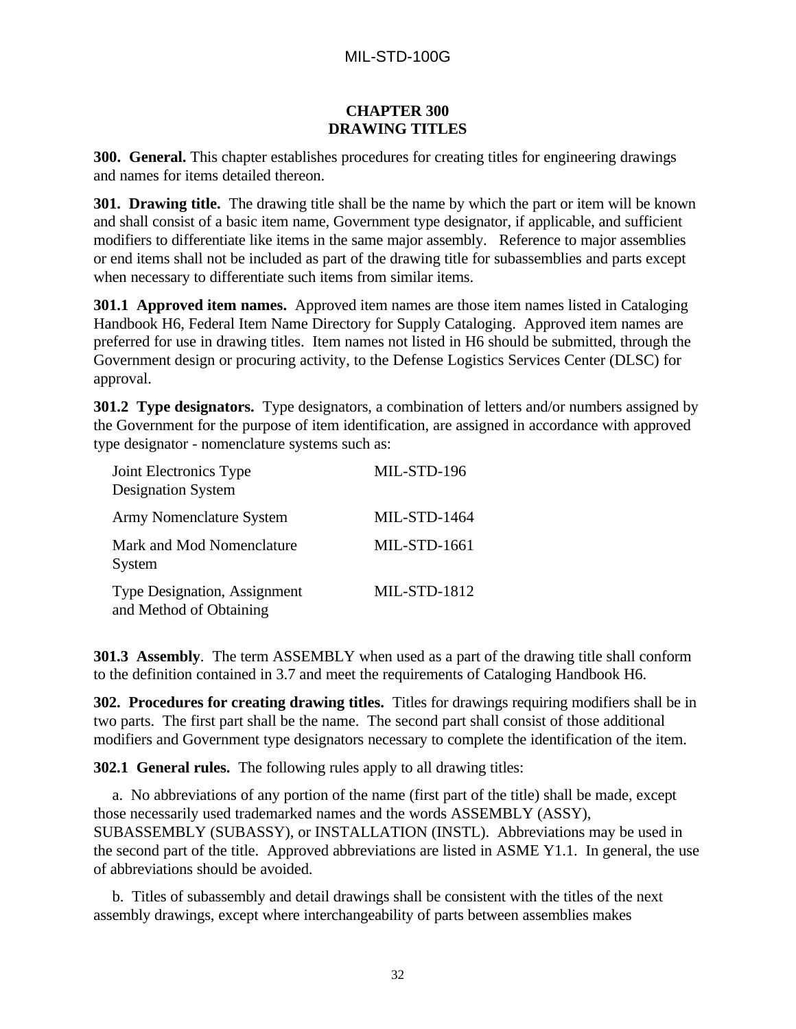## CHAPTER 300
## DRAWING TITLES

**300. General.** This chapter establishes procedures for creating titles for engineering drawings and names for items detailed thereon.

**301. Drawing title.** The drawing title shall be the name by which the part or item will be known and shall consist of a basic item name, Government type designator, if applicable, and sufficient modifiers to differentiate like items in the same major assembly. Reference to major assemblies or end items shall not be included as part of the drawing title for subassemblies and parts except when necessary to differentiate such items from similar items.

**301.1 Approved item names.** Approved item names are those item names listed in Cataloging Handbook H6, Federal Item Name Directory for Supply Cataloging. Approved item names are preferred for use in drawing titles. Item names not listed in H6 should be submitted, through the Government design or procuring activity, to the Defense Logistics Services Center (DLSC) for approval.

**301.2 Type designators.** Type designators, a combination of letters and/or numbers assigned by the Government for the purpose of item identification, are assigned in accordance with approved type designator - nomenclature systems such as:

| | |
|---|---|
| Joint Electronics Type Designation System | MIL-STD-196 |
| Army Nomenclature System | MIL-STD-1464 |
| Mark and Mod Nomenclature System | MIL-STD-1661 |
| Type Designation, Assignment and Method of Obtaining | MIL-STD-1812 |

**301.3 Assembly**. The term ASSEMBLY when used as a part of the drawing title shall conform to the definition contained in 3.7 and meet the requirements of Cataloging Handbook H6.

**302. Procedures for creating drawing titles.** Titles for drawings requiring modifiers shall be in two parts. The first part shall be the name. The second part shall consist of those additional modifiers and Government type designators necessary to complete the identification of the item.

**302.1 General rules.** The following rules apply to all drawing titles:

a. No abbreviations of any portion of the name (first part of the title) shall be made, except those necessarily used trademarked names and the words ASSEMBLY (ASSY), SUBASSEMBLY (SUBASSY), or INSTALLATION (INSTL). Abbreviations may be used in the second part of the title. Approved abbreviations are listed in ASME Y1.1. In general, the use of abbreviations should be avoided.

b. Titles of subassembly and detail drawings shall be consistent with the titles of the next assembly drawings, except where interchangeability of parts between assemblies makes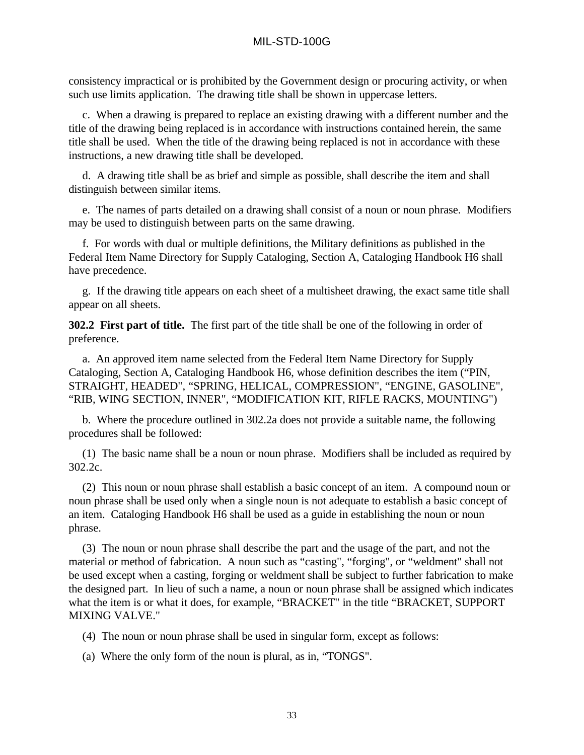consistency impractical or is prohibited by the Government design or procuring activity, or when such use limits application. The drawing title shall be shown in uppercase letters.

c. When a drawing is prepared to replace an existing drawing with a different number and the title of the drawing being replaced is in accordance with instructions contained herein, the same title shall be used. When the title of the drawing being replaced is not in accordance with these instructions, a new drawing title shall be developed.

d. A drawing title shall be as brief and simple as possible, shall describe the item and shall distinguish between similar items.

e. The names of parts detailed on a drawing shall consist of a noun or noun phrase. Modifiers may be used to distinguish between parts on the same drawing.

f. For words with dual or multiple definitions, the Military definitions as published in the Federal Item Name Directory for Supply Cataloging, Section A, Cataloging Handbook H6 shall have precedence.

g. If the drawing title appears on each sheet of a multisheet drawing, the exact same title shall appear on all sheets.

**302.2 First part of title.** The first part of the title shall be one of the following in order of preference.

a. An approved item name selected from the Federal Item Name Directory for Supply Cataloging, Section A, Cataloging Handbook H6, whose definition describes the item ("PIN, STRAIGHT, HEADED", "SPRING, HELICAL, COMPRESSION", "ENGINE, GASOLINE", "RIB, WING SECTION, INNER", "MODIFICATION KIT, RIFLE RACKS, MOUNTING")

b. Where the procedure outlined in 302.2a does not provide a suitable name, the following procedures shall be followed:

(1) The basic name shall be a noun or noun phrase. Modifiers shall be included as required by 302.2c.

(2) This noun or noun phrase shall establish a basic concept of an item. A compound noun or noun phrase shall be used only when a single noun is not adequate to establish a basic concept of an item. Cataloging Handbook H6 shall be used as a guide in establishing the noun or noun phrase.

(3) The noun or noun phrase shall describe the part and the usage of the part, and not the material or method of fabrication. A noun such as "casting", "forging", or "weldment" shall not be used except when a casting, forging or weldment shall be subject to further fabrication to make the designed part. In lieu of such a name, a noun or noun phrase shall be assigned which indicates what the item is or what it does, for example, "BRACKET" in the title "BRACKET, SUPPORT MIXING VALVE."

(4) The noun or noun phrase shall be used in singular form, except as follows:

(a) Where the only form of the noun is plural, as in, "TONGS".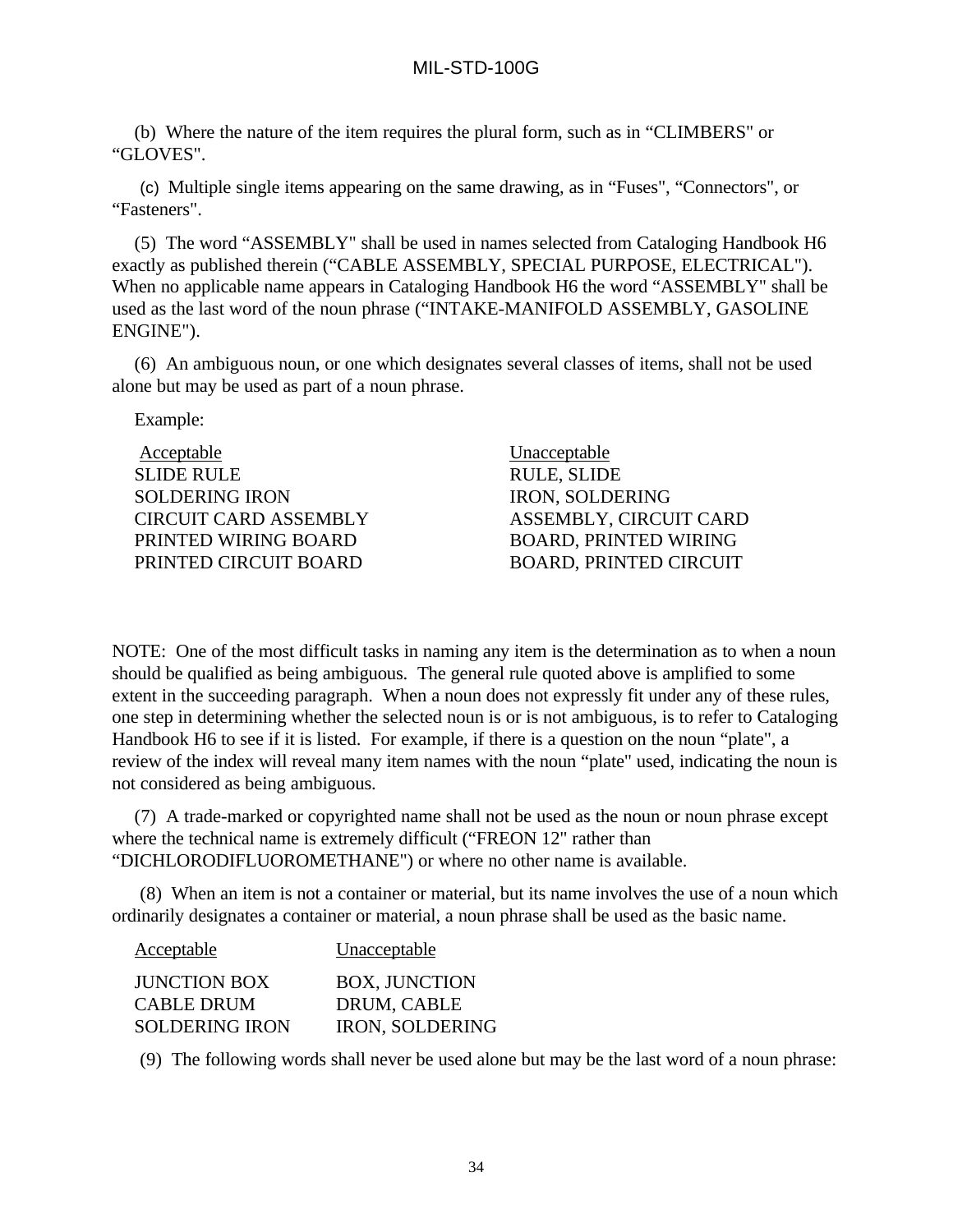(b) Where the nature of the item requires the plural form, such as in “CLIMBERS" or “GLOVES".

(c) Multiple single items appearing on the same drawing, as in “Fuses", “Connectors", or “Fasteners".

(5) The word “ASSEMBLY" shall be used in names selected from Cataloging Handbook H6 exactly as published therein (“CABLE ASSEMBLY, SPECIAL PURPOSE, ELECTRICAL"). When no applicable name appears in Cataloging Handbook H6 the word “ASSEMBLY" shall be used as the last word of the noun phrase (“INTAKE-MANIFOLD ASSEMBLY, GASOLINE ENGINE").

(6) An ambiguous noun, or one which designates several classes of items, shall not be used alone but may be used as part of a noun phrase.

Example:

| Acceptable | Unacceptable |
|---|---|
| SLIDE RULE | RULE, SLIDE |
| SOLDERING IRON | IRON, SOLDERING |
| CIRCUIT CARD ASSEMBLY | ASSEMBLY, CIRCUIT CARD |
| PRINTED WIRING BOARD | BOARD, PRINTED WIRING |
| PRINTED CIRCUIT BOARD | BOARD, PRINTED CIRCUIT |

NOTE: One of the most difficult tasks in naming any item is the determination as to when a noun should be qualified as being ambiguous. The general rule quoted above is amplified to some extent in the succeeding paragraph. When a noun does not expressly fit under any of these rules, one step in determining whether the selected noun is or is not ambiguous, is to refer to Cataloging Handbook H6 to see if it is listed. For example, if there is a question on the noun “plate", a review of the index will reveal many item names with the noun “plate" used, indicating the noun is not considered as being ambiguous.

(7) A trade-marked or copyrighted name shall not be used as the noun or noun phrase except where the technical name is extremely difficult (“FREON 12" rather than “DICHLORODIFLUOROMETHANE") or where no other name is available.

(8) When an item is not a container or material, but its name involves the use of a noun which ordinarily designates a container or material, a noun phrase shall be used as the basic name.

| Acceptable | Unacceptable |
|---|---|
| JUNCTION BOX | BOX, JUNCTION |
| CABLE DRUM | DRUM, CABLE |
| SOLDERING IRON | IRON, SOLDERING |

(9) The following words shall never be used alone but may be the last word of a noun phrase: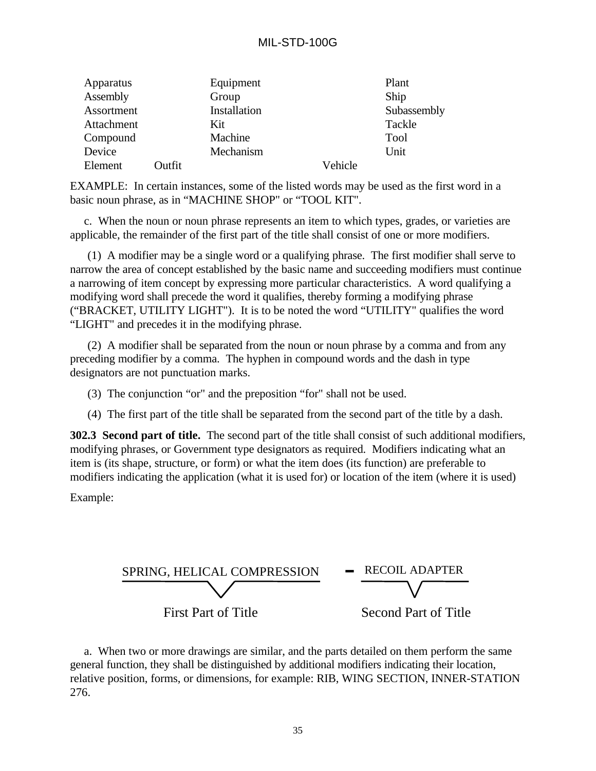| | | |
|---|---|---|
| Apparatus | Equipment | Plant |
| Assembly | Group | Ship |
| Assortment | Installation | Subassembly |
| Attachment | Kit | Tackle |
| Compound | Machine | Tool |
| Device | Mechanism | Unit |
| Element | Outfit | Vehicle |

EXAMPLE: In certain instances, some of the listed words may be used as the first word in a basic noun phrase, as in “MACHINE SHOP" or “TOOL KIT".

c. When the noun or noun phrase represents an item to which types, grades, or varieties are applicable, the remainder of the first part of the title shall consist of one or more modifiers.

(1) A modifier may be a single word or a qualifying phrase. The first modifier shall serve to narrow the area of concept established by the basic name and succeeding modifiers must continue a narrowing of item concept by expressing more particular characteristics. A word qualifying a modifying word shall precede the word it qualifies, thereby forming a modifying phrase (“BRACKET, UTILITY LIGHT"). It is to be noted the word “UTILITY" qualifies the word “LIGHT" and precedes it in the modifying phrase.

(2) A modifier shall be separated from the noun or noun phrase by a comma and from any preceding modifier by a comma. The hyphen in compound words and the dash in type designators are not punctuation marks.

(3) The conjunction “or" and the preposition “for" shall not be used.

(4) The first part of the title shall be separated from the second part of the title by a dash.

**302.3 Second part of title.** The second part of the title shall consist of such additional modifiers, modifying phrases, or Government type designators as required. Modifiers indicating what an item is (its shape, structure, or form) or what the item does (its function) are preferable to modifiers indicating the application (what it is used for) or location of the item (where it is used)

Example:

SPRING, HELICAL COMPRESSION – RECOIL ADAPTER

First Part of Title: SPRING, HELICAL COMPRESSION

Second Part of Title: RECOIL ADAPTER

a. When two or more drawings are similar, and the parts detailed on them perform the same general function, they shall be distinguished by additional modifiers indicating their location, relative position, forms, or dimensions, for example: RIB, WING SECTION, INNER-STATION 276.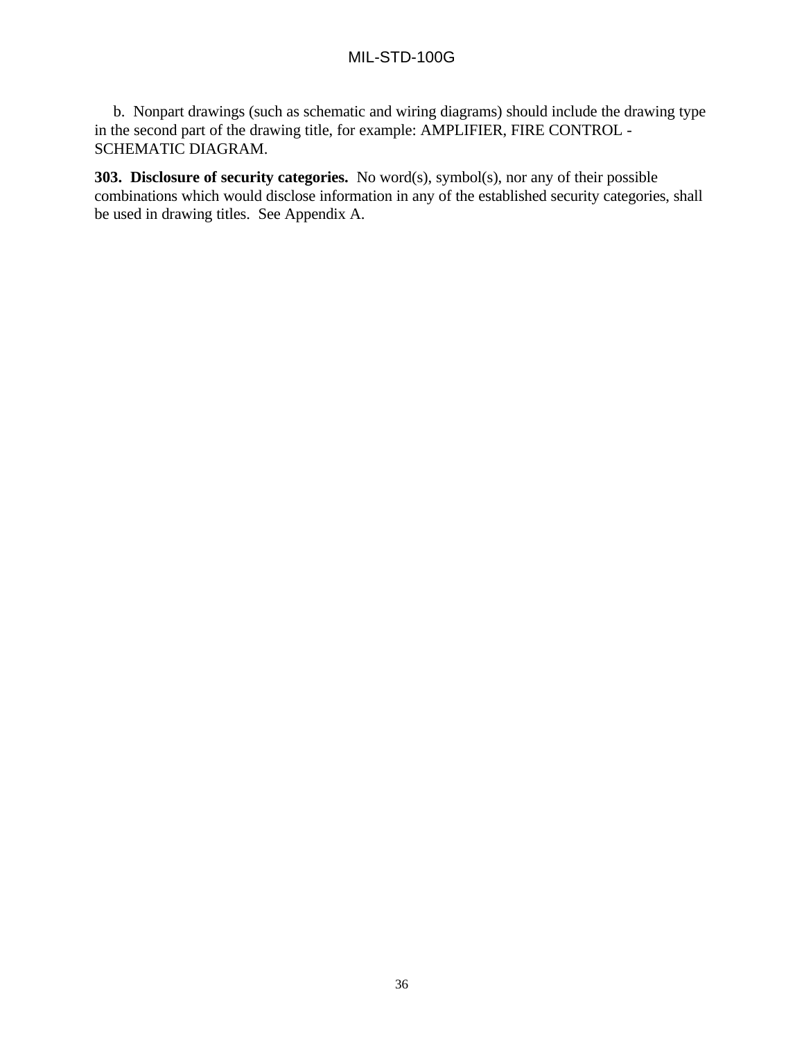b. Nonpart drawings (such as schematic and wiring diagrams) should include the drawing type in the second part of the drawing title, for example: AMPLIFIER, FIRE CONTROL - SCHEMATIC DIAGRAM.

**303. Disclosure of security categories.** No word(s), symbol(s), nor any of their possible combinations which would disclose information in any of the established security categories, shall be used in drawing titles. See Appendix A.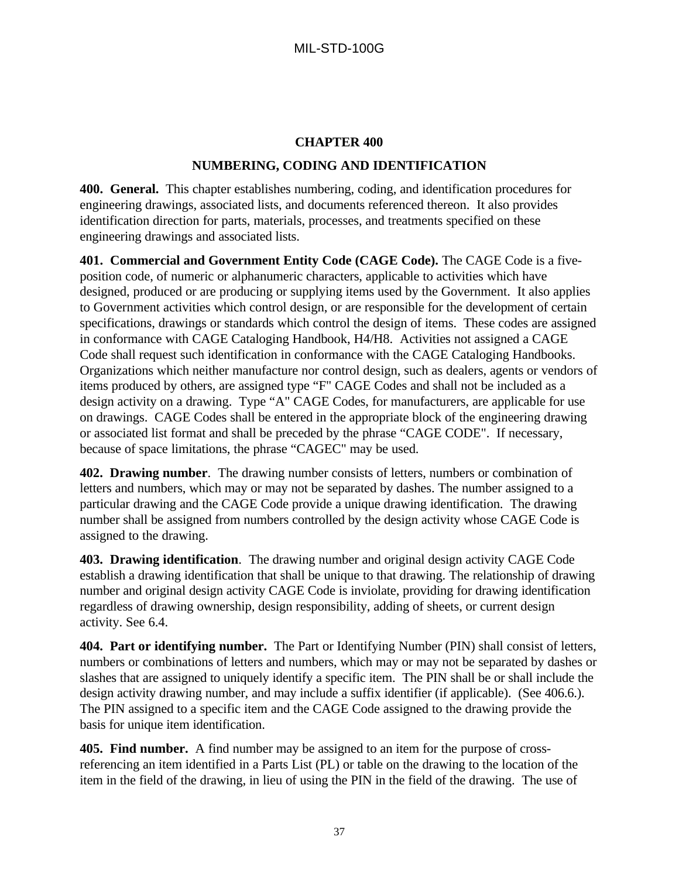# CHAPTER 400

## NUMBERING, CODING AND IDENTIFICATION

**400. General.** This chapter establishes numbering, coding, and identification procedures for engineering drawings, associated lists, and documents referenced thereon. It also provides identification direction for parts, materials, processes, and treatments specified on these engineering drawings and associated lists.

**401. Commercial and Government Entity Code (CAGE Code).** The CAGE Code is a five-position code, of numeric or alphanumeric characters, applicable to activities which have designed, produced or are producing or supplying items used by the Government. It also applies to Government activities which control design, or are responsible for the development of certain specifications, drawings or standards which control the design of items. These codes are assigned in conformance with CAGE Cataloging Handbook, H4/H8. Activities not assigned a CAGE Code shall request such identification in conformance with the CAGE Cataloging Handbooks. Organizations which neither manufacture nor control design, such as dealers, agents or vendors of items produced by others, are assigned type "F" CAGE Codes and shall not be included as a design activity on a drawing. Type "A" CAGE Codes, for manufacturers, are applicable for use on drawings. CAGE Codes shall be entered in the appropriate block of the engineering drawing or associated list format and shall be preceded by the phrase "CAGE CODE". If necessary, because of space limitations, the phrase "CAGEC" may be used.

**402. Drawing number**. The drawing number consists of letters, numbers or combination of letters and numbers, which may or may not be separated by dashes. The number assigned to a particular drawing and the CAGE Code provide a unique drawing identification. The drawing number shall be assigned from numbers controlled by the design activity whose CAGE Code is assigned to the drawing.

**403. Drawing identification**. The drawing number and original design activity CAGE Code establish a drawing identification that shall be unique to that drawing. The relationship of drawing number and original design activity CAGE Code is inviolate, providing for drawing identification regardless of drawing ownership, design responsibility, adding of sheets, or current design activity. See 6.4.

**404. Part or identifying number.** The Part or Identifying Number (PIN) shall consist of letters, numbers or combinations of letters and numbers, which may or may not be separated by dashes or slashes that are assigned to uniquely identify a specific item. The PIN shall be or shall include the design activity drawing number, and may include a suffix identifier (if applicable). (See 406.6.). The PIN assigned to a specific item and the CAGE Code assigned to the drawing provide the basis for unique item identification.

**405. Find number.** A find number may be assigned to an item for the purpose of cross-referencing an item identified in a Parts List (PL) or table on the drawing to the location of the item in the field of the drawing, in lieu of using the PIN in the field of the drawing. The use of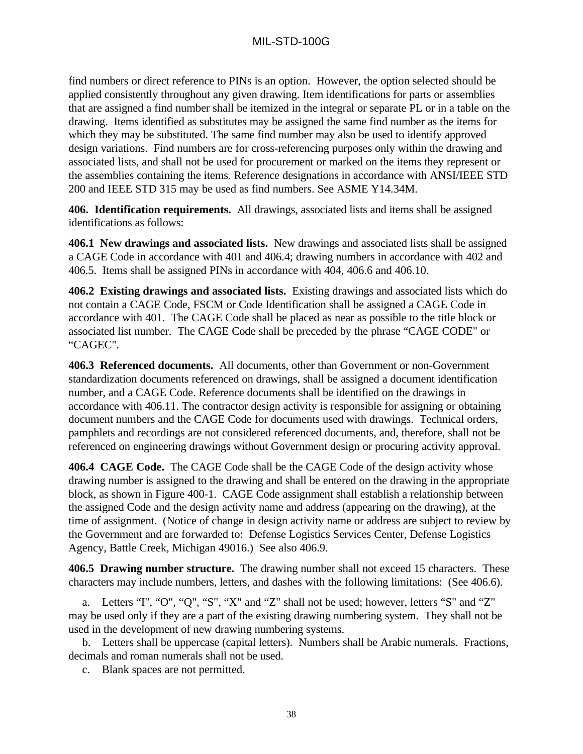find numbers or direct reference to PINs is an option. However, the option selected should be applied consistently throughout any given drawing. Item identifications for parts or assemblies that are assigned a find number shall be itemized in the integral or separate PL or in a table on the drawing. Items identified as substitutes may be assigned the same find number as the items for which they may be substituted. The same find number may also be used to identify approved design variations. Find numbers are for cross-referencing purposes only within the drawing and associated lists, and shall not be used for procurement or marked on the items they represent or the assemblies containing the items. Reference designations in accordance with ANSI/IEEE STD 200 and IEEE STD 315 may be used as find numbers. See ASME Y14.34M.

**406. Identification requirements.** All drawings, associated lists and items shall be assigned identifications as follows:

**406.1 New drawings and associated lists.** New drawings and associated lists shall be assigned a CAGE Code in accordance with 401 and 406.4; drawing numbers in accordance with 402 and 406.5. Items shall be assigned PINs in accordance with 404, 406.6 and 406.10.

**406.2 Existing drawings and associated lists.** Existing drawings and associated lists which do not contain a CAGE Code, FSCM or Code Identification shall be assigned a CAGE Code in accordance with 401. The CAGE Code shall be placed as near as possible to the title block or associated list number. The CAGE Code shall be preceded by the phrase "CAGE CODE" or "CAGEC".

**406.3 Referenced documents.** All documents, other than Government or non-Government standardization documents referenced on drawings, shall be assigned a document identification number, and a CAGE Code. Reference documents shall be identified on the drawings in accordance with 406.11. The contractor design activity is responsible for assigning or obtaining document numbers and the CAGE Code for documents used with drawings. Technical orders, pamphlets and recordings are not considered referenced documents, and, therefore, shall not be referenced on engineering drawings without Government design or procuring activity approval.

**406.4 CAGE Code.** The CAGE Code shall be the CAGE Code of the design activity whose drawing number is assigned to the drawing and shall be entered on the drawing in the appropriate block, as shown in Figure 400-1. CAGE Code assignment shall establish a relationship between the assigned Code and the design activity name and address (appearing on the drawing), at the time of assignment. (Notice of change in design activity name or address are subject to review by the Government and are forwarded to: Defense Logistics Services Center, Defense Logistics Agency, Battle Creek, Michigan 49016.) See also 406.9.

**406.5 Drawing number structure.** The drawing number shall not exceed 15 characters. These characters may include numbers, letters, and dashes with the following limitations: (See 406.6).

a. Letters "I", "O", "Q", "S", "X" and "Z" shall not be used; however, letters "S" and "Z" may be used only if they are a part of the existing drawing numbering system. They shall not be used in the development of new drawing numbering systems.

b. Letters shall be uppercase (capital letters). Numbers shall be Arabic numerals. Fractions, decimals and roman numerals shall not be used.

c. Blank spaces are not permitted.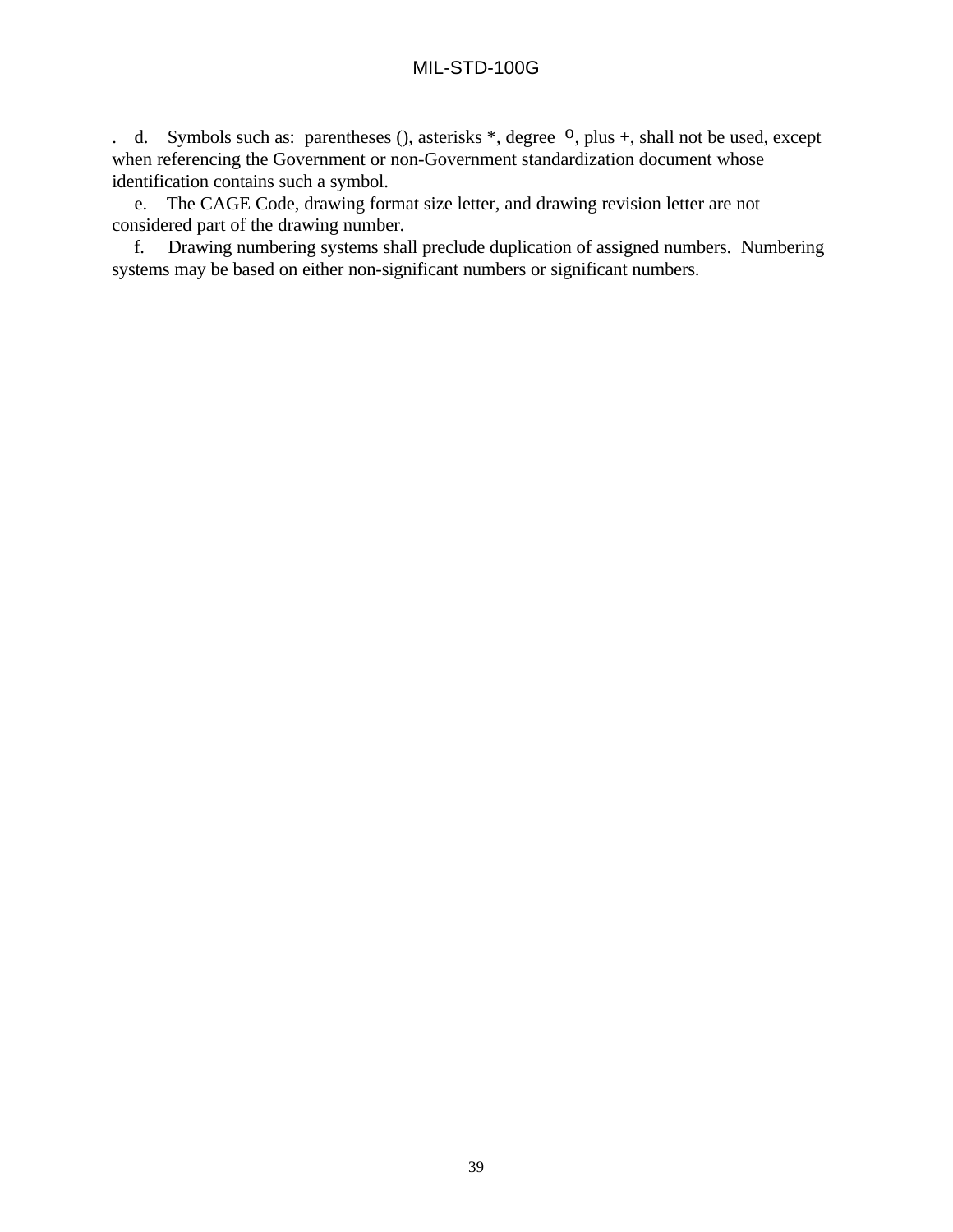. d. Symbols such as: parentheses (), asterisks *, degree º, plus +, shall not be used, except when referencing the Government or non-Government standardization document whose identification contains such a symbol.

e. The CAGE Code, drawing format size letter, and drawing revision letter are not considered part of the drawing number.

f. Drawing numbering systems shall preclude duplication of assigned numbers. Numbering systems may be based on either non-significant numbers or significant numbers.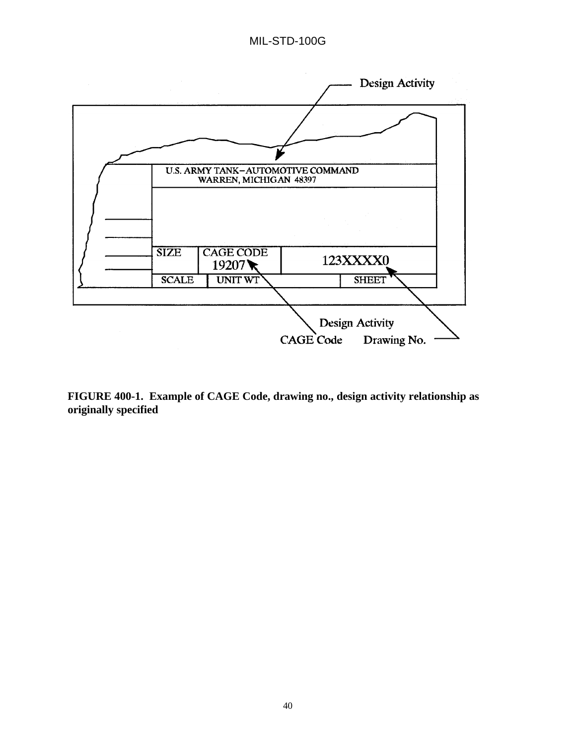Design Activity

U.S. ARMY TANK–AUTOMOTIVE COMMAND
WARREN, MICHIGAN 48397

| SIZE | CAGE CODE 19207 | 123XXXX0 |
| --- | --- | --- |
| SCALE | UNIT WT | SHEET |

Design Activity CAGE Code

Drawing No.

**FIGURE 400-1. Example of CAGE Code, drawing no., design activity relationship as originally specified**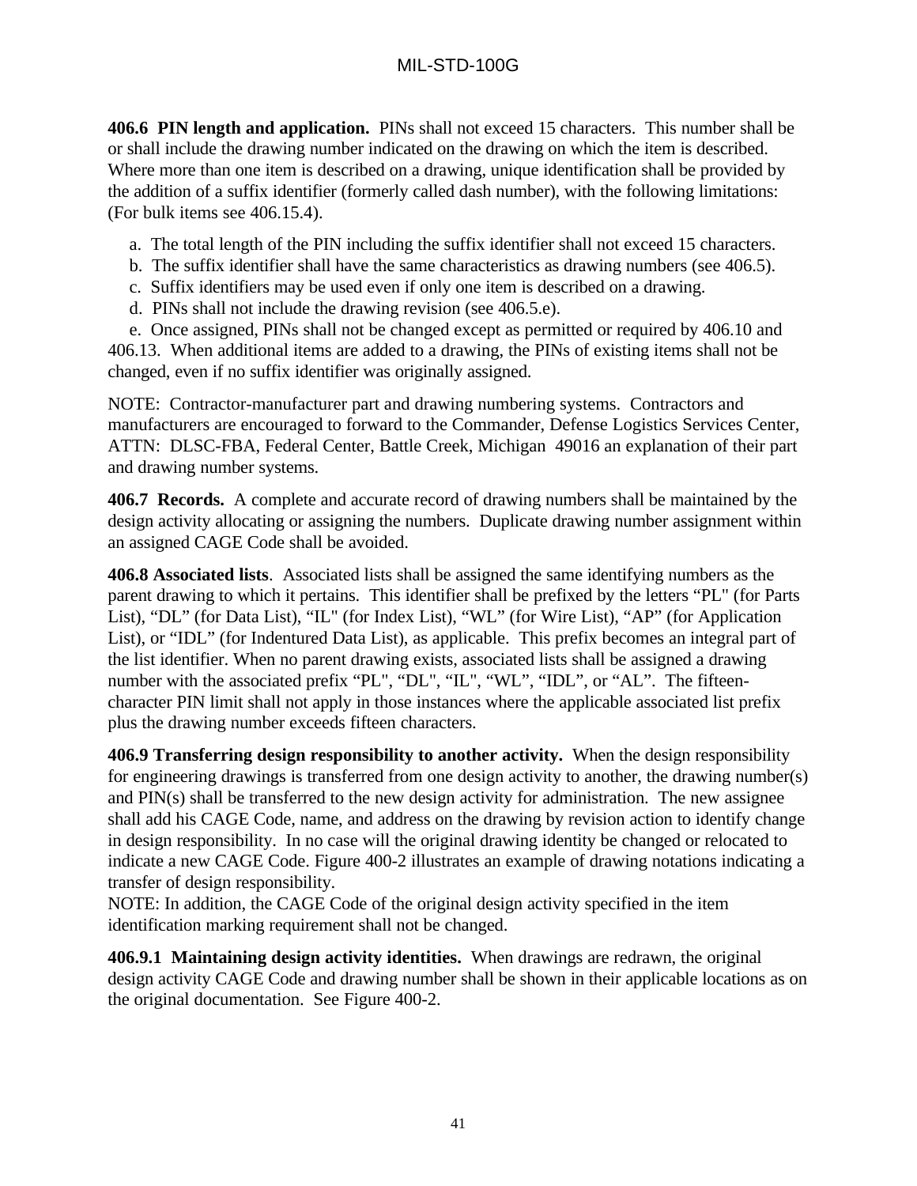**406.6 PIN length and application.** PINs shall not exceed 15 characters. This number shall be or shall include the drawing number indicated on the drawing on which the item is described. Where more than one item is described on a drawing, unique identification shall be provided by the addition of a suffix identifier (formerly called dash number), with the following limitations: (For bulk items see 406.15.4).

a. The total length of the PIN including the suffix identifier shall not exceed 15 characters.
b. The suffix identifier shall have the same characteristics as drawing numbers (see 406.5).
c. Suffix identifiers may be used even if only one item is described on a drawing.
d. PINs shall not include the drawing revision (see 406.5.e).
e. Once assigned, PINs shall not be changed except as permitted or required by 406.10 and 406.13. When additional items are added to a drawing, the PINs of existing items shall not be changed, even if no suffix identifier was originally assigned.

NOTE: Contractor-manufacturer part and drawing numbering systems. Contractors and manufacturers are encouraged to forward to the Commander, Defense Logistics Services Center, ATTN: DLSC-FBA, Federal Center, Battle Creek, Michigan 49016 an explanation of their part and drawing number systems.

**406.7 Records.** A complete and accurate record of drawing numbers shall be maintained by the design activity allocating or assigning the numbers. Duplicate drawing number assignment within an assigned CAGE Code shall be avoided.

**406.8 Associated lists**. Associated lists shall be assigned the same identifying numbers as the parent drawing to which it pertains. This identifier shall be prefixed by the letters "PL" (for Parts List), "DL" (for Data List), "IL" (for Index List), "WL" (for Wire List), "AP" (for Application List), or "IDL" (for Indentured Data List), as applicable. This prefix becomes an integral part of the list identifier. When no parent drawing exists, associated lists shall be assigned a drawing number with the associated prefix "PL", "DL", "IL", "WL", "IDL", or "AL". The fifteen-character PIN limit shall not apply in those instances where the applicable associated list prefix plus the drawing number exceeds fifteen characters.

**406.9 Transferring design responsibility to another activity.** When the design responsibility for engineering drawings is transferred from one design activity to another, the drawing number(s) and PIN(s) shall be transferred to the new design activity for administration. The new assignee shall add his CAGE Code, name, and address on the drawing by revision action to identify change in design responsibility. In no case will the original drawing identity be changed or relocated to indicate a new CAGE Code. Figure 400-2 illustrates an example of drawing notations indicating a transfer of design responsibility.

NOTE: In addition, the CAGE Code of the original design activity specified in the item identification marking requirement shall not be changed.

**406.9.1 Maintaining design activity identities.** When drawings are redrawn, the original design activity CAGE Code and drawing number shall be shown in their applicable locations as on the original documentation. See Figure 400-2.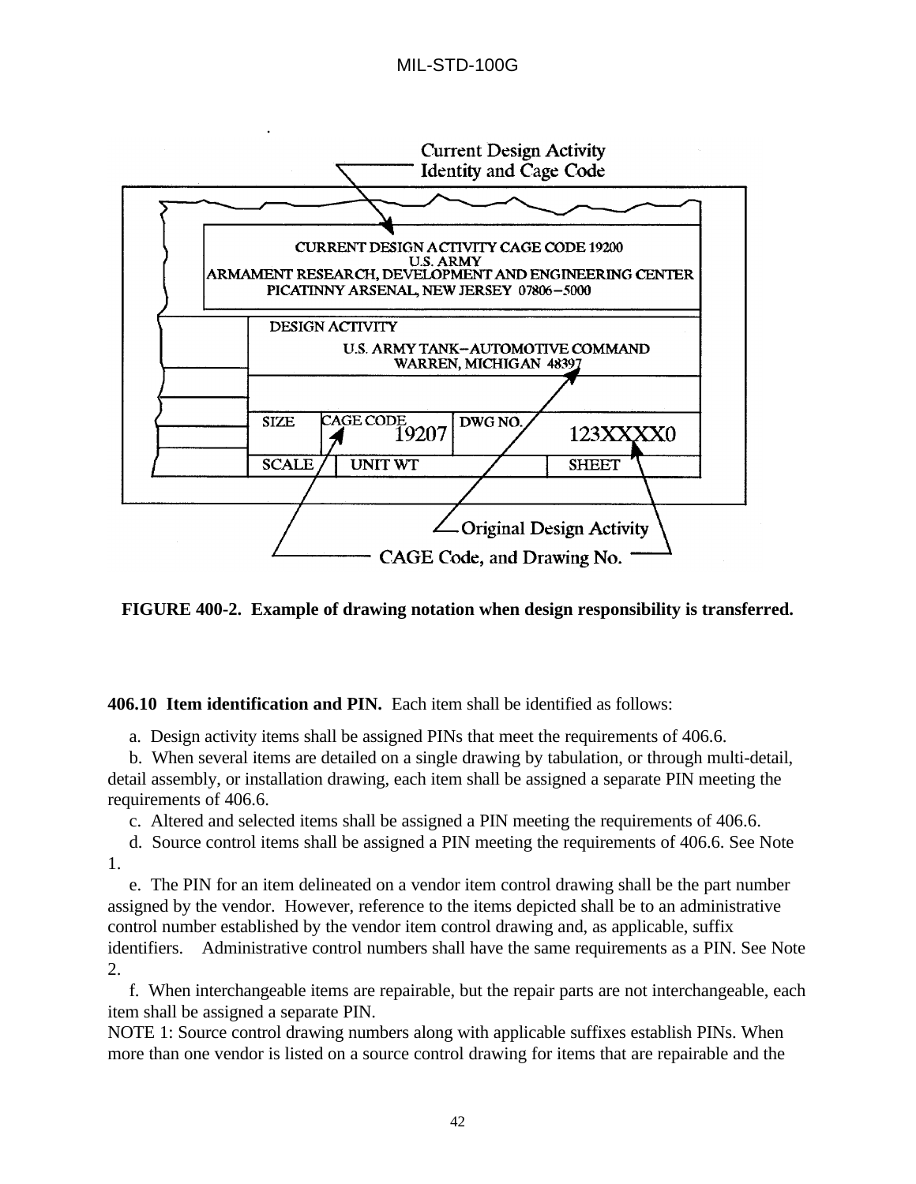CURRENT DESIGN ACTIVITY CAGE CODE 19200
U.S. ARMY
ARMAMENT RESEARCH, DEVELOPMENT AND ENGINEERING CENTER
PICATINNY ARSENAL, NEW JERSEY 07806−5000

DESIGN ACTIVITY
U.S. ARMY TANK−AUTOMOTIVE COMMAND
WARREN, MICHIGAN 48397

| SIZE | CAGE CODE 19207 | DWG NO. 123XXXX0 |
|---|---|---|
| SCALE | UNIT WT | SHEET |

Current Design Activity Identity and Cage Code

Original Design Activity CAGE Code, and Drawing No.

**FIGURE 400-2. Example of drawing notation when design responsibility is transferred.**

**406.10 Item identification and PIN.** Each item shall be identified as follows:

a. Design activity items shall be assigned PINs that meet the requirements of 406.6.

b. When several items are detailed on a single drawing by tabulation, or through multi-detail, detail assembly, or installation drawing, each item shall be assigned a separate PIN meeting the requirements of 406.6.

c. Altered and selected items shall be assigned a PIN meeting the requirements of 406.6.

d. Source control items shall be assigned a PIN meeting the requirements of 406.6. See Note 1.

e. The PIN for an item delineated on a vendor item control drawing shall be the part number assigned by the vendor. However, reference to the items depicted shall be to an administrative control number established by the vendor item control drawing and, as applicable, suffix identifiers. Administrative control numbers shall have the same requirements as a PIN. See Note 2.

f. When interchangeable items are repairable, but the repair parts are not interchangeable, each item shall be assigned a separate PIN.

NOTE 1: Source control drawing numbers along with applicable suffixes establish PINs. When more than one vendor is listed on a source control drawing for items that are repairable and the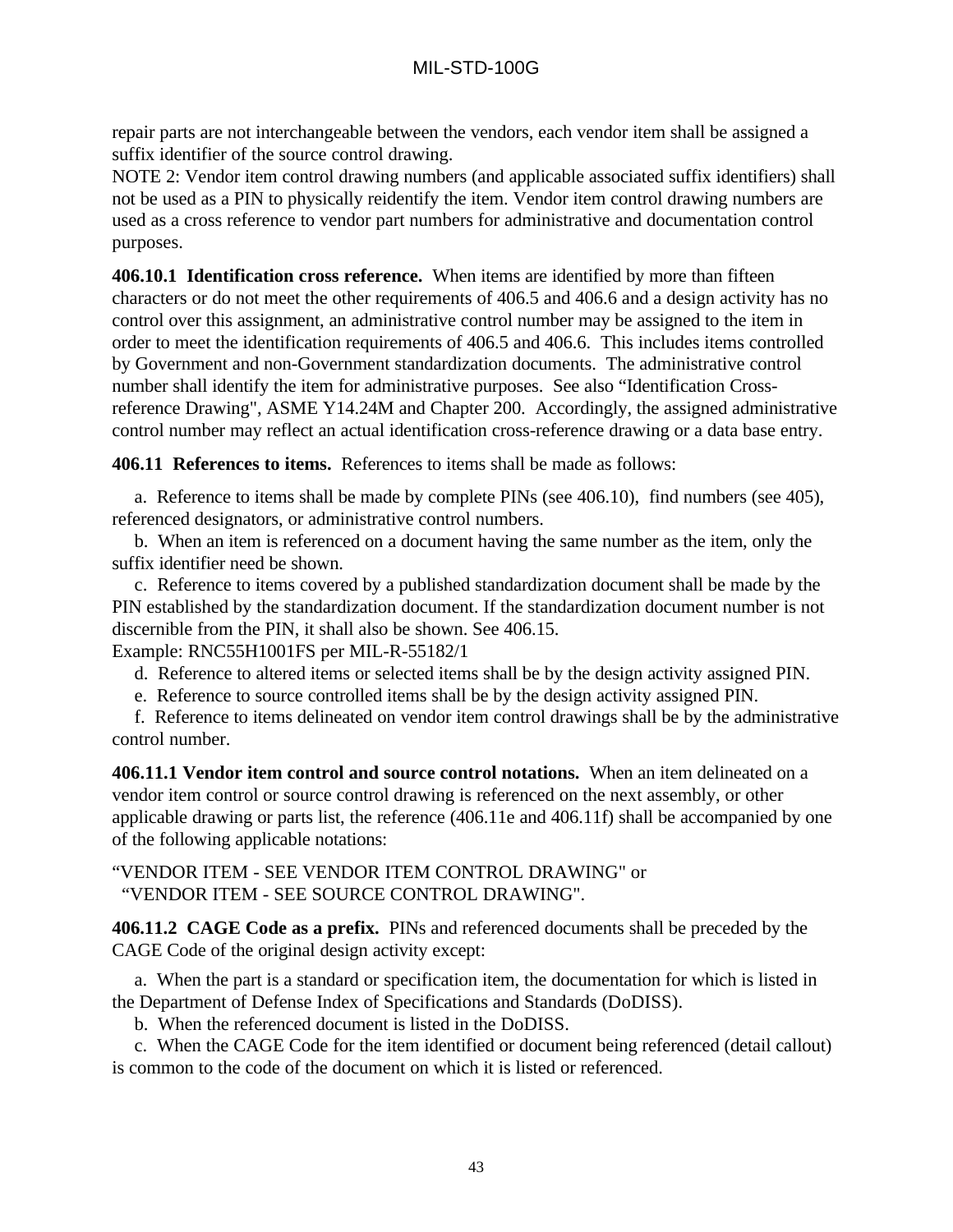repair parts are not interchangeable between the vendors, each vendor item shall be assigned a suffix identifier of the source control drawing.

NOTE 2: Vendor item control drawing numbers (and applicable associated suffix identifiers) shall not be used as a PIN to physically reidentify the item. Vendor item control drawing numbers are used as a cross reference to vendor part numbers for administrative and documentation control purposes.

**406.10.1 Identification cross reference.** When items are identified by more than fifteen characters or do not meet the other requirements of 406.5 and 406.6 and a design activity has no control over this assignment, an administrative control number may be assigned to the item in order to meet the identification requirements of 406.5 and 406.6. This includes items controlled by Government and non-Government standardization documents. The administrative control number shall identify the item for administrative purposes. See also "Identification Cross-reference Drawing", ASME Y14.24M and Chapter 200. Accordingly, the assigned administrative control number may reflect an actual identification cross-reference drawing or a data base entry.

**406.11 References to items.** References to items shall be made as follows:

a. Reference to items shall be made by complete PINs (see 406.10), find numbers (see 405), referenced designators, or administrative control numbers.

b. When an item is referenced on a document having the same number as the item, only the suffix identifier need be shown.

c. Reference to items covered by a published standardization document shall be made by the PIN established by the standardization document. If the standardization document number is not discernible from the PIN, it shall also be shown. See 406.15.

Example: RNC55H1001FS per MIL-R-55182/1

d. Reference to altered items or selected items shall be by the design activity assigned PIN.

e. Reference to source controlled items shall be by the design activity assigned PIN.

f. Reference to items delineated on vendor item control drawings shall be by the administrative control number.

**406.11.1 Vendor item control and source control notations.** When an item delineated on a vendor item control or source control drawing is referenced on the next assembly, or other applicable drawing or parts list, the reference (406.11e and 406.11f) shall be accompanied by one of the following applicable notations:

"VENDOR ITEM - SEE VENDOR ITEM CONTROL DRAWING" or
"VENDOR ITEM - SEE SOURCE CONTROL DRAWING".

**406.11.2 CAGE Code as a prefix.** PINs and referenced documents shall be preceded by the CAGE Code of the original design activity except:

a. When the part is a standard or specification item, the documentation for which is listed in the Department of Defense Index of Specifications and Standards (DoDISS).

b. When the referenced document is listed in the DoDISS.

c. When the CAGE Code for the item identified or document being referenced (detail callout) is common to the code of the document on which it is listed or referenced.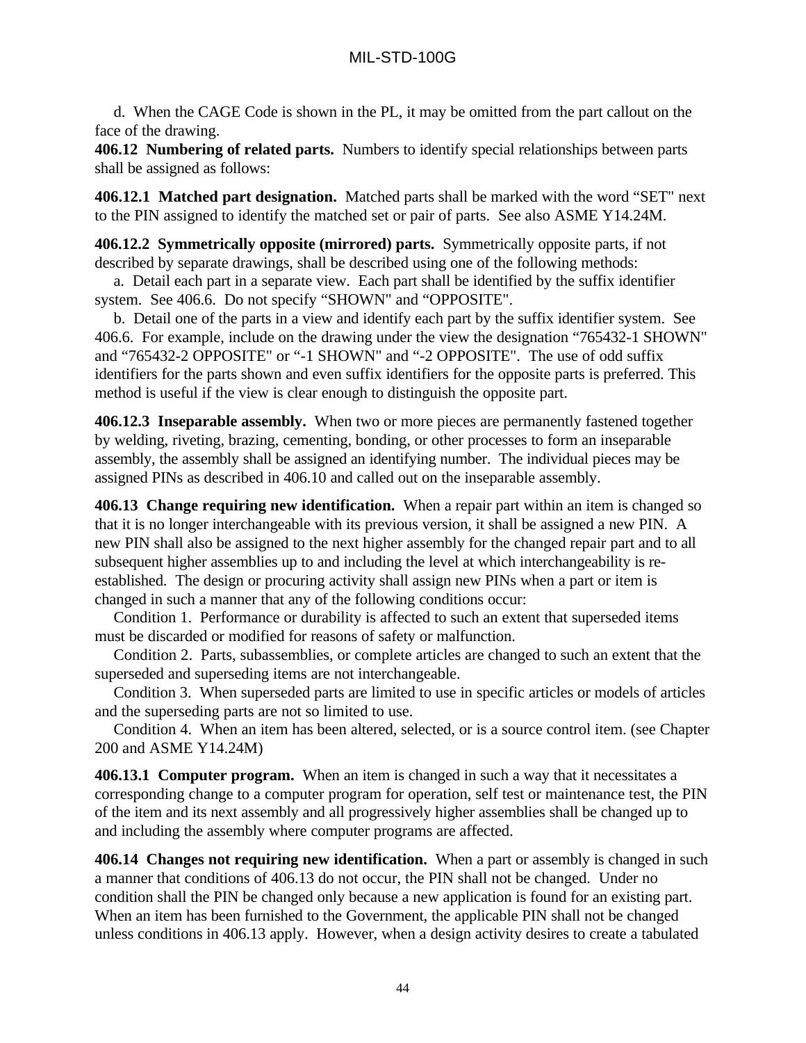d. When the CAGE Code is shown in the PL, it may be omitted from the part callout on the face of the drawing.

**406.12 Numbering of related parts.** Numbers to identify special relationships between parts shall be assigned as follows:

**406.12.1 Matched part designation.** Matched parts shall be marked with the word "SET" next to the PIN assigned to identify the matched set or pair of parts. See also ASME Y14.24M.

**406.12.2 Symmetrically opposite (mirrored) parts.** Symmetrically opposite parts, if not described by separate drawings, shall be described using one of the following methods:

a. Detail each part in a separate view. Each part shall be identified by the suffix identifier system. See 406.6. Do not specify "SHOWN" and "OPPOSITE".

b. Detail one of the parts in a view and identify each part by the suffix identifier system. See 406.6. For example, include on the drawing under the view the designation "765432-1 SHOWN" and "765432-2 OPPOSITE" or "-1 SHOWN" and "-2 OPPOSITE". The use of odd suffix identifiers for the parts shown and even suffix identifiers for the opposite parts is preferred. This method is useful if the view is clear enough to distinguish the opposite part.

**406.12.3 Inseparable assembly.** When two or more pieces are permanently fastened together by welding, riveting, brazing, cementing, bonding, or other processes to form an inseparable assembly, the assembly shall be assigned an identifying number. The individual pieces may be assigned PINs as described in 406.10 and called out on the inseparable assembly.

**406.13 Change requiring new identification.** When a repair part within an item is changed so that it is no longer interchangeable with its previous version, it shall be assigned a new PIN. A new PIN shall also be assigned to the next higher assembly for the changed repair part and to all subsequent higher assemblies up to and including the level at which interchangeability is re-established. The design or procuring activity shall assign new PINs when a part or item is changed in such a manner that any of the following conditions occur:

Condition 1. Performance or durability is affected to such an extent that superseded items must be discarded or modified for reasons of safety or malfunction.

Condition 2. Parts, subassemblies, or complete articles are changed to such an extent that the superseded and superseding items are not interchangeable.

Condition 3. When superseded parts are limited to use in specific articles or models of articles and the superseding parts are not so limited to use.

Condition 4. When an item has been altered, selected, or is a source control item. (see Chapter 200 and ASME Y14.24M)

**406.13.1 Computer program.** When an item is changed in such a way that it necessitates a corresponding change to a computer program for operation, self test or maintenance test, the PIN of the item and its next assembly and all progressively higher assemblies shall be changed up to and including the assembly where computer programs are affected.

**406.14 Changes not requiring new identification.** When a part or assembly is changed in such a manner that conditions of 406.13 do not occur, the PIN shall not be changed. Under no condition shall the PIN be changed only because a new application is found for an existing part. When an item has been furnished to the Government, the applicable PIN shall not be changed unless conditions in 406.13 apply. However, when a design activity desires to create a tabulated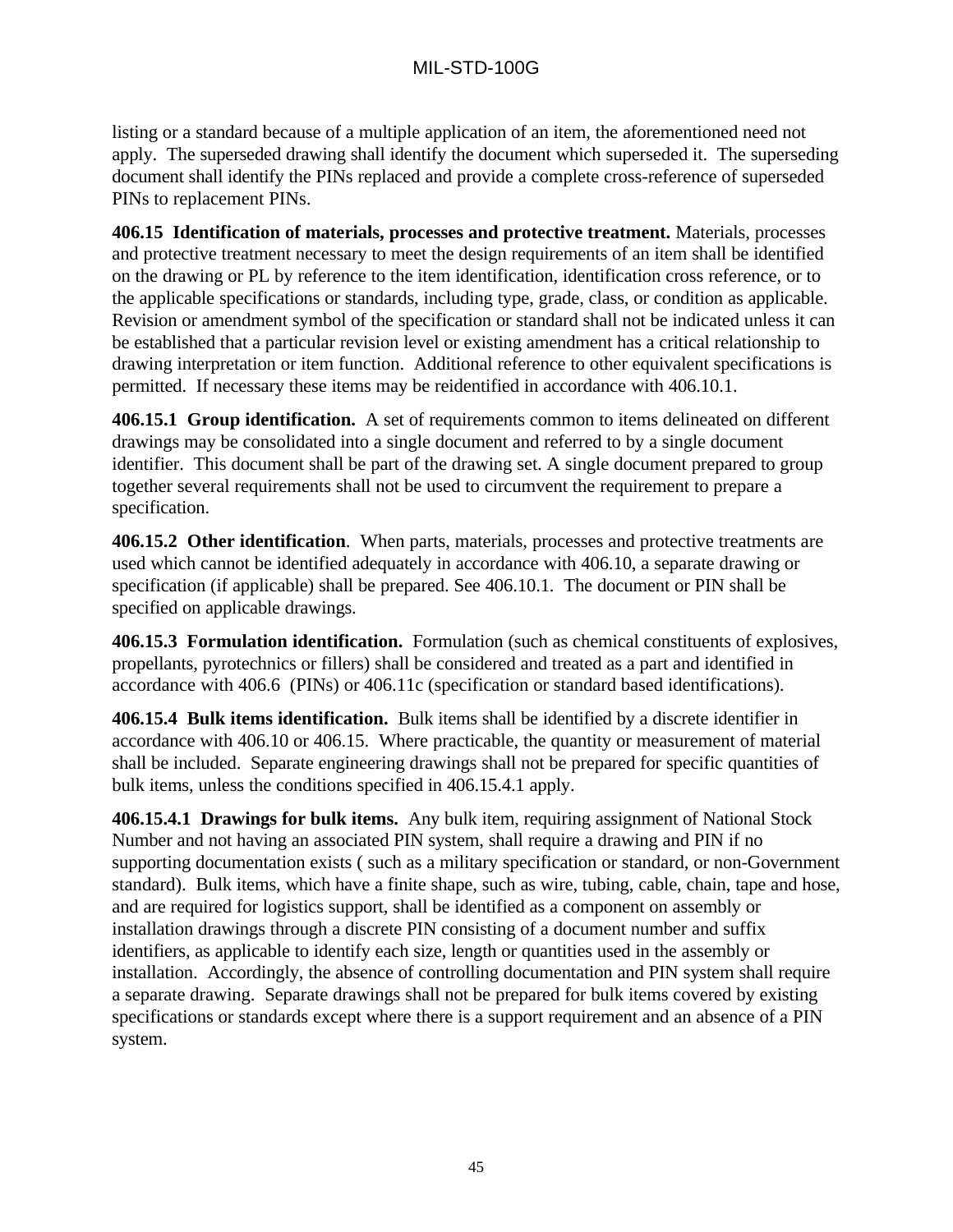listing or a standard because of a multiple application of an item, the aforementioned need not apply. The superseded drawing shall identify the document which superseded it. The superseding document shall identify the PINs replaced and provide a complete cross-reference of superseded PINs to replacement PINs.

**406.15 Identification of materials, processes and protective treatment.** Materials, processes and protective treatment necessary to meet the design requirements of an item shall be identified on the drawing or PL by reference to the item identification, identification cross reference, or to the applicable specifications or standards, including type, grade, class, or condition as applicable. Revision or amendment symbol of the specification or standard shall not be indicated unless it can be established that a particular revision level or existing amendment has a critical relationship to drawing interpretation or item function. Additional reference to other equivalent specifications is permitted. If necessary these items may be reidentified in accordance with 406.10.1.

**406.15.1 Group identification.** A set of requirements common to items delineated on different drawings may be consolidated into a single document and referred to by a single document identifier. This document shall be part of the drawing set. A single document prepared to group together several requirements shall not be used to circumvent the requirement to prepare a specification.

**406.15.2 Other identification**. When parts, materials, processes and protective treatments are used which cannot be identified adequately in accordance with 406.10, a separate drawing or specification (if applicable) shall be prepared. See 406.10.1. The document or PIN shall be specified on applicable drawings.

**406.15.3 Formulation identification.** Formulation (such as chemical constituents of explosives, propellants, pyrotechnics or fillers) shall be considered and treated as a part and identified in accordance with 406.6 (PINs) or 406.11c (specification or standard based identifications).

**406.15.4 Bulk items identification.** Bulk items shall be identified by a discrete identifier in accordance with 406.10 or 406.15. Where practicable, the quantity or measurement of material shall be included. Separate engineering drawings shall not be prepared for specific quantities of bulk items, unless the conditions specified in 406.15.4.1 apply.

**406.15.4.1 Drawings for bulk items.** Any bulk item, requiring assignment of National Stock Number and not having an associated PIN system, shall require a drawing and PIN if no supporting documentation exists ( such as a military specification or standard, or non-Government standard). Bulk items, which have a finite shape, such as wire, tubing, cable, chain, tape and hose, and are required for logistics support, shall be identified as a component on assembly or installation drawings through a discrete PIN consisting of a document number and suffix identifiers, as applicable to identify each size, length or quantities used in the assembly or installation. Accordingly, the absence of controlling documentation and PIN system shall require a separate drawing. Separate drawings shall not be prepared for bulk items covered by existing specifications or standards except where there is a support requirement and an absence of a PIN system.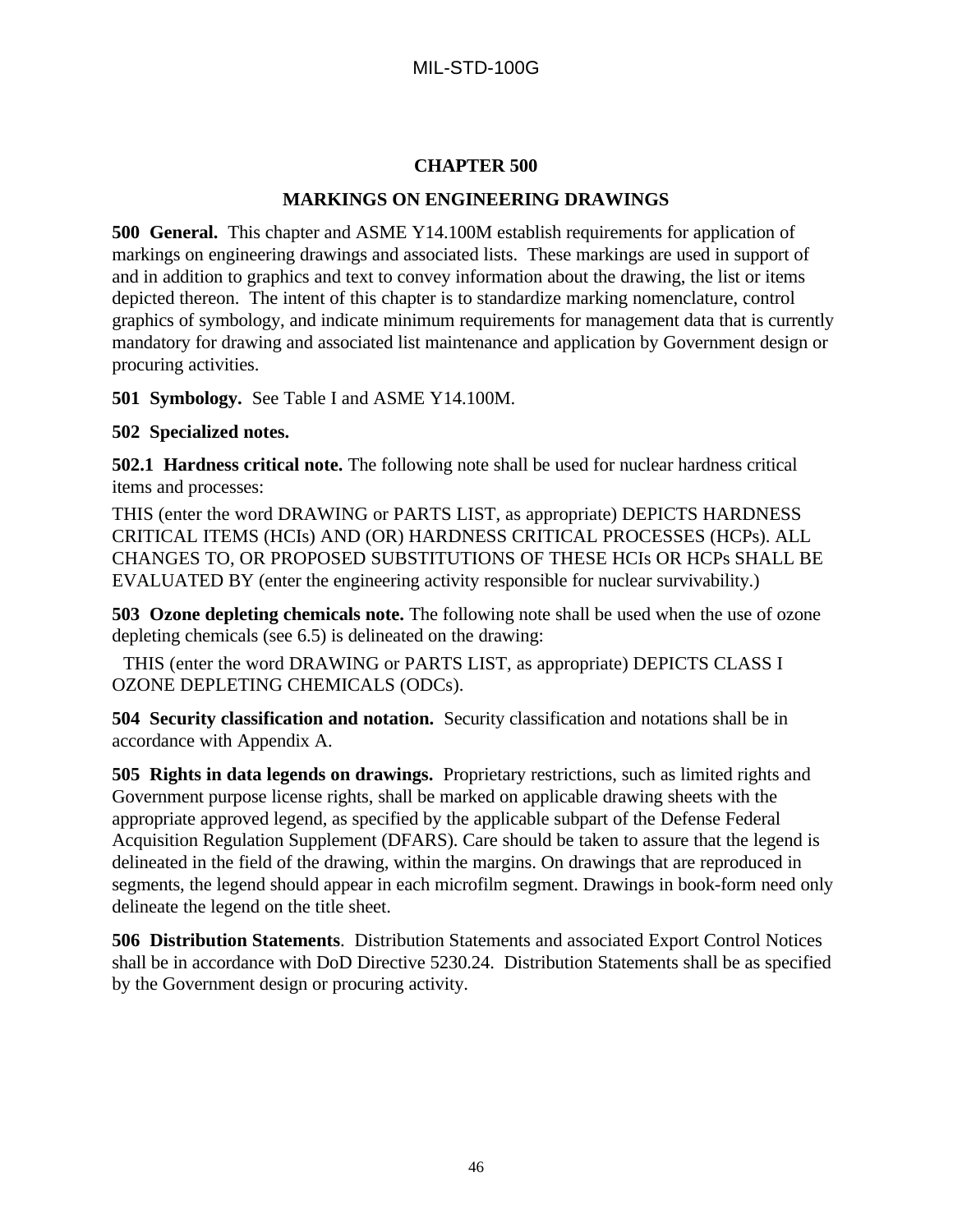## CHAPTER 500

## MARKINGS ON ENGINEERING DRAWINGS

**500 General.** This chapter and ASME Y14.100M establish requirements for application of markings on engineering drawings and associated lists. These markings are used in support of and in addition to graphics and text to convey information about the drawing, the list or items depicted thereon. The intent of this chapter is to standardize marking nomenclature, control graphics of symbology, and indicate minimum requirements for management data that is currently mandatory for drawing and associated list maintenance and application by Government design or procuring activities.

**501 Symbology.** See Table I and ASME Y14.100M.

**502 Specialized notes.**

**502.1 Hardness critical note.** The following note shall be used for nuclear hardness critical items and processes:

THIS (enter the word DRAWING or PARTS LIST, as appropriate) DEPICTS HARDNESS CRITICAL ITEMS (HCIs) AND (OR) HARDNESS CRITICAL PROCESSES (HCPs). ALL CHANGES TO, OR PROPOSED SUBSTITUTIONS OF THESE HCIs OR HCPs SHALL BE EVALUATED BY (enter the engineering activity responsible for nuclear survivability.)

**503 Ozone depleting chemicals note.** The following note shall be used when the use of ozone depleting chemicals (see 6.5) is delineated on the drawing:

THIS (enter the word DRAWING or PARTS LIST, as appropriate) DEPICTS CLASS I OZONE DEPLETING CHEMICALS (ODCs).

**504 Security classification and notation.** Security classification and notations shall be in accordance with Appendix A.

**505 Rights in data legends on drawings.** Proprietary restrictions, such as limited rights and Government purpose license rights, shall be marked on applicable drawing sheets with the appropriate approved legend, as specified by the applicable subpart of the Defense Federal Acquisition Regulation Supplement (DFARS). Care should be taken to assure that the legend is delineated in the field of the drawing, within the margins. On drawings that are reproduced in segments, the legend should appear in each microfilm segment. Drawings in book-form need only delineate the legend on the title sheet.

**506 Distribution Statements**. Distribution Statements and associated Export Control Notices shall be in accordance with DoD Directive 5230.24. Distribution Statements shall be as specified by the Government design or procuring activity.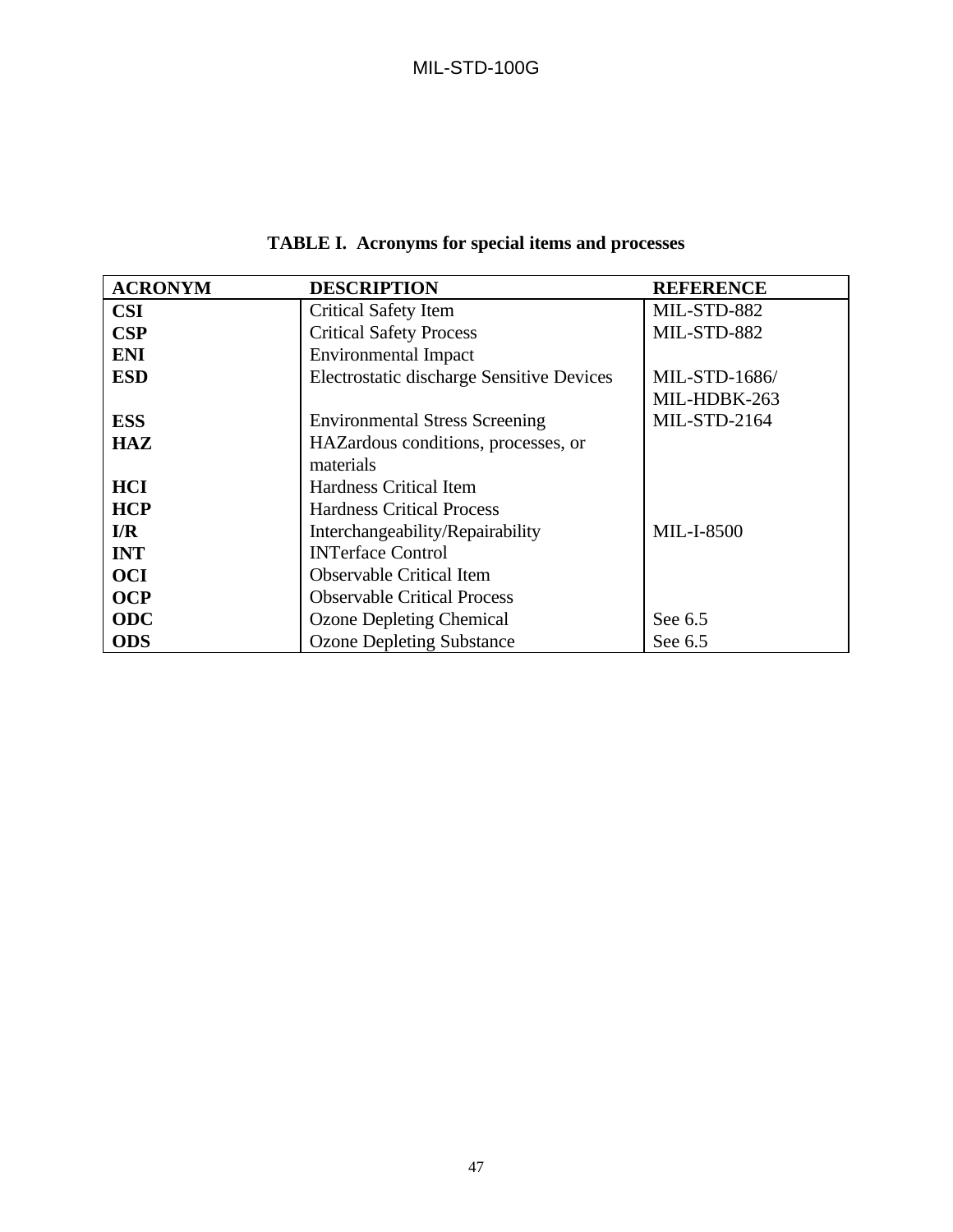**TABLE I. Acronyms for special items and processes**

| ACRONYM | DESCRIPTION | REFERENCE |
|---|---|---|
| **CSI** | Critical Safety Item | MIL-STD-882 |
| **CSP** | Critical Safety Process | MIL-STD-882 |
| **ENI** | Environmental Impact | |
| **ESD** | Electrostatic discharge Sensitive Devices | MIL-STD-1686/ MIL-HDBK-263 |
| **ESS** | Environmental Stress Screening | MIL-STD-2164 |
| **HAZ** | HAZardous conditions, processes, or materials | |
| **HCI** | Hardness Critical Item | |
| **HCP** | Hardness Critical Process | |
| **I/R** | Interchangeability/Repairability | MIL-I-8500 |
| **INT** | INTerface Control | |
| **OCI** | Observable Critical Item | |
| **OCP** | Observable Critical Process | |
| **ODC** | Ozone Depleting Chemical | See 6.5 |
| **ODS** | Ozone Depleting Substance | See 6.5 |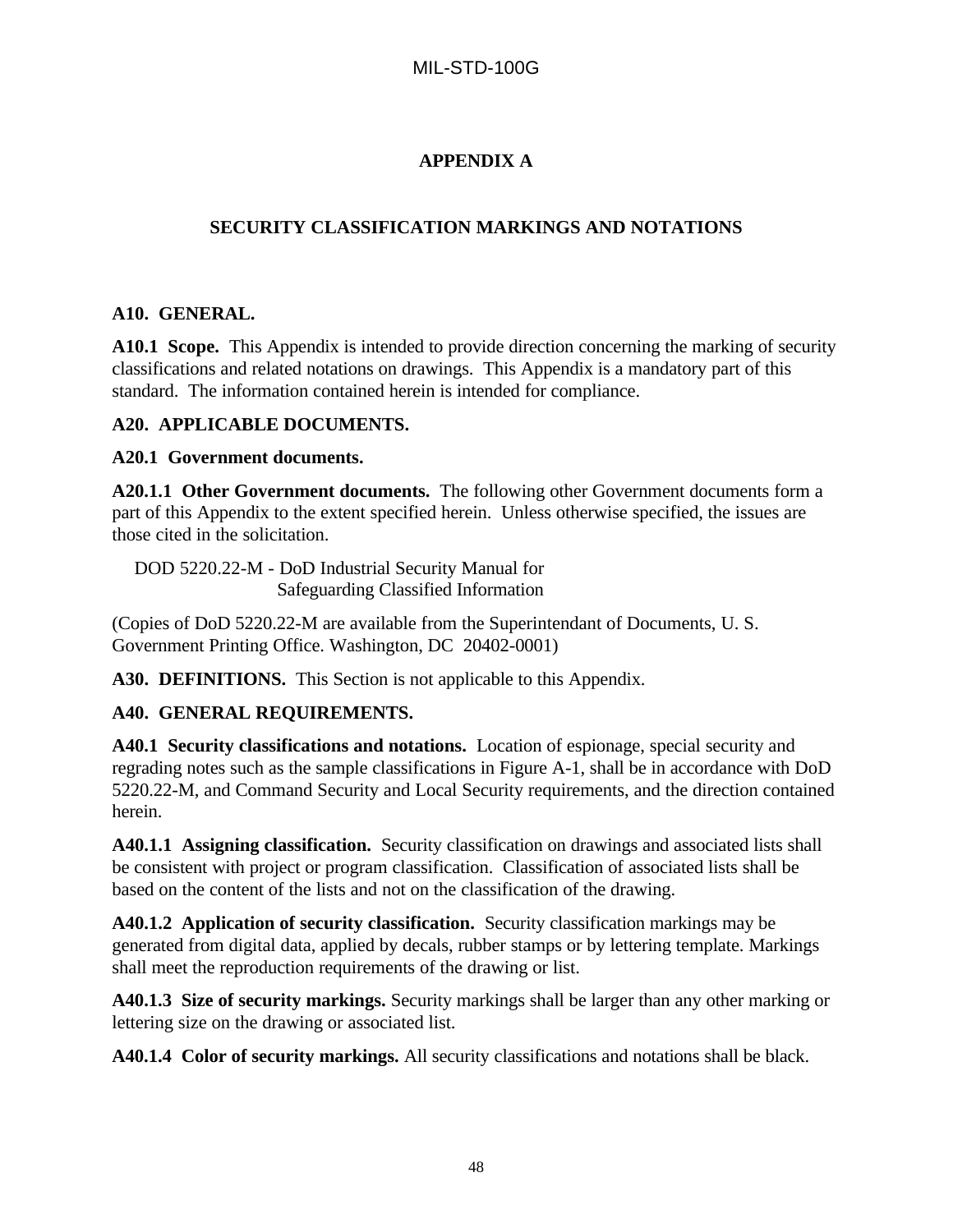## APPENDIX A

## SECURITY CLASSIFICATION MARKINGS AND NOTATIONS

**A10. GENERAL.**

**A10.1 Scope.** This Appendix is intended to provide direction concerning the marking of security classifications and related notations on drawings. This Appendix is a mandatory part of this standard. The information contained herein is intended for compliance.

**A20. APPLICABLE DOCUMENTS.**

**A20.1 Government documents.**

**A20.1.1 Other Government documents.** The following other Government documents form a part of this Appendix to the extent specified herein. Unless otherwise specified, the issues are those cited in the solicitation.

DOD 5220.22-M - DoD Industrial Security Manual for Safeguarding Classified Information

(Copies of DoD 5220.22-M are available from the Superintendant of Documents, U. S. Government Printing Office. Washington, DC 20402-0001)

**A30. DEFINITIONS.** This Section is not applicable to this Appendix.

**A40. GENERAL REQUIREMENTS.**

**A40.1 Security classifications and notations.** Location of espionage, special security and regrading notes such as the sample classifications in Figure A-1, shall be in accordance with DoD 5220.22-M, and Command Security and Local Security requirements, and the direction contained herein.

**A40.1.1 Assigning classification.** Security classification on drawings and associated lists shall be consistent with project or program classification. Classification of associated lists shall be based on the content of the lists and not on the classification of the drawing.

**A40.1.2 Application of security classification.** Security classification markings may be generated from digital data, applied by decals, rubber stamps or by lettering template. Markings shall meet the reproduction requirements of the drawing or list.

**A40.1.3 Size of security markings.** Security markings shall be larger than any other marking or lettering size on the drawing or associated list.

**A40.1.4 Color of security markings.** All security classifications and notations shall be black.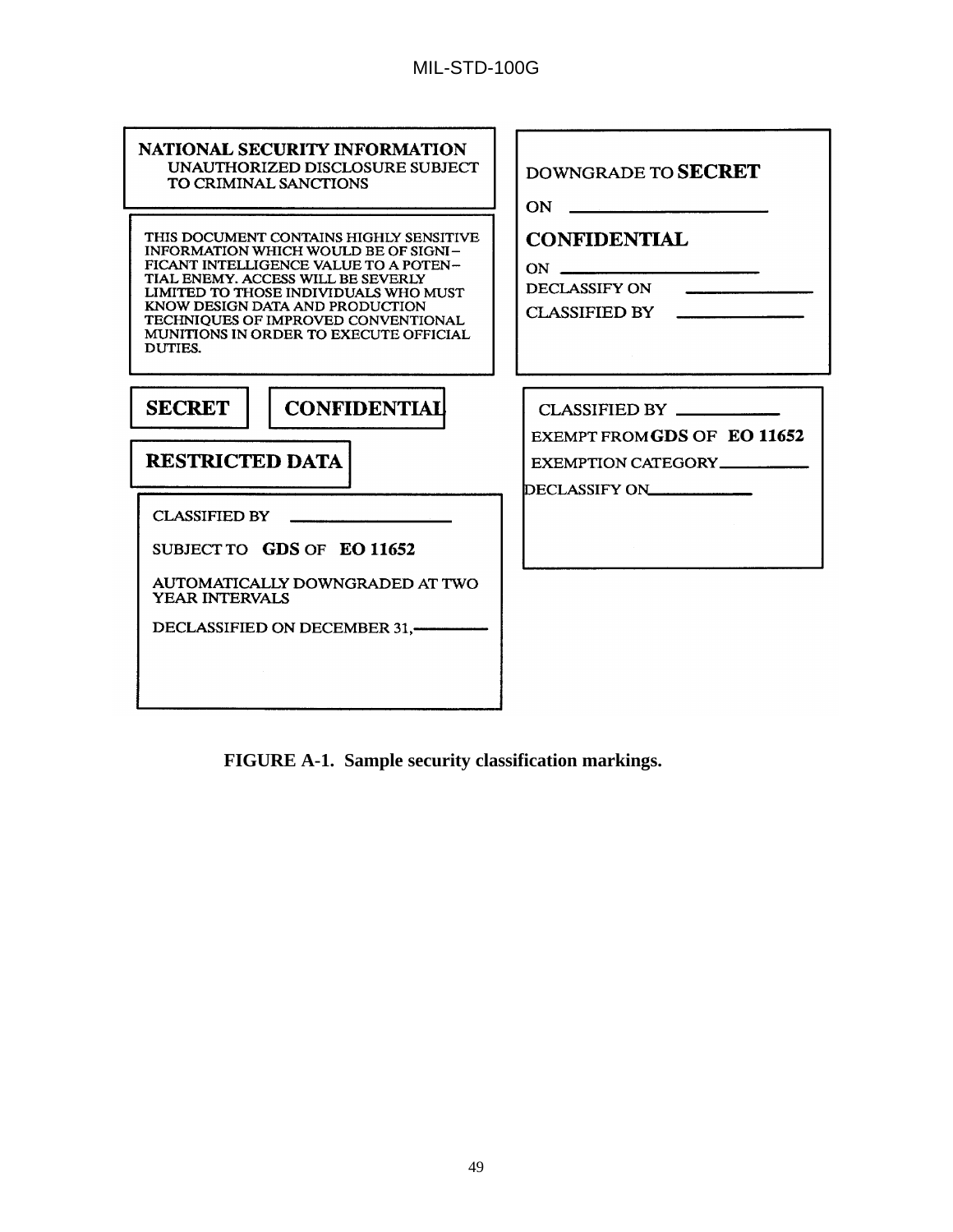NATIONAL SECURITY INFORMATION
UNAUTHORIZED DISCLOSURE SUBJECT TO CRIMINAL SANCTIONS

THIS DOCUMENT CONTAINS HIGHLY SENSITIVE INFORMATION WHICH WOULD BE OF SIGNIFICANT INTELLIGENCE VALUE TO A POTENTIAL ENEMY. ACCESS WILL BE SEVERLY LIMITED TO THOSE INDIVIDUALS WHO MUST KNOW DESIGN DATA AND PRODUCTION TECHNIQUES OF IMPROVED CONVENTIONAL MUNITIONS IN ORDER TO EXECUTE OFFICIAL DUTIES.

DOWNGRADE TO **SECRET**
ON ____________
**CONFIDENTIAL**
ON ____________
DECLASSIFY ON ____________
CLASSIFIED BY ____________

**SECRET**

**CONFIDENTIAL**

**RESTRICTED DATA**

CLASSIFIED BY ____________
SUBJECT TO **GDS** OF **EO 11652**
AUTOMATICALLY DOWNGRADED AT TWO YEAR INTERVALS
DECLASSIFIED ON DECEMBER 31,____________

CLASSIFIED BY ____________
EXEMPT FROM **GDS** OF **EO 11652**
EXEMPTION CATEGORY____________
DECLASSIFY ON____________

**FIGURE A-1. Sample security classification markings.**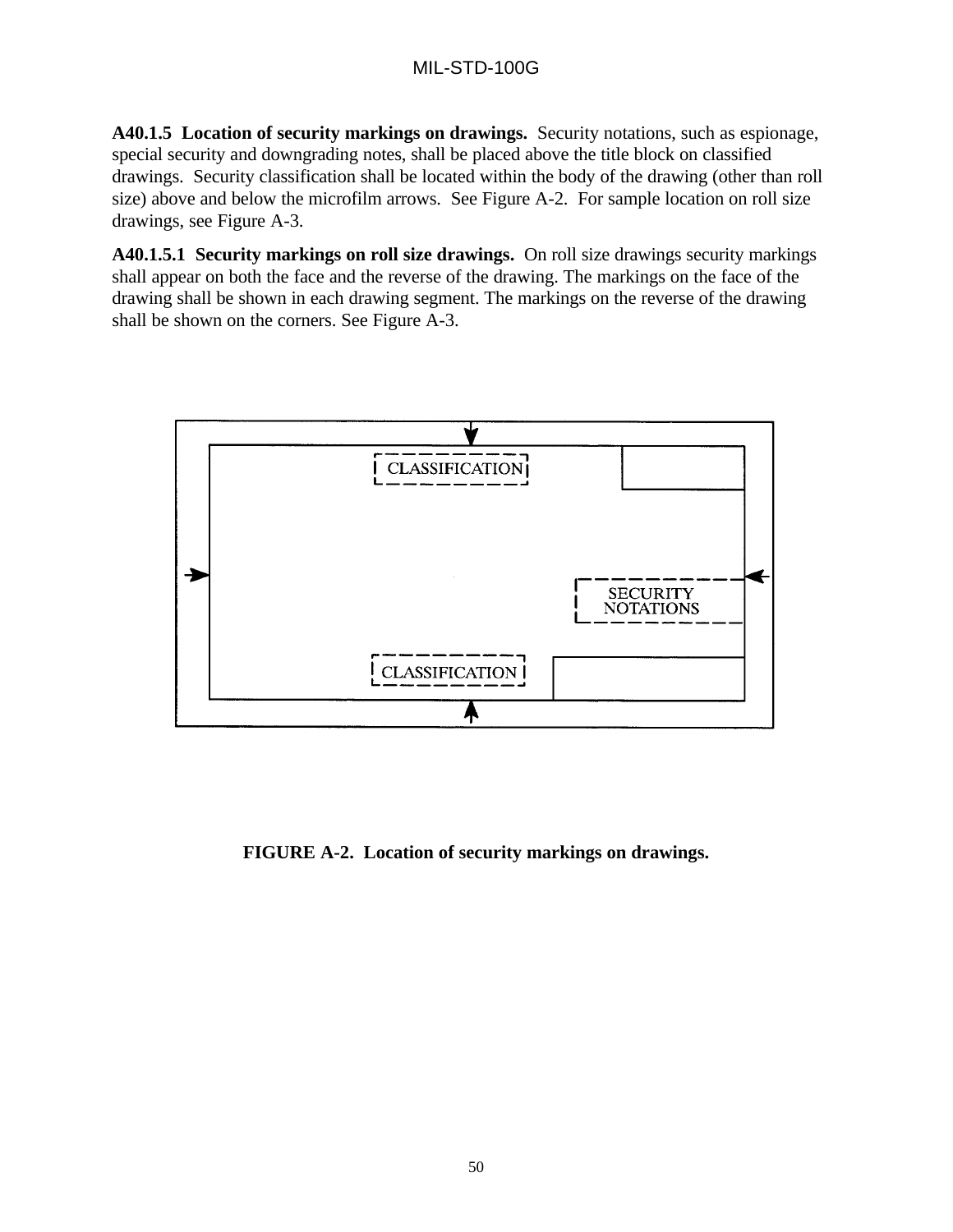**A40.1.5  Location of security markings on drawings.**  Security notations, such as espionage, special security and downgrading notes, shall be placed above the title block on classified drawings.  Security classification shall be located within the body of the drawing (other than roll size) above and below the microfilm arrows.  See Figure A-2.  For sample location on roll size drawings, see Figure A-3.

**A40.1.5.1  Security markings on roll size drawings.**  On roll size drawings security markings shall appear on both the face and the reverse of the drawing. The markings on the face of the drawing shall be shown in each drawing segment. The markings on the reverse of the drawing shall be shown on the corners. See Figure A-3.

CLASSIFICATION

SECURITY NOTATIONS

CLASSIFICATION

**FIGURE A-2.  Location of security markings on drawings.**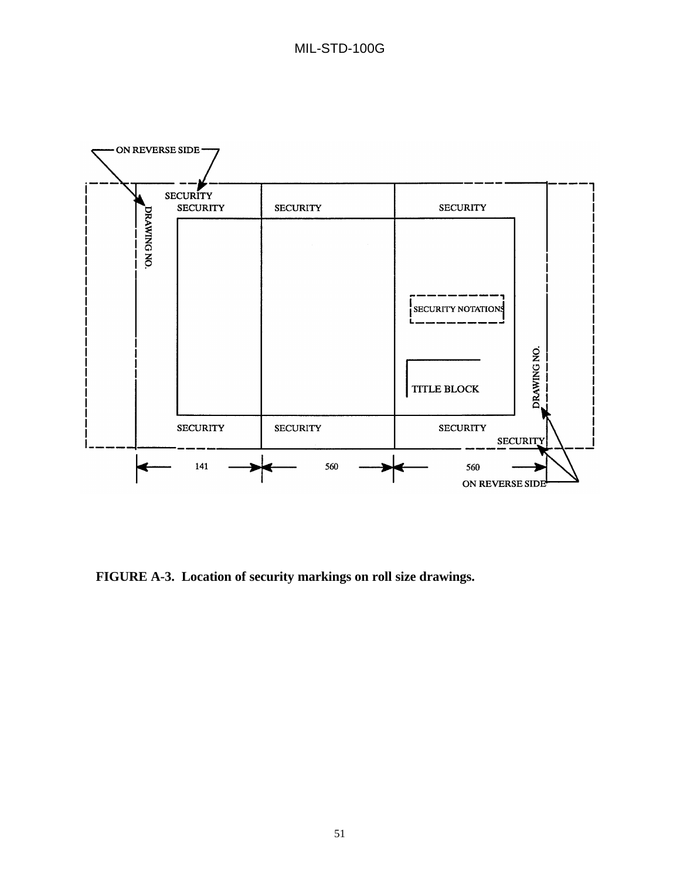ON REVERSE SIDE

SECURITY

SECURITY | SECURITY | SECURITY

DRAWING NO.

SECURITY NOTATIONS

TITLE BLOCK

DRAWING NO.

SECURITY | SECURITY | SECURITY

SECURITY

141 | 560 | 560

ON REVERSE SIDE

**FIGURE A-3. Location of security markings on roll size drawings.**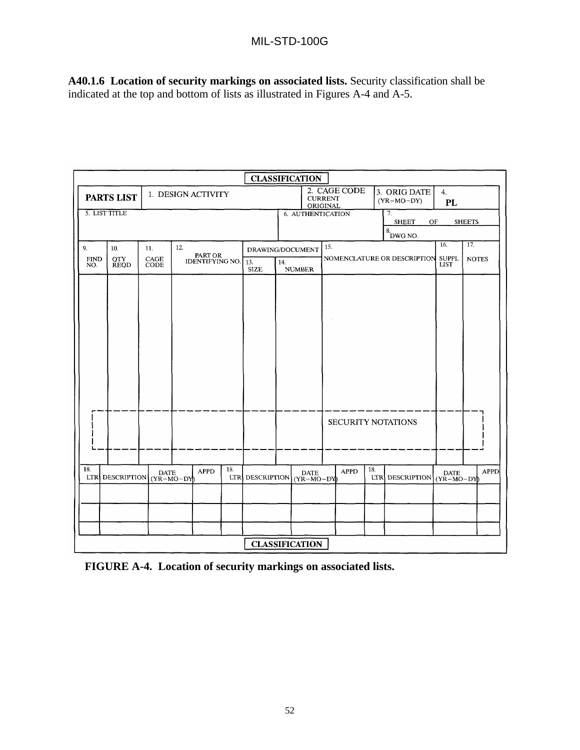**A40.1.6 Location of security markings on associated lists.** Security classification shall be indicated at the top and bottom of lists as illustrated in Figures A-4 and A-5.

**FIGURE A-4. Location of security markings on associated lists.**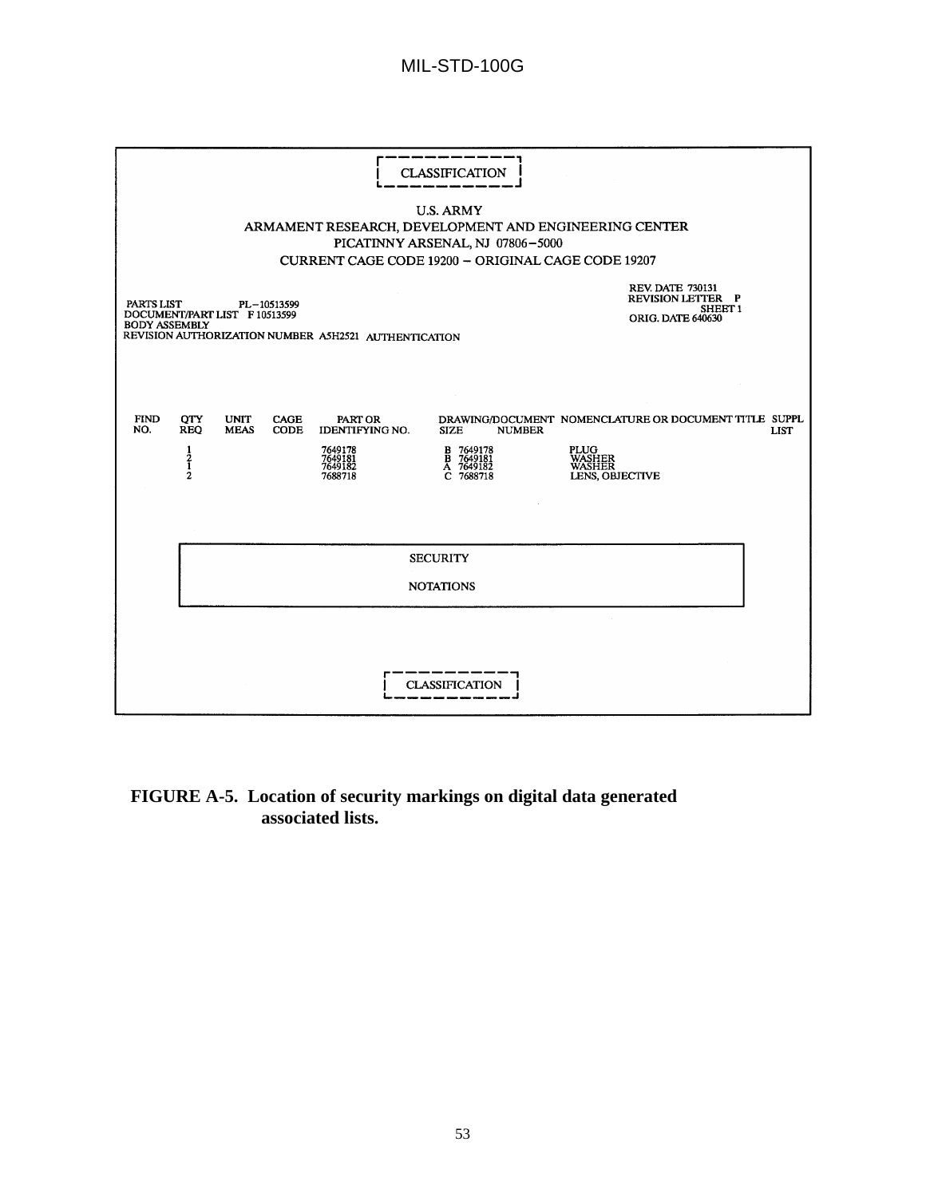CLASSIFICATION

U.S. ARMY
ARMAMENT RESEARCH, DEVELOPMENT AND ENGINEERING CENTER
PICATINNY ARSENAL, NJ 07806–5000
CURRENT CAGE CODE 19200 – ORIGINAL CAGE CODE 19207

PARTS LIST PL–10513599
DOCUMENT/PART LIST F 10513599
BODY ASSEMBLY
REVISION AUTHORIZATION NUMBER A5H2521 AUTHENTICATION

REV. DATE 730131
REVISION LETTER P
SHEET 1
ORIG. DATE 640630

| FIND NO. | QTY REQ | UNIT MEAS | CAGE CODE | PART OR IDENTIFYING NO. | DRAWING/DOCUMENT SIZE | NUMBER | NOMENCLATURE OR DOCUMENT TITLE | SUPPL LIST |
|---|---|---|---|---|---|---|---|---|
| | 1 | | | 7649178 | B | 7649178 | PLUG | |
| | 2 | | | 7649181 | B | 7649181 | WASHER | |
| | 1 | | | 7649182 | A | 7649182 | WASHER | |
| | 2 | | | 7688718 | C | 7688718 | LENS, OBJECTIVE | |

SECURITY

NOTATIONS

CLASSIFICATION

**FIGURE A-5. Location of security markings on digital data generated associated lists.**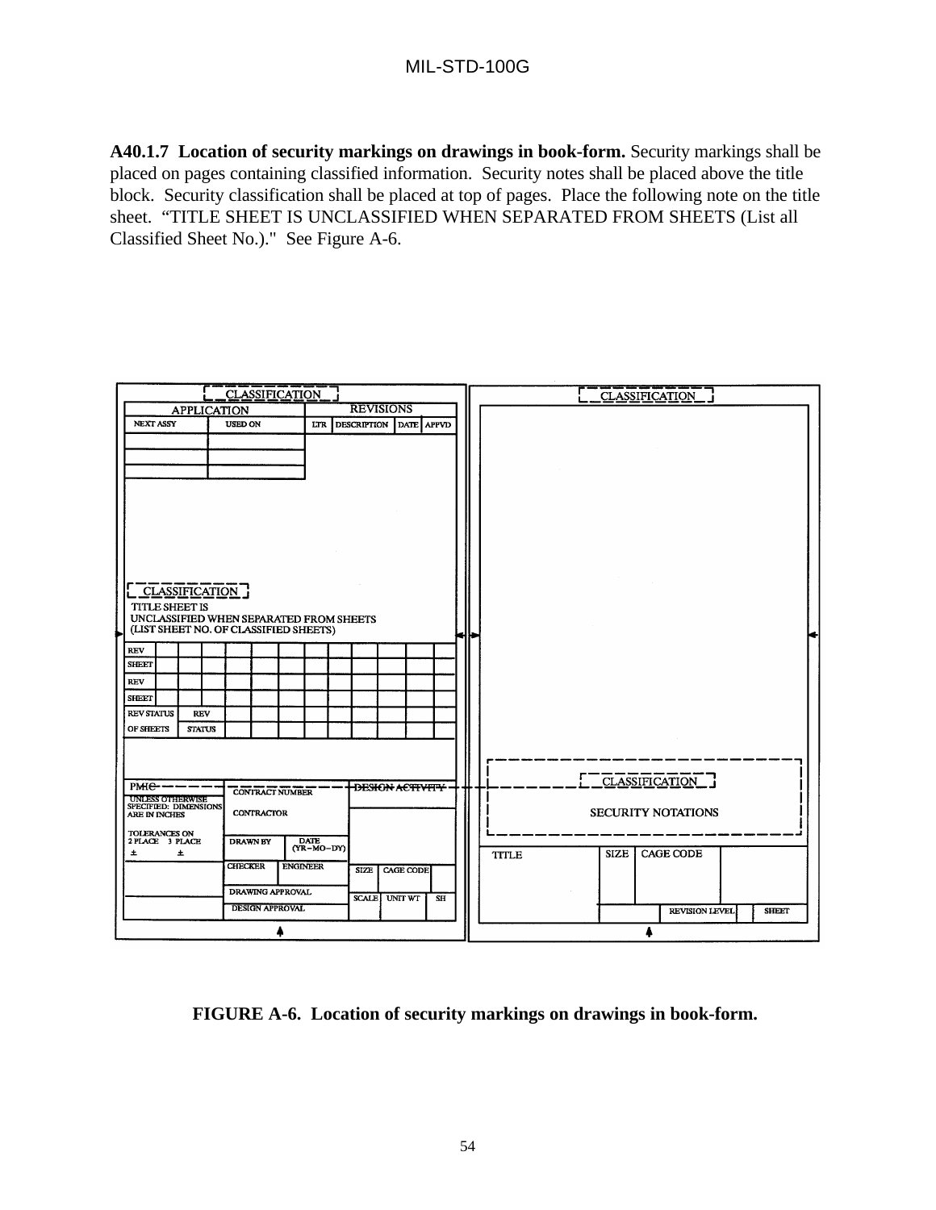**A40.1.7 Location of security markings on drawings in book-form.** Security markings shall be placed on pages containing classified information. Security notes shall be placed above the title block. Security classification shall be placed at top of pages. Place the following note on the title sheet. "TITLE SHEET IS UNCLASSIFIED WHEN SEPARATED FROM SHEETS (List all Classified Sheet No.)." See Figure A-6.

**FIGURE A-6. Location of security markings on drawings in book-form.**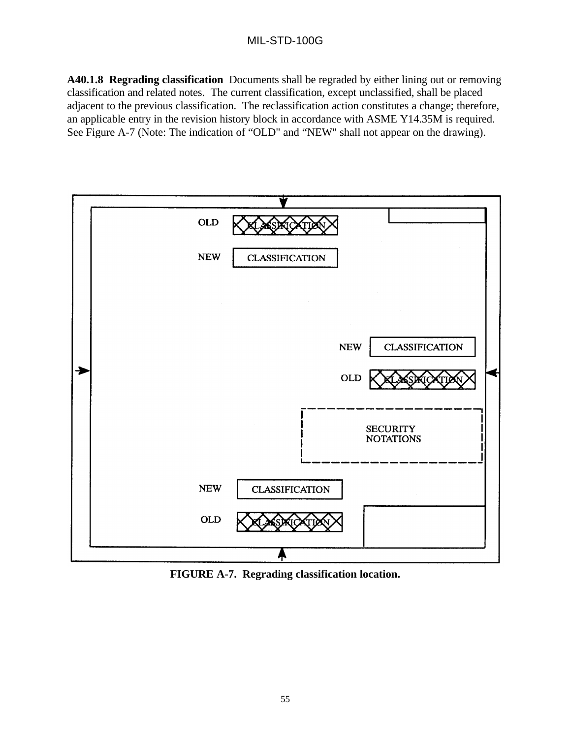**A40.1.8 Regrading classification** Documents shall be regraded by either lining out or removing classification and related notes. The current classification, except unclassified, shall be placed adjacent to the previous classification. The reclassification action constitutes a change; therefore, an applicable entry in the revision history block in accordance with ASME Y14.35M is required. See Figure A-7 (Note: The indication of "OLD" and "NEW" shall not appear on the drawing).

OLD CLASSIFICATION

NEW CLASSIFICATION

NEW CLASSIFICATION

OLD CLASSIFICATION

SECURITY NOTATIONS

NEW CLASSIFICATION

OLD CLASSIFICATION

**FIGURE A-7. Regrading classification location.**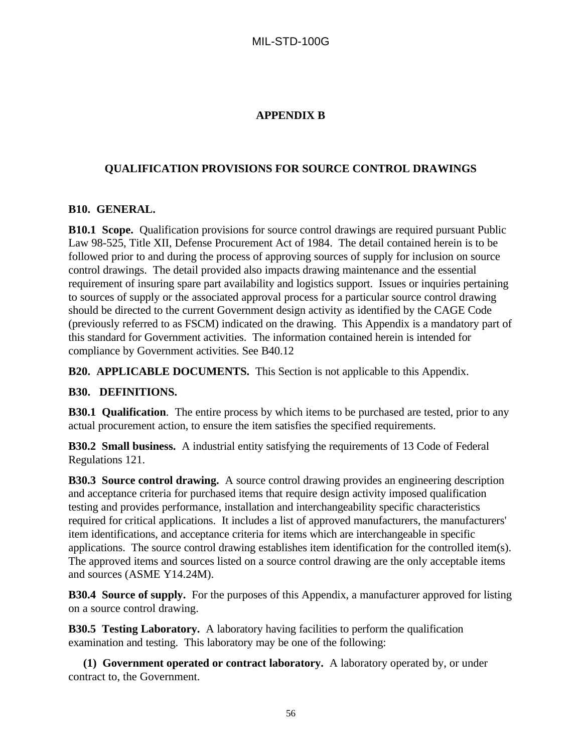# APPENDIX B

## QUALIFICATION PROVISIONS FOR SOURCE CONTROL DRAWINGS

**B10. GENERAL.**

**B10.1 Scope.** Qualification provisions for source control drawings are required pursuant Public Law 98-525, Title XII, Defense Procurement Act of 1984. The detail contained herein is to be followed prior to and during the process of approving sources of supply for inclusion on source control drawings. The detail provided also impacts drawing maintenance and the essential requirement of insuring spare part availability and logistics support. Issues or inquiries pertaining to sources of supply or the associated approval process for a particular source control drawing should be directed to the current Government design activity as identified by the CAGE Code (previously referred to as FSCM) indicated on the drawing. This Appendix is a mandatory part of this standard for Government activities. The information contained herein is intended for compliance by Government activities. See B40.12

**B20. APPLICABLE DOCUMENTS.** This Section is not applicable to this Appendix.

**B30. DEFINITIONS.**

**B30.1 Qualification**. The entire process by which items to be purchased are tested, prior to any actual procurement action, to ensure the item satisfies the specified requirements.

**B30.2 Small business.** A industrial entity satisfying the requirements of 13 Code of Federal Regulations 121.

**B30.3 Source control drawing.** A source control drawing provides an engineering description and acceptance criteria for purchased items that require design activity imposed qualification testing and provides performance, installation and interchangeability specific characteristics required for critical applications. It includes a list of approved manufacturers, the manufacturers' item identifications, and acceptance criteria for items which are interchangeable in specific applications. The source control drawing establishes item identification for the controlled item(s). The approved items and sources listed on a source control drawing are the only acceptable items and sources (ASME Y14.24M).

**B30.4 Source of supply.** For the purposes of this Appendix, a manufacturer approved for listing on a source control drawing.

**B30.5 Testing Laboratory.** A laboratory having facilities to perform the qualification examination and testing. This laboratory may be one of the following:

**(1) Government operated or contract laboratory.** A laboratory operated by, or under contract to, the Government.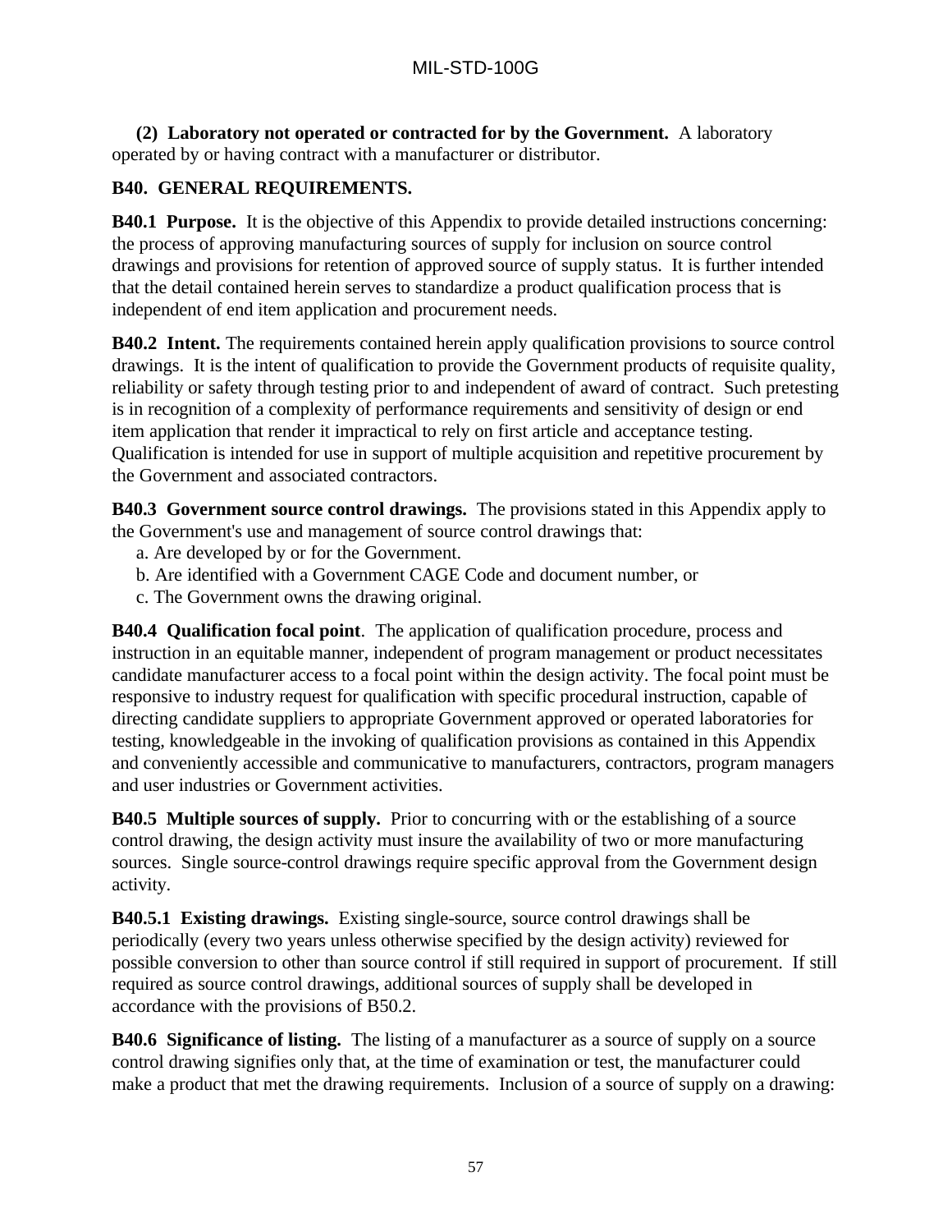**(2) Laboratory not operated or contracted for by the Government.** A laboratory operated by or having contract with a manufacturer or distributor.

**B40. GENERAL REQUIREMENTS.**

**B40.1 Purpose.** It is the objective of this Appendix to provide detailed instructions concerning: the process of approving manufacturing sources of supply for inclusion on source control drawings and provisions for retention of approved source of supply status. It is further intended that the detail contained herein serves to standardize a product qualification process that is independent of end item application and procurement needs.

**B40.2 Intent.** The requirements contained herein apply qualification provisions to source control drawings. It is the intent of qualification to provide the Government products of requisite quality, reliability or safety through testing prior to and independent of award of contract. Such pretesting is in recognition of a complexity of performance requirements and sensitivity of design or end item application that render it impractical to rely on first article and acceptance testing. Qualification is intended for use in support of multiple acquisition and repetitive procurement by the Government and associated contractors.

**B40.3 Government source control drawings.** The provisions stated in this Appendix apply to the Government's use and management of source control drawings that:

a. Are developed by or for the Government.
b. Are identified with a Government CAGE Code and document number, or
c. The Government owns the drawing original.

**B40.4 Qualification focal point**. The application of qualification procedure, process and instruction in an equitable manner, independent of program management or product necessitates candidate manufacturer access to a focal point within the design activity. The focal point must be responsive to industry request for qualification with specific procedural instruction, capable of directing candidate suppliers to appropriate Government approved or operated laboratories for testing, knowledgeable in the invoking of qualification provisions as contained in this Appendix and conveniently accessible and communicative to manufacturers, contractors, program managers and user industries or Government activities.

**B40.5 Multiple sources of supply.** Prior to concurring with or the establishing of a source control drawing, the design activity must insure the availability of two or more manufacturing sources. Single source-control drawings require specific approval from the Government design activity.

**B40.5.1 Existing drawings.** Existing single-source, source control drawings shall be periodically (every two years unless otherwise specified by the design activity) reviewed for possible conversion to other than source control if still required in support of procurement. If still required as source control drawings, additional sources of supply shall be developed in accordance with the provisions of B50.2.

**B40.6 Significance of listing.** The listing of a manufacturer as a source of supply on a source control drawing signifies only that, at the time of examination or test, the manufacturer could make a product that met the drawing requirements. Inclusion of a source of supply on a drawing: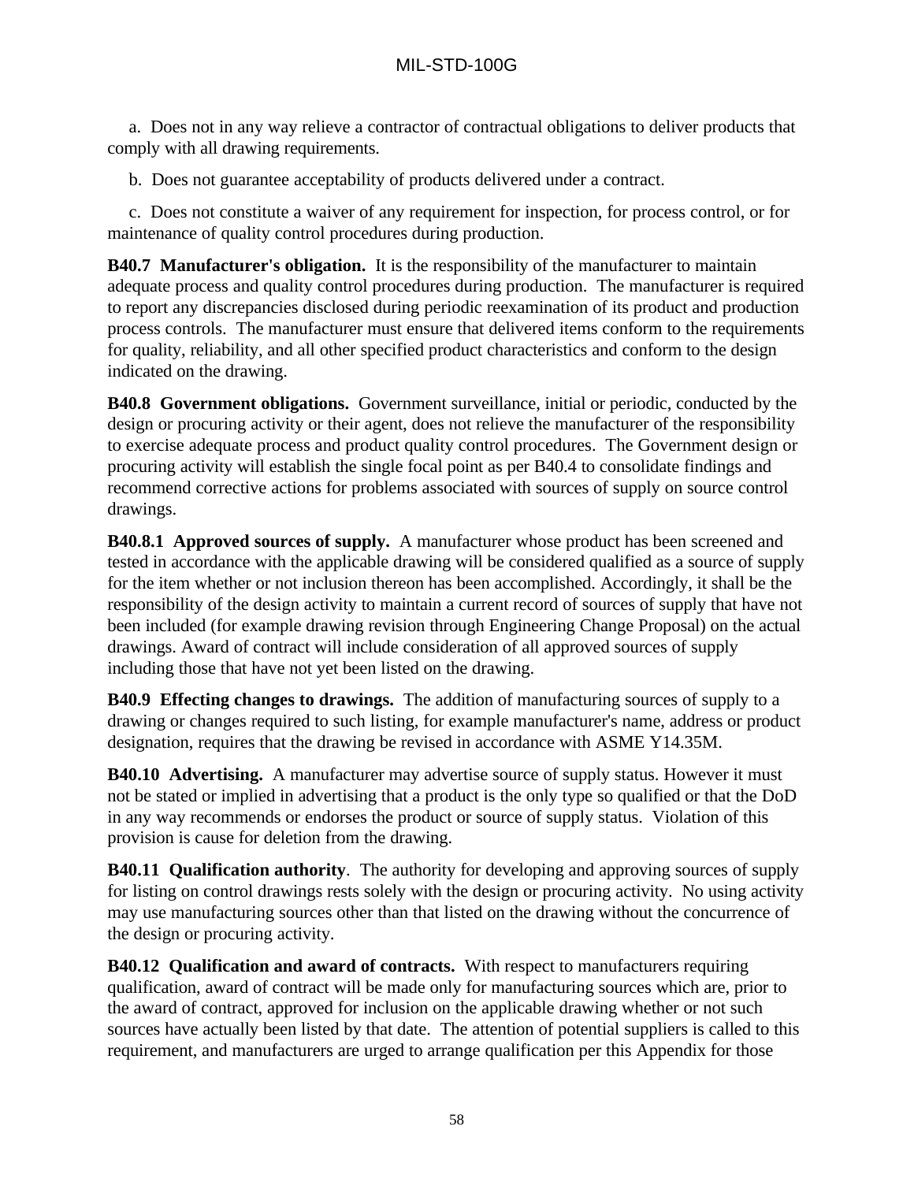a. Does not in any way relieve a contractor of contractual obligations to deliver products that comply with all drawing requirements.

b. Does not guarantee acceptability of products delivered under a contract.

c. Does not constitute a waiver of any requirement for inspection, for process control, or for maintenance of quality control procedures during production.

**B40.7 Manufacturer's obligation.** It is the responsibility of the manufacturer to maintain adequate process and quality control procedures during production. The manufacturer is required to report any discrepancies disclosed during periodic reexamination of its product and production process controls. The manufacturer must ensure that delivered items conform to the requirements for quality, reliability, and all other specified product characteristics and conform to the design indicated on the drawing.

**B40.8 Government obligations.** Government surveillance, initial or periodic, conducted by the design or procuring activity or their agent, does not relieve the manufacturer of the responsibility to exercise adequate process and product quality control procedures. The Government design or procuring activity will establish the single focal point as per B40.4 to consolidate findings and recommend corrective actions for problems associated with sources of supply on source control drawings.

**B40.8.1 Approved sources of supply.** A manufacturer whose product has been screened and tested in accordance with the applicable drawing will be considered qualified as a source of supply for the item whether or not inclusion thereon has been accomplished. Accordingly, it shall be the responsibility of the design activity to maintain a current record of sources of supply that have not been included (for example drawing revision through Engineering Change Proposal) on the actual drawings. Award of contract will include consideration of all approved sources of supply including those that have not yet been listed on the drawing.

**B40.9 Effecting changes to drawings.** The addition of manufacturing sources of supply to a drawing or changes required to such listing, for example manufacturer's name, address or product designation, requires that the drawing be revised in accordance with ASME Y14.35M.

**B40.10 Advertising.** A manufacturer may advertise source of supply status. However it must not be stated or implied in advertising that a product is the only type so qualified or that the DoD in any way recommends or endorses the product or source of supply status. Violation of this provision is cause for deletion from the drawing.

**B40.11 Qualification authority**. The authority for developing and approving sources of supply for listing on control drawings rests solely with the design or procuring activity. No using activity may use manufacturing sources other than that listed on the drawing without the concurrence of the design or procuring activity.

**B40.12 Qualification and award of contracts.** With respect to manufacturers requiring qualification, award of contract will be made only for manufacturing sources which are, prior to the award of contract, approved for inclusion on the applicable drawing whether or not such sources have actually been listed by that date. The attention of potential suppliers is called to this requirement, and manufacturers are urged to arrange qualification per this Appendix for those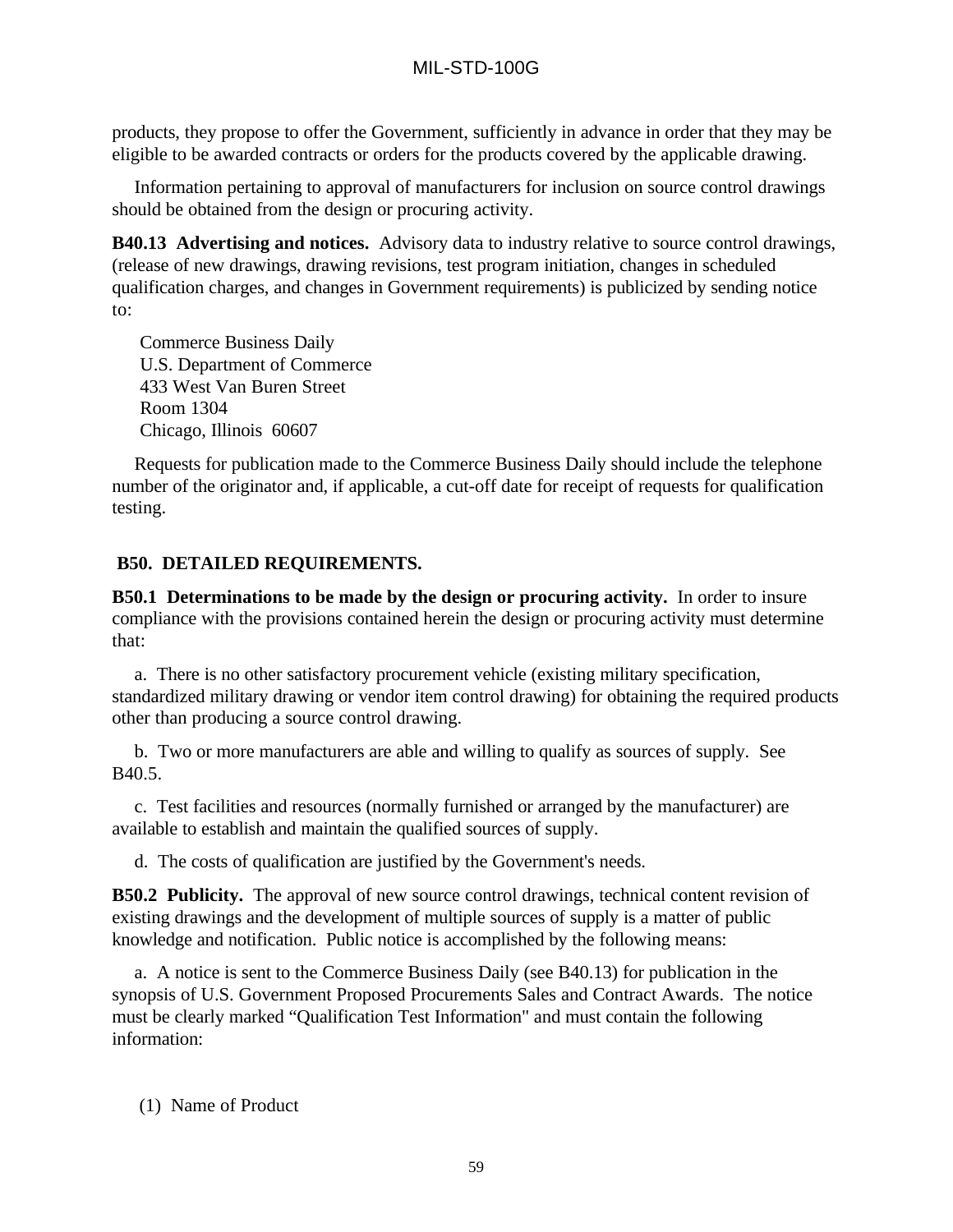products, they propose to offer the Government, sufficiently in advance in order that they may be eligible to be awarded contracts or orders for the products covered by the applicable drawing.

Information pertaining to approval of manufacturers for inclusion on source control drawings should be obtained from the design or procuring activity.

**B40.13 Advertising and notices.** Advisory data to industry relative to source control drawings, (release of new drawings, drawing revisions, test program initiation, changes in scheduled qualification charges, and changes in Government requirements) is publicized by sending notice to:

Commerce Business Daily
U.S. Department of Commerce
433 West Van Buren Street
Room 1304
Chicago, Illinois 60607

Requests for publication made to the Commerce Business Daily should include the telephone number of the originator and, if applicable, a cut-off date for receipt of requests for qualification testing.

## B50. DETAILED REQUIREMENTS.

**B50.1 Determinations to be made by the design or procuring activity.** In order to insure compliance with the provisions contained herein the design or procuring activity must determine that:

a. There is no other satisfactory procurement vehicle (existing military specification, standardized military drawing or vendor item control drawing) for obtaining the required products other than producing a source control drawing.

b. Two or more manufacturers are able and willing to qualify as sources of supply. See B40.5.

c. Test facilities and resources (normally furnished or arranged by the manufacturer) are available to establish and maintain the qualified sources of supply.

d. The costs of qualification are justified by the Government's needs.

**B50.2 Publicity.** The approval of new source control drawings, technical content revision of existing drawings and the development of multiple sources of supply is a matter of public knowledge and notification. Public notice is accomplished by the following means:

a. A notice is sent to the Commerce Business Daily (see B40.13) for publication in the synopsis of U.S. Government Proposed Procurements Sales and Contract Awards. The notice must be clearly marked "Qualification Test Information" and must contain the following information:

(1) Name of Product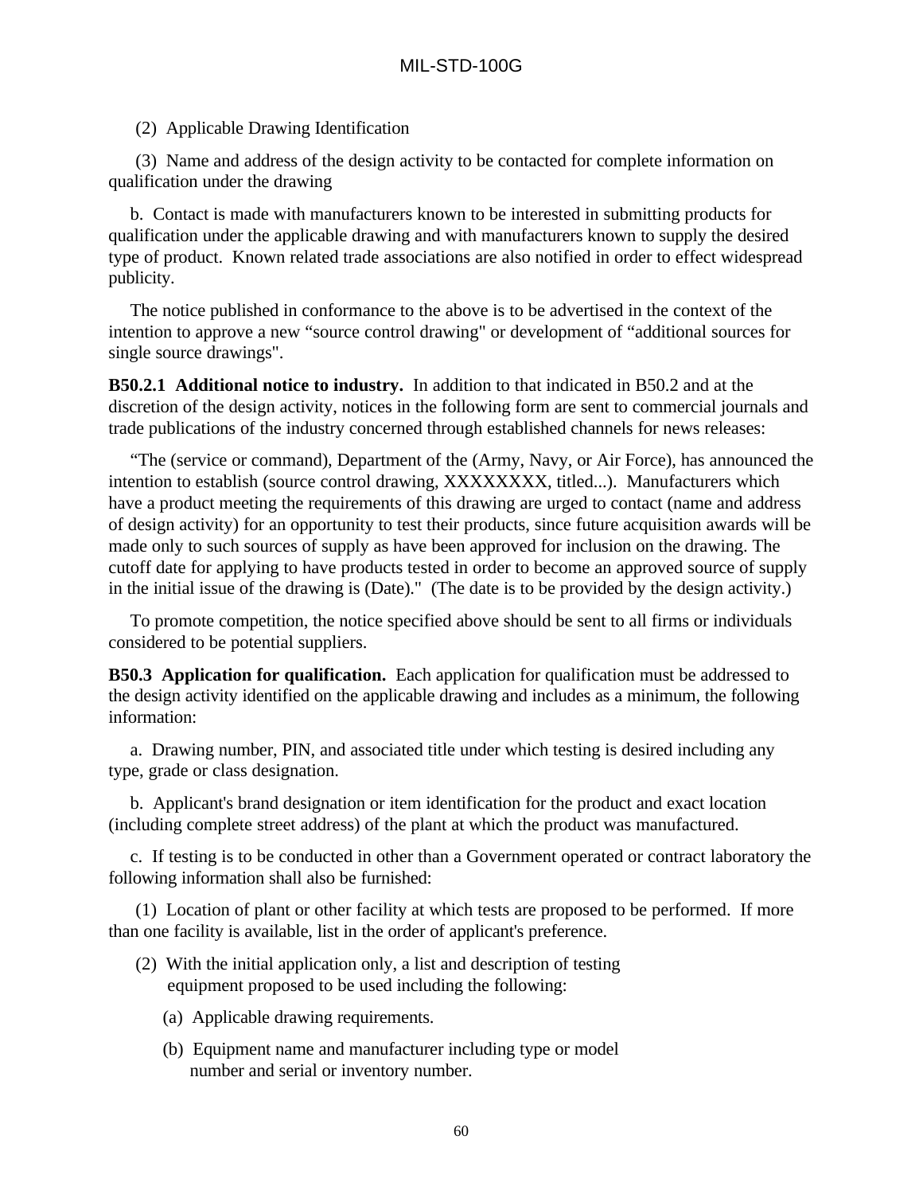(2) Applicable Drawing Identification

(3) Name and address of the design activity to be contacted for complete information on qualification under the drawing

b. Contact is made with manufacturers known to be interested in submitting products for qualification under the applicable drawing and with manufacturers known to supply the desired type of product. Known related trade associations are also notified in order to effect widespread publicity.

The notice published in conformance to the above is to be advertised in the context of the intention to approve a new “source control drawing" or development of “additional sources for single source drawings".

**B50.2.1 Additional notice to industry.** In addition to that indicated in B50.2 and at the discretion of the design activity, notices in the following form are sent to commercial journals and trade publications of the industry concerned through established channels for news releases:

“The (service or command), Department of the (Army, Navy, or Air Force), has announced the intention to establish (source control drawing, XXXXXXXX, titled...). Manufacturers which have a product meeting the requirements of this drawing are urged to contact (name and address of design activity) for an opportunity to test their products, since future acquisition awards will be made only to such sources of supply as have been approved for inclusion on the drawing. The cutoff date for applying to have products tested in order to become an approved source of supply in the initial issue of the drawing is (Date)." (The date is to be provided by the design activity.)

To promote competition, the notice specified above should be sent to all firms or individuals considered to be potential suppliers.

**B50.3 Application for qualification.** Each application for qualification must be addressed to the design activity identified on the applicable drawing and includes as a minimum, the following information:

a. Drawing number, PIN, and associated title under which testing is desired including any type, grade or class designation.

b. Applicant's brand designation or item identification for the product and exact location (including complete street address) of the plant at which the product was manufactured.

c. If testing is to be conducted in other than a Government operated or contract laboratory the following information shall also be furnished:

(1) Location of plant or other facility at which tests are proposed to be performed. If more than one facility is available, list in the order of applicant's preference.

(2) With the initial application only, a list and description of testing equipment proposed to be used including the following:

(a) Applicable drawing requirements.

(b) Equipment name and manufacturer including type or model number and serial or inventory number.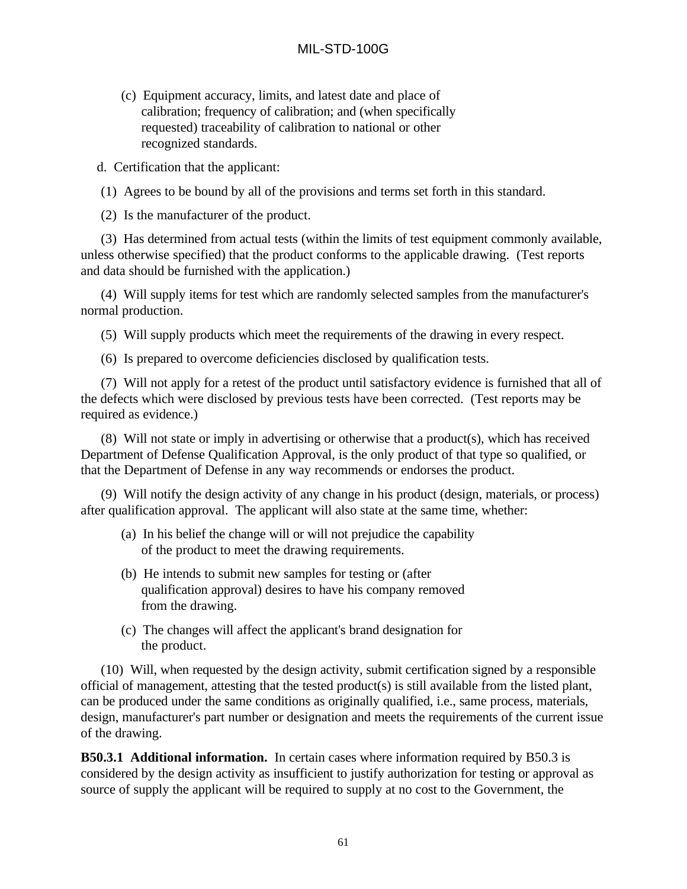(c) Equipment accuracy, limits, and latest date and place of calibration; frequency of calibration; and (when specifically requested) traceability of calibration to national or other recognized standards.

d. Certification that the applicant:

(1) Agrees to be bound by all of the provisions and terms set forth in this standard.

(2) Is the manufacturer of the product.

(3) Has determined from actual tests (within the limits of test equipment commonly available, unless otherwise specified) that the product conforms to the applicable drawing. (Test reports and data should be furnished with the application.)

(4) Will supply items for test which are randomly selected samples from the manufacturer's normal production.

(5) Will supply products which meet the requirements of the drawing in every respect.

(6) Is prepared to overcome deficiencies disclosed by qualification tests.

(7) Will not apply for a retest of the product until satisfactory evidence is furnished that all of the defects which were disclosed by previous tests have been corrected. (Test reports may be required as evidence.)

(8) Will not state or imply in advertising or otherwise that a product(s), which has received Department of Defense Qualification Approval, is the only product of that type so qualified, or that the Department of Defense in any way recommends or endorses the product.

(9) Will notify the design activity of any change in his product (design, materials, or process) after qualification approval. The applicant will also state at the same time, whether:

(a) In his belief the change will or will not prejudice the capability of the product to meet the drawing requirements.

(b) He intends to submit new samples for testing or (after qualification approval) desires to have his company removed from the drawing.

(c) The changes will affect the applicant's brand designation for the product.

(10) Will, when requested by the design activity, submit certification signed by a responsible official of management, attesting that the tested product(s) is still available from the listed plant, can be produced under the same conditions as originally qualified, i.e., same process, materials, design, manufacturer's part number or designation and meets the requirements of the current issue of the drawing.

**B50.3.1 Additional information.** In certain cases where information required by B50.3 is considered by the design activity as insufficient to justify authorization for testing or approval as source of supply the applicant will be required to supply at no cost to the Government, the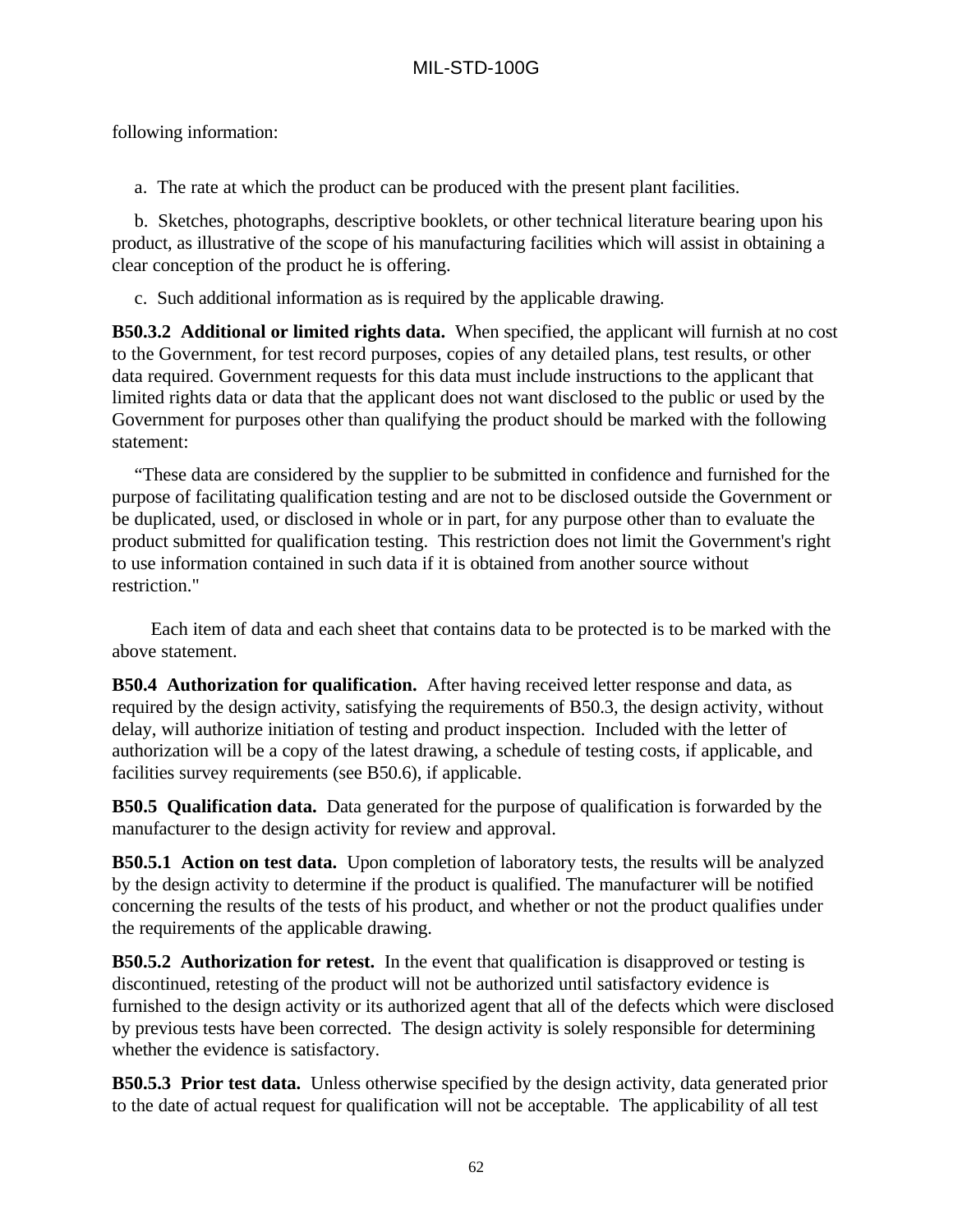following information:

a. The rate at which the product can be produced with the present plant facilities.

b. Sketches, photographs, descriptive booklets, or other technical literature bearing upon his product, as illustrative of the scope of his manufacturing facilities which will assist in obtaining a clear conception of the product he is offering.

c. Such additional information as is required by the applicable drawing.

**B50.3.2 Additional or limited rights data.** When specified, the applicant will furnish at no cost to the Government, for test record purposes, copies of any detailed plans, test results, or other data required. Government requests for this data must include instructions to the applicant that limited rights data or data that the applicant does not want disclosed to the public or used by the Government for purposes other than qualifying the product should be marked with the following statement:

"These data are considered by the supplier to be submitted in confidence and furnished for the purpose of facilitating qualification testing and are not to be disclosed outside the Government or be duplicated, used, or disclosed in whole or in part, for any purpose other than to evaluate the product submitted for qualification testing. This restriction does not limit the Government's right to use information contained in such data if it is obtained from another source without restriction."

Each item of data and each sheet that contains data to be protected is to be marked with the above statement.

**B50.4 Authorization for qualification.** After having received letter response and data, as required by the design activity, satisfying the requirements of B50.3, the design activity, without delay, will authorize initiation of testing and product inspection. Included with the letter of authorization will be a copy of the latest drawing, a schedule of testing costs, if applicable, and facilities survey requirements (see B50.6), if applicable.

**B50.5 Qualification data.** Data generated for the purpose of qualification is forwarded by the manufacturer to the design activity for review and approval.

**B50.5.1 Action on test data.** Upon completion of laboratory tests, the results will be analyzed by the design activity to determine if the product is qualified. The manufacturer will be notified concerning the results of the tests of his product, and whether or not the product qualifies under the requirements of the applicable drawing.

**B50.5.2 Authorization for retest.** In the event that qualification is disapproved or testing is discontinued, retesting of the product will not be authorized until satisfactory evidence is furnished to the design activity or its authorized agent that all of the defects which were disclosed by previous tests have been corrected. The design activity is solely responsible for determining whether the evidence is satisfactory.

**B50.5.3 Prior test data.** Unless otherwise specified by the design activity, data generated prior to the date of actual request for qualification will not be acceptable. The applicability of all test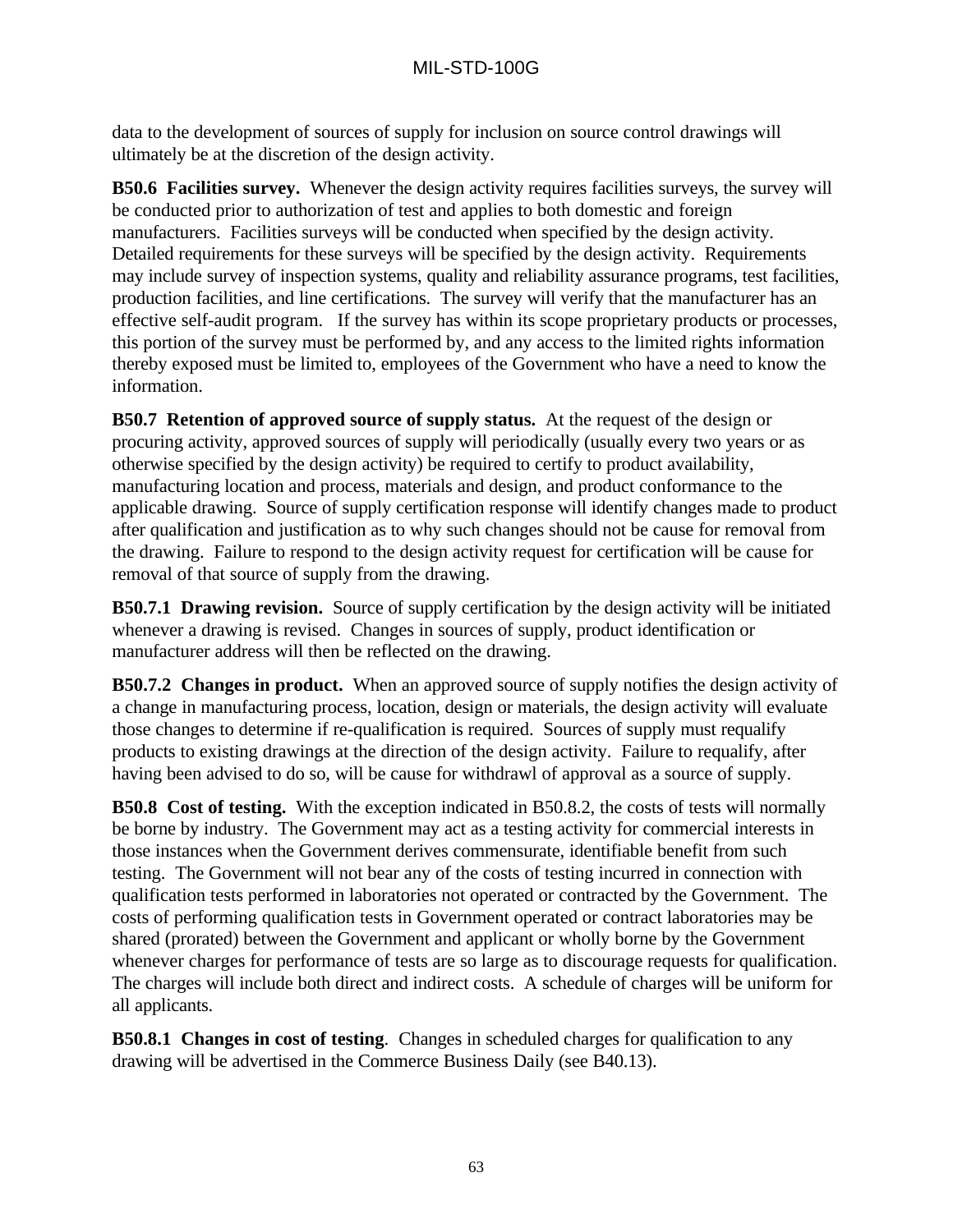data to the development of sources of supply for inclusion on source control drawings will ultimately be at the discretion of the design activity.

**B50.6 Facilities survey.** Whenever the design activity requires facilities surveys, the survey will be conducted prior to authorization of test and applies to both domestic and foreign manufacturers. Facilities surveys will be conducted when specified by the design activity. Detailed requirements for these surveys will be specified by the design activity. Requirements may include survey of inspection systems, quality and reliability assurance programs, test facilities, production facilities, and line certifications. The survey will verify that the manufacturer has an effective self-audit program. If the survey has within its scope proprietary products or processes, this portion of the survey must be performed by, and any access to the limited rights information thereby exposed must be limited to, employees of the Government who have a need to know the information.

**B50.7 Retention of approved source of supply status.** At the request of the design or procuring activity, approved sources of supply will periodically (usually every two years or as otherwise specified by the design activity) be required to certify to product availability, manufacturing location and process, materials and design, and product conformance to the applicable drawing. Source of supply certification response will identify changes made to product after qualification and justification as to why such changes should not be cause for removal from the drawing. Failure to respond to the design activity request for certification will be cause for removal of that source of supply from the drawing.

**B50.7.1 Drawing revision.** Source of supply certification by the design activity will be initiated whenever a drawing is revised. Changes in sources of supply, product identification or manufacturer address will then be reflected on the drawing.

**B50.7.2 Changes in product.** When an approved source of supply notifies the design activity of a change in manufacturing process, location, design or materials, the design activity will evaluate those changes to determine if re-qualification is required. Sources of supply must requalify products to existing drawings at the direction of the design activity. Failure to requalify, after having been advised to do so, will be cause for withdrawl of approval as a source of supply.

**B50.8 Cost of testing.** With the exception indicated in B50.8.2, the costs of tests will normally be borne by industry. The Government may act as a testing activity for commercial interests in those instances when the Government derives commensurate, identifiable benefit from such testing. The Government will not bear any of the costs of testing incurred in connection with qualification tests performed in laboratories not operated or contracted by the Government. The costs of performing qualification tests in Government operated or contract laboratories may be shared (prorated) between the Government and applicant or wholly borne by the Government whenever charges for performance of tests are so large as to discourage requests for qualification. The charges will include both direct and indirect costs. A schedule of charges will be uniform for all applicants.

**B50.8.1 Changes in cost of testing**. Changes in scheduled charges for qualification to any drawing will be advertised in the Commerce Business Daily (see B40.13).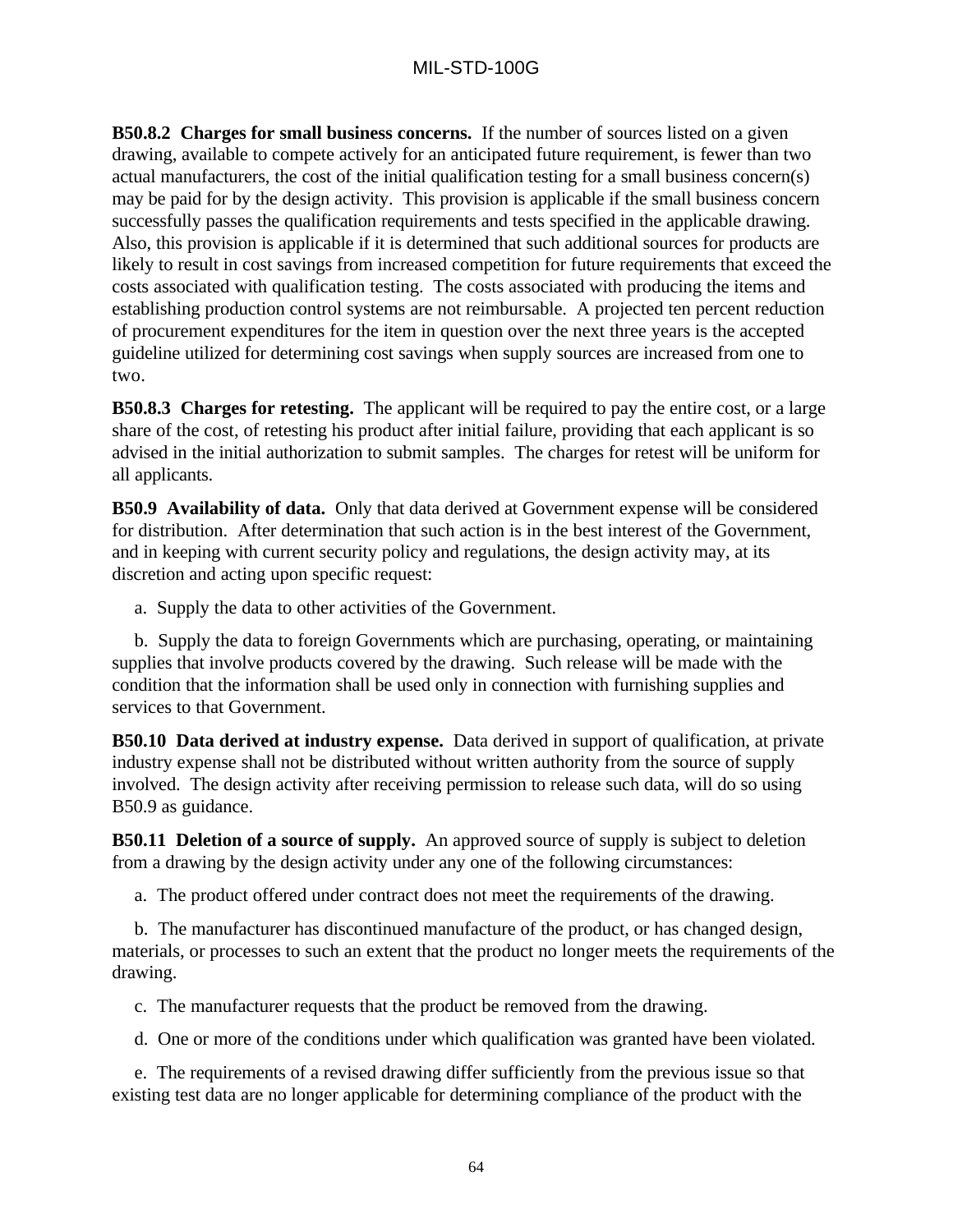**B50.8.2 Charges for small business concerns.** If the number of sources listed on a given drawing, available to compete actively for an anticipated future requirement, is fewer than two actual manufacturers, the cost of the initial qualification testing for a small business concern(s) may be paid for by the design activity. This provision is applicable if the small business concern successfully passes the qualification requirements and tests specified in the applicable drawing. Also, this provision is applicable if it is determined that such additional sources for products are likely to result in cost savings from increased competition for future requirements that exceed the costs associated with qualification testing. The costs associated with producing the items and establishing production control systems are not reimbursable. A projected ten percent reduction of procurement expenditures for the item in question over the next three years is the accepted guideline utilized for determining cost savings when supply sources are increased from one to two.

**B50.8.3 Charges for retesting.** The applicant will be required to pay the entire cost, or a large share of the cost, of retesting his product after initial failure, providing that each applicant is so advised in the initial authorization to submit samples. The charges for retest will be uniform for all applicants.

**B50.9 Availability of data.** Only that data derived at Government expense will be considered for distribution. After determination that such action is in the best interest of the Government, and in keeping with current security policy and regulations, the design activity may, at its discretion and acting upon specific request:

a. Supply the data to other activities of the Government.

b. Supply the data to foreign Governments which are purchasing, operating, or maintaining supplies that involve products covered by the drawing. Such release will be made with the condition that the information shall be used only in connection with furnishing supplies and services to that Government.

**B50.10 Data derived at industry expense.** Data derived in support of qualification, at private industry expense shall not be distributed without written authority from the source of supply involved. The design activity after receiving permission to release such data, will do so using B50.9 as guidance.

**B50.11 Deletion of a source of supply.** An approved source of supply is subject to deletion from a drawing by the design activity under any one of the following circumstances:

a. The product offered under contract does not meet the requirements of the drawing.

b. The manufacturer has discontinued manufacture of the product, or has changed design, materials, or processes to such an extent that the product no longer meets the requirements of the drawing.

c. The manufacturer requests that the product be removed from the drawing.

d. One or more of the conditions under which qualification was granted have been violated.

e. The requirements of a revised drawing differ sufficiently from the previous issue so that existing test data are no longer applicable for determining compliance of the product with the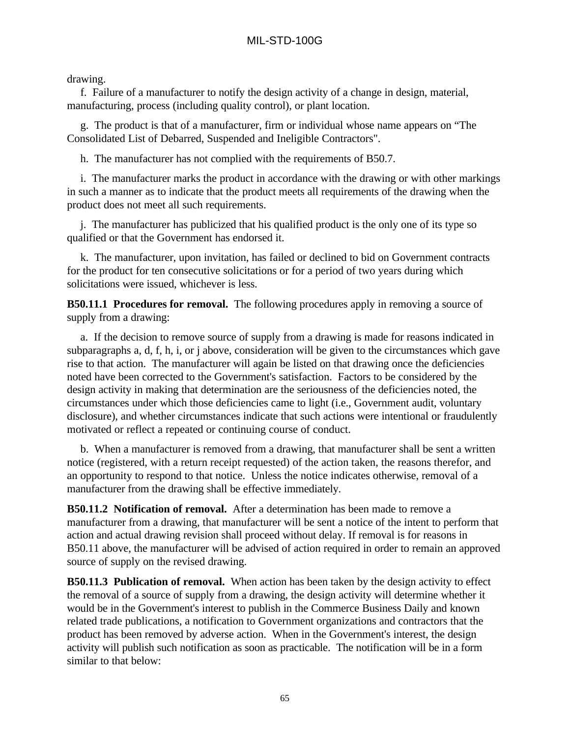drawing.

f. Failure of a manufacturer to notify the design activity of a change in design, material, manufacturing, process (including quality control), or plant location.

g. The product is that of a manufacturer, firm or individual whose name appears on “The Consolidated List of Debarred, Suspended and Ineligible Contractors".

h. The manufacturer has not complied with the requirements of B50.7.

i. The manufacturer marks the product in accordance with the drawing or with other markings in such a manner as to indicate that the product meets all requirements of the drawing when the product does not meet all such requirements.

j. The manufacturer has publicized that his qualified product is the only one of its type so qualified or that the Government has endorsed it.

k. The manufacturer, upon invitation, has failed or declined to bid on Government contracts for the product for ten consecutive solicitations or for a period of two years during which solicitations were issued, whichever is less.

**B50.11.1 Procedures for removal.** The following procedures apply in removing a source of supply from a drawing:

a. If the decision to remove source of supply from a drawing is made for reasons indicated in subparagraphs a, d, f, h, i, or j above, consideration will be given to the circumstances which gave rise to that action. The manufacturer will again be listed on that drawing once the deficiencies noted have been corrected to the Government's satisfaction. Factors to be considered by the design activity in making that determination are the seriousness of the deficiencies noted, the circumstances under which those deficiencies came to light (i.e., Government audit, voluntary disclosure), and whether circumstances indicate that such actions were intentional or fraudulently motivated or reflect a repeated or continuing course of conduct.

b. When a manufacturer is removed from a drawing, that manufacturer shall be sent a written notice (registered, with a return receipt requested) of the action taken, the reasons therefor, and an opportunity to respond to that notice. Unless the notice indicates otherwise, removal of a manufacturer from the drawing shall be effective immediately.

**B50.11.2 Notification of removal.** After a determination has been made to remove a manufacturer from a drawing, that manufacturer will be sent a notice of the intent to perform that action and actual drawing revision shall proceed without delay. If removal is for reasons in B50.11 above, the manufacturer will be advised of action required in order to remain an approved source of supply on the revised drawing.

**B50.11.3 Publication of removal.** When action has been taken by the design activity to effect the removal of a source of supply from a drawing, the design activity will determine whether it would be in the Government's interest to publish in the Commerce Business Daily and known related trade publications, a notification to Government organizations and contractors that the product has been removed by adverse action. When in the Government's interest, the design activity will publish such notification as soon as practicable. The notification will be in a form similar to that below: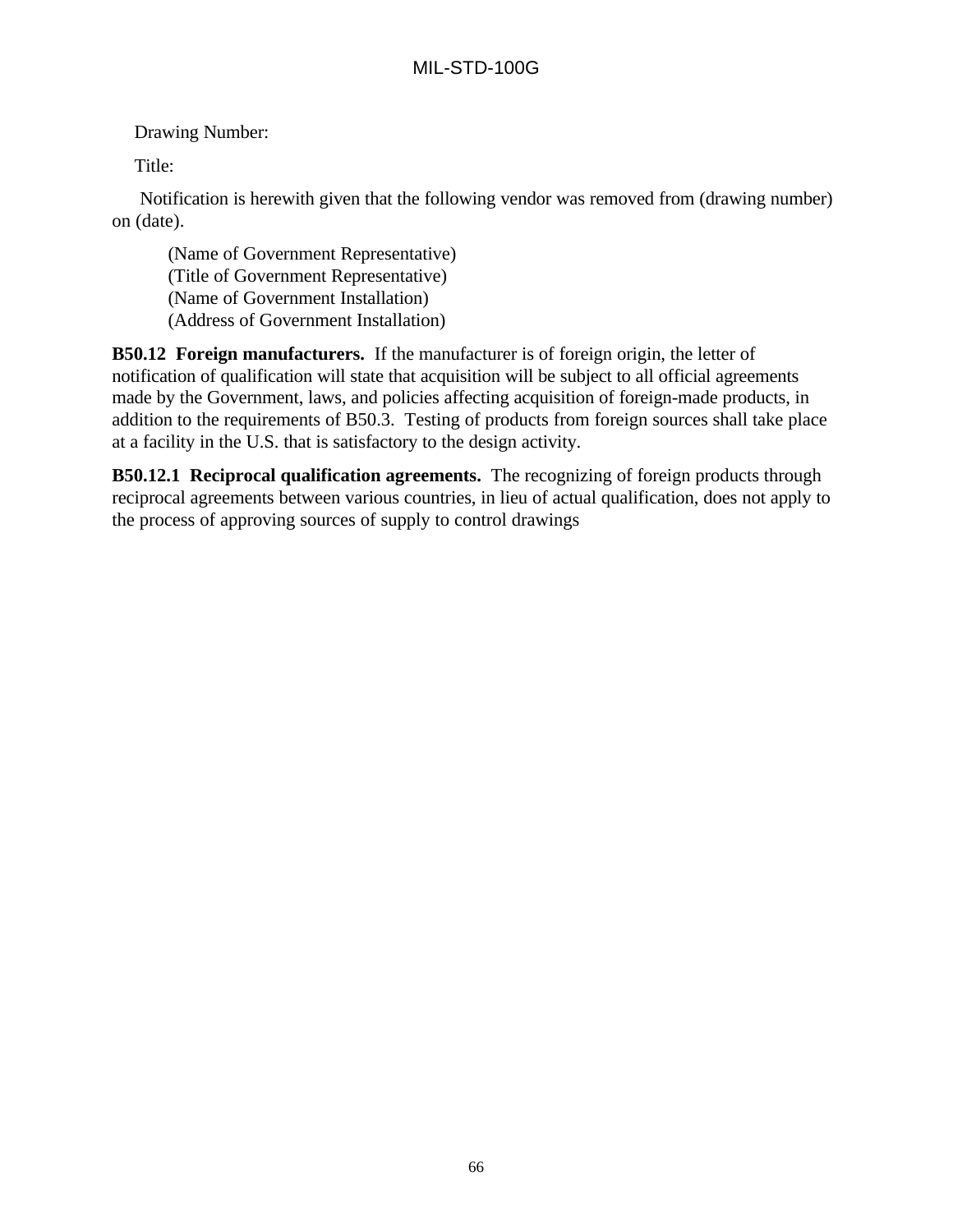Drawing Number:

Title:

Notification is herewith given that the following vendor was removed from (drawing number) on (date).

(Name of Government Representative)
(Title of Government Representative)
(Name of Government Installation)
(Address of Government Installation)

**B50.12  Foreign manufacturers.**  If the manufacturer is of foreign origin, the letter of notification of qualification will state that acquisition will be subject to all official agreements made by the Government, laws, and policies affecting acquisition of foreign-made products, in addition to the requirements of B50.3.  Testing of products from foreign sources shall take place at a facility in the U.S. that is satisfactory to the design activity.

**B50.12.1  Reciprocal qualification agreements.**  The recognizing of foreign products through reciprocal agreements between various countries, in lieu of actual qualification, does not apply to the process of approving sources of supply to control drawings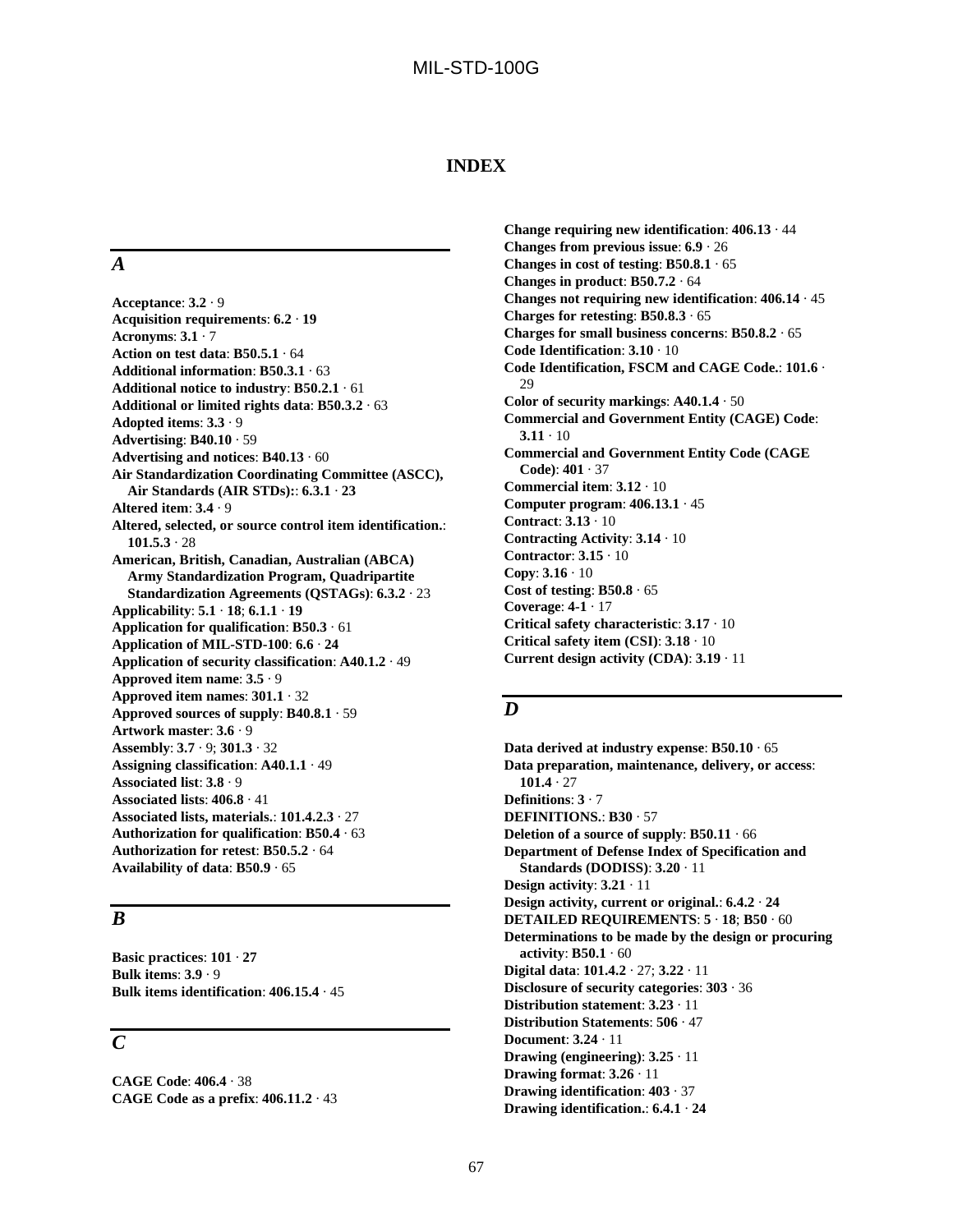# INDEX

## *A*

**Acceptance**: **3.2** · 9
**Acquisition requirements**: **6.2** · **19**
**Acronyms**: **3.1** · 7
**Action on test data**: **B50.5.1** · 64
**Additional information**: **B50.3.1** · 63
**Additional notice to industry**: **B50.2.1** · 61
**Additional or limited rights data**: **B50.3.2** · 63
**Adopted items**: **3.3** · 9
**Advertising**: **B40.10** · 59
**Advertising and notices**: **B40.13** · 60
**Air Standardization Coordinating Committee (ASCC), Air Standards (AIR STDs):**: **6.3.1** · **23**
**Altered item**: **3.4** · 9
**Altered, selected, or source control item identification.**: **101.5.3** · 28
**American, British, Canadian, Australian (ABCA) Army Standardization Program, Quadripartite Standardization Agreements (QSTAGs)**: **6.3.2** · 23
**Applicability**: **5.1** · **18**; **6.1.1** · **19**
**Application for qualification**: **B50.3** · 61
**Application of MIL-STD-100**: **6.6** · **24**
**Application of security classification**: **A40.1.2** · 49
**Approved item name**: **3.5** · 9
**Approved item names**: **301.1** · 32
**Approved sources of supply**: **B40.8.1** · 59
**Artwork master**: **3.6** · 9
**Assembly**: **3.7** · 9; **301.3** · 32
**Assigning classification**: **A40.1.1** · 49
**Associated list**: **3.8** · 9
**Associated lists**: **406.8** · 41
**Associated lists, materials.**: **101.4.2.3** · 27
**Authorization for qualification**: **B50.4** · 63
**Authorization for retest**: **B50.5.2** · 64
**Availability of data**: **B50.9** · 65

## *B*

**Basic practices**: **101** · **27**
**Bulk items**: **3.9** · 9
**Bulk items identification**: **406.15.4** · 45

## *C*

**CAGE Code**: **406.4** · 38
**CAGE Code as a prefix**: **406.11.2** · 43
**Change requiring new identification**: **406.13** · 44
**Changes from previous issue**: **6.9** · 26
**Changes in cost of testing**: **B50.8.1** · 65
**Changes in product**: **B50.7.2** · 64
**Changes not requiring new identification**: **406.14** · 45
**Charges for retesting**: **B50.8.3** · 65
**Charges for small business concerns**: **B50.8.2** · 65
**Code Identification**: **3.10** · 10
**Code Identification, FSCM and CAGE Code.**: **101.6** · 29
**Color of security markings**: **A40.1.4** · 50
**Commercial and Government Entity (CAGE) Code**: **3.11** · 10
**Commercial and Government Entity Code (CAGE Code)**: **401** · 37
**Commercial item**: **3.12** · 10
**Computer program**: **406.13.1** · 45
**Contract**: **3.13** · 10
**Contracting Activity**: **3.14** · 10
**Contractor**: **3.15** · 10
**Copy**: **3.16** · 10
**Cost of testing**: **B50.8** · 65
**Coverage**: **4-1** · 17
**Critical safety characteristic**: **3.17** · 10
**Critical safety item (CSI)**: **3.18** · 10
**Current design activity (CDA)**: **3.19** · 11

## *D*

**Data derived at industry expense**: **B50.10** · 65
**Data preparation, maintenance, delivery, or access**: **101.4** · 27
**Definitions**: **3** · 7
**DEFINITIONS.**: **B30** · 57
**Deletion of a source of supply**: **B50.11** · 66
**Department of Defense Index of Specification and Standards (DODISS)**: **3.20** · 11
**Design activity**: **3.21** · 11
**Design activity, current or original.**: **6.4.2** · **24**
**DETAILED REQUIREMENTS**: **5** · **18**; **B50** · 60
**Determinations to be made by the design or procuring activity**: **B50.1** · 60
**Digital data**: **101.4.2** · 27; **3.22** · 11
**Disclosure of security categories**: **303** · 36
**Distribution statement**: **3.23** · 11
**Distribution Statements**: **506** · 47
**Document**: **3.24** · 11
**Drawing (engineering)**: **3.25** · 11
**Drawing format**: **3.26** · 11
**Drawing identification**: **403** · 37
**Drawing identification.**: **6.4.1** · **24**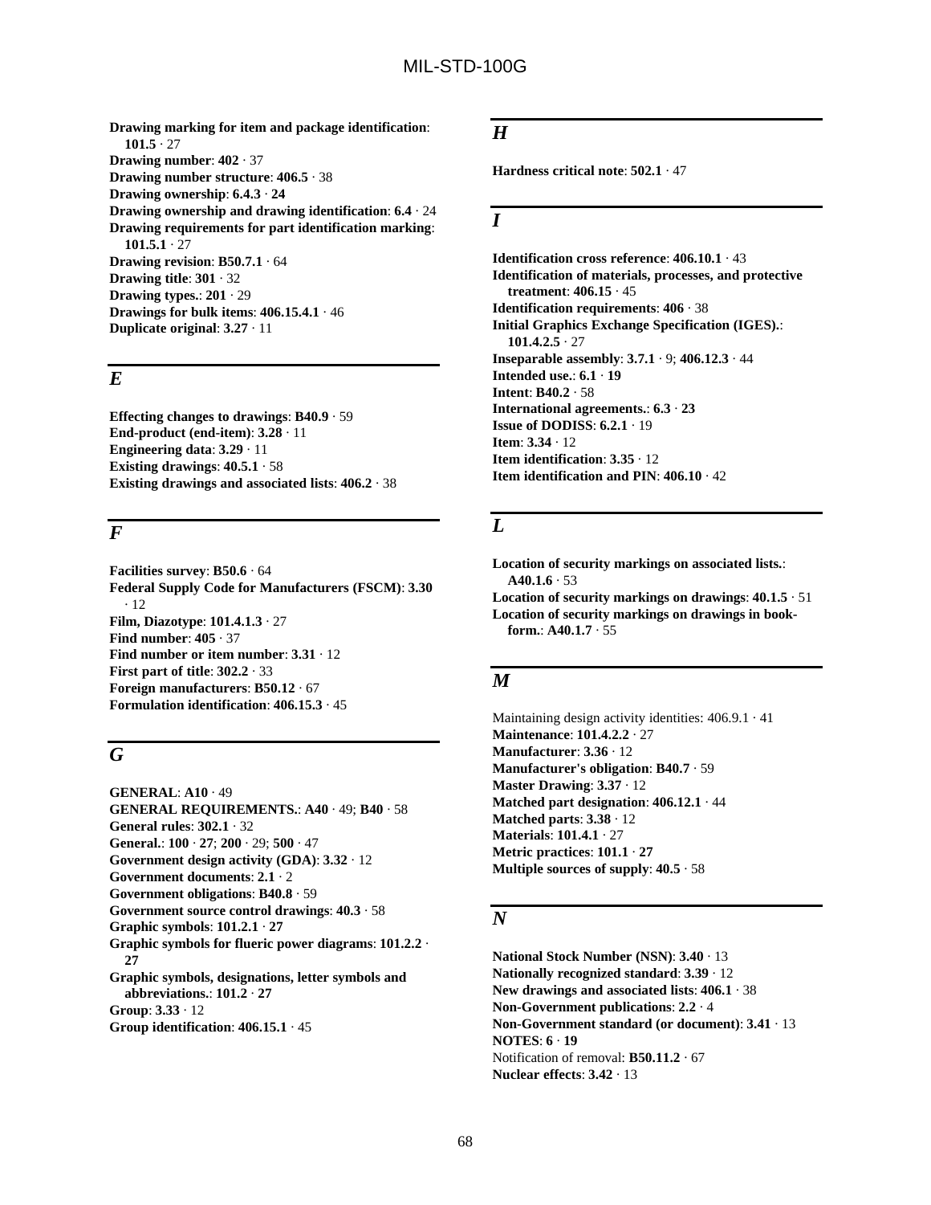**Drawing marking for item and package identification**: **101.5** · 27
**Drawing number**: **402** · 37
**Drawing number structure**: **406.5** · 38
**Drawing ownership**: **6.4.3** · **24**
**Drawing ownership and drawing identification**: **6.4** · 24
**Drawing requirements for part identification marking**: **101.5.1** · 27
**Drawing revision**: **B50.7.1** · 64
**Drawing title**: **301** · 32
**Drawing types.**: **201** · 29
**Drawings for bulk items**: **406.15.4.1** · 46
**Duplicate original**: **3.27** · 11

## *E*

**Effecting changes to drawings**: **B40.9** · 59
**End-product (end-item)**: **3.28** · 11
**Engineering data**: **3.29** · 11
**Existing drawings**: **40.5.1** · 58
**Existing drawings and associated lists**: **406.2** · 38

## *F*

**Facilities survey**: **B50.6** · 64
**Federal Supply Code for Manufacturers (FSCM)**: **3.30** · 12
**Film, Diazotype**: **101.4.1.3** · 27
**Find number**: **405** · 37
**Find number or item number**: **3.31** · 12
**First part of title**: **302.2** · 33
**Foreign manufacturers**: **B50.12** · 67
**Formulation identification**: **406.15.3** · 45

## *G*

**GENERAL**: **A10** · 49
**GENERAL REQUIREMENTS.**: **A40** · 49; **B40** · 58
**General rules**: **302.1** · 32
**General.**: **100** · **27**; **200** · 29; **500** · 47
**Government design activity (GDA)**: **3.32** · 12
**Government documents**: **2.1** · 2
**Government obligations**: **B40.8** · 59
**Government source control drawings**: **40.3** · 58
**Graphic symbols**: **101.2.1** · **27**
**Graphic symbols for flueric power diagrams**: **101.2.2** · **27**
**Graphic symbols, designations, letter symbols and abbreviations.**: **101.2** · **27**
**Group**: **3.33** · 12
**Group identification**: **406.15.1** · 45

## *H*

**Hardness critical note**: **502.1** · 47

## *I*

**Identification cross reference**: **406.10.1** · 43
**Identification of materials, processes, and protective treatment**: **406.15** · 45
**Identification requirements**: **406** · 38
**Initial Graphics Exchange Specification (IGES).**: **101.4.2.5** · 27
**Inseparable assembly**: **3.7.1** · 9; **406.12.3** · 44
**Intended use.**: **6.1** · **19**
**Intent**: **B40.2** · 58
**International agreements.**: **6.3** · **23**
**Issue of DODISS**: **6.2.1** · 19
**Item**: **3.34** · 12
**Item identification**: **3.35** · 12
**Item identification and PIN**: **406.10** · 42

## *L*

**Location of security markings on associated lists.**: **A40.1.6** · 53
**Location of security markings on drawings**: **40.1.5** · 51
**Location of security markings on drawings in book-form.**: **A40.1.7** · 55

## *M*

Maintaining design activity identities: 406.9.1 · 41
**Maintenance**: **101.4.2.2** · 27
**Manufacturer**: **3.36** · 12
**Manufacturer's obligation**: **B40.7** · 59
**Master Drawing**: **3.37** · 12
**Matched part designation**: **406.12.1** · 44
**Matched parts**: **3.38** · 12
**Materials**: **101.4.1** · 27
**Metric practices**: **101.1** · **27**
**Multiple sources of supply**: **40.5** · 58

## *N*

**National Stock Number (NSN)**: **3.40** · 13
**Nationally recognized standard**: **3.39** · 12
**New drawings and associated lists**: **406.1** · 38
**Non-Government publications**: **2.2** · 4
**Non-Government standard (or document)**: **3.41** · 13
**NOTES**: **6** · **19**
Notification of removal: **B50.11.2** · 67
**Nuclear effects**: **3.42** · 13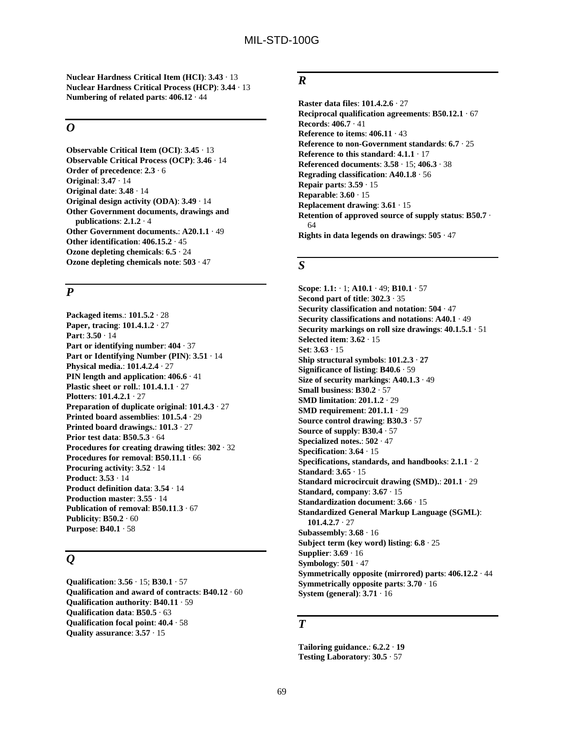**Nuclear Hardness Critical Item (HCI)**: **3.43** · 13
**Nuclear Hardness Critical Process (HCP)**: **3.44** · 13
**Numbering of related parts**: **406.12** · 44

## *O*

**Observable Critical Item (OCI)**: **3.45** · 13
**Observable Critical Process (OCP)**: **3.46** · 14
**Order of precedence**: **2.3** · 6
**Original**: **3.47** · 14
**Original date**: **3.48** · 14
**Original design activity (ODA)**: **3.49** · 14
**Other Government documents, drawings and publications**: **2.1.2** · 4
**Other Government documents.**: **A20.1.1** · 49
**Other identification**: **406.15.2** · 45
**Ozone depleting chemicals**: **6.5** · 24
**Ozone depleting chemicals note**: **503** · 47

## *P*

**Packaged items.**: **101.5.2** · 28
**Paper, tracing**: **101.4.1.2** · 27
**Part**: **3.50** · 14
**Part or identifying number**: **404** · 37
**Part or Identifying Number (PIN)**: **3.51** · 14
**Physical media.**: **101.4.2.4** · 27
**PIN length and application**: **406.6** · 41
**Plastic sheet or roll.**: **101.4.1.1** · 27
**Plotters**: **101.4.2.1** · 27
**Preparation of duplicate original**: **101.4.3** · 27
**Printed board assemblies**: **101.5.4** · 29
**Printed board drawings.**: **101.3** · 27
**Prior test data**: **B50.5.3** · 64
**Procedures for creating drawing titles**: **302** · 32
**Procedures for removal**: **B50.11.1** · 66
**Procuring activity**: **3.52** · 14
**Product**: **3.53** · 14
**Product definition data**: **3.54** · 14
**Production master**: **3.55** · 14
**Publication of removal**: **B50.11.3** · 67
**Publicity**: **B50.2** · 60
**Purpose**: **B40.1** · 58

## *Q*

**Qualification**: **3.56** · 15; **B30.1** · 57
**Qualification and award of contracts**: **B40.12** · 60
**Qualification authority**: **B40.11** · 59
**Qualification data**: **B50.5** · 63
**Qualification focal point**: **40.4** · 58
**Quality assurance**: **3.57** · 15

## *R*

**Raster data files**: **101.4.2.6** · 27
**Reciprocal qualification agreements**: **B50.12.1** · 67
**Records**: **406.7** · 41
**Reference to items**: **406.11** · 43
**Reference to non-Government standards**: **6.7** · 25
**Reference to this standard**: **4.1.1** · 17
**Referenced documents**: **3.58** · 15; **406.3** · 38
**Regrading classification**: **A40.1.8** · 56
**Repair parts**: **3.59** · 15
**Reparable**: **3.60** · 15
**Replacement drawing**: **3.61** · 15
**Retention of approved source of supply status**: **B50.7** · 64
**Rights in data legends on drawings**: **505** · 47

## *S*

**Scope**: **1.1:** · 1; **A10.1** · 49; **B10.1** · 57
**Second part of title**: **302.3** · 35
**Security classification and notation**: **504** · 47
**Security classifications and notations**: **A40.1** · 49
**Security markings on roll size drawings**: **40.1.5.1** · 51
**Selected item**: **3.62** · 15
**Set**: **3.63** · 15
**Ship structural symbols**: **101.2.3** · **27**
**Significance of listing**: **B40.6** · 59
**Size of security markings**: **A40.1.3** · 49
**Small business**: **B30.2** · 57
**SMD limitation**: **201.1.2** · 29
**SMD requirement**: **201.1.1** · 29
**Source control drawing**: **B30.3** · 57
**Source of supply**: **B30.4** · 57
**Specialized notes.**: **502** · 47
**Specification**: **3.64** · 15
**Specifications, standards, and handbooks**: **2.1.1** · 2
**Standard**: **3.65** · 15
**Standard microcircuit drawing (SMD).**: **201.1** · 29
**Standard, company**: **3.67** · 15
**Standardization document**: **3.66** · 15
**Standardized General Markup Language (SGML)**: **101.4.2.7** · 27
**Subassembly**: **3.68** · 16
**Subject term (key word) listing**: **6.8** · 25
**Supplier**: **3.69** · 16
**Symbology**: **501** · 47
**Symmetrically opposite (mirrored) parts**: **406.12.2** · 44
**Symmetrically opposite parts**: **3.70** · 16
**System (general)**: **3.71** · 16

## *T*

**Tailoring guidance.**: **6.2.2** · **19**
**Testing Laboratory**: **30.5** · 57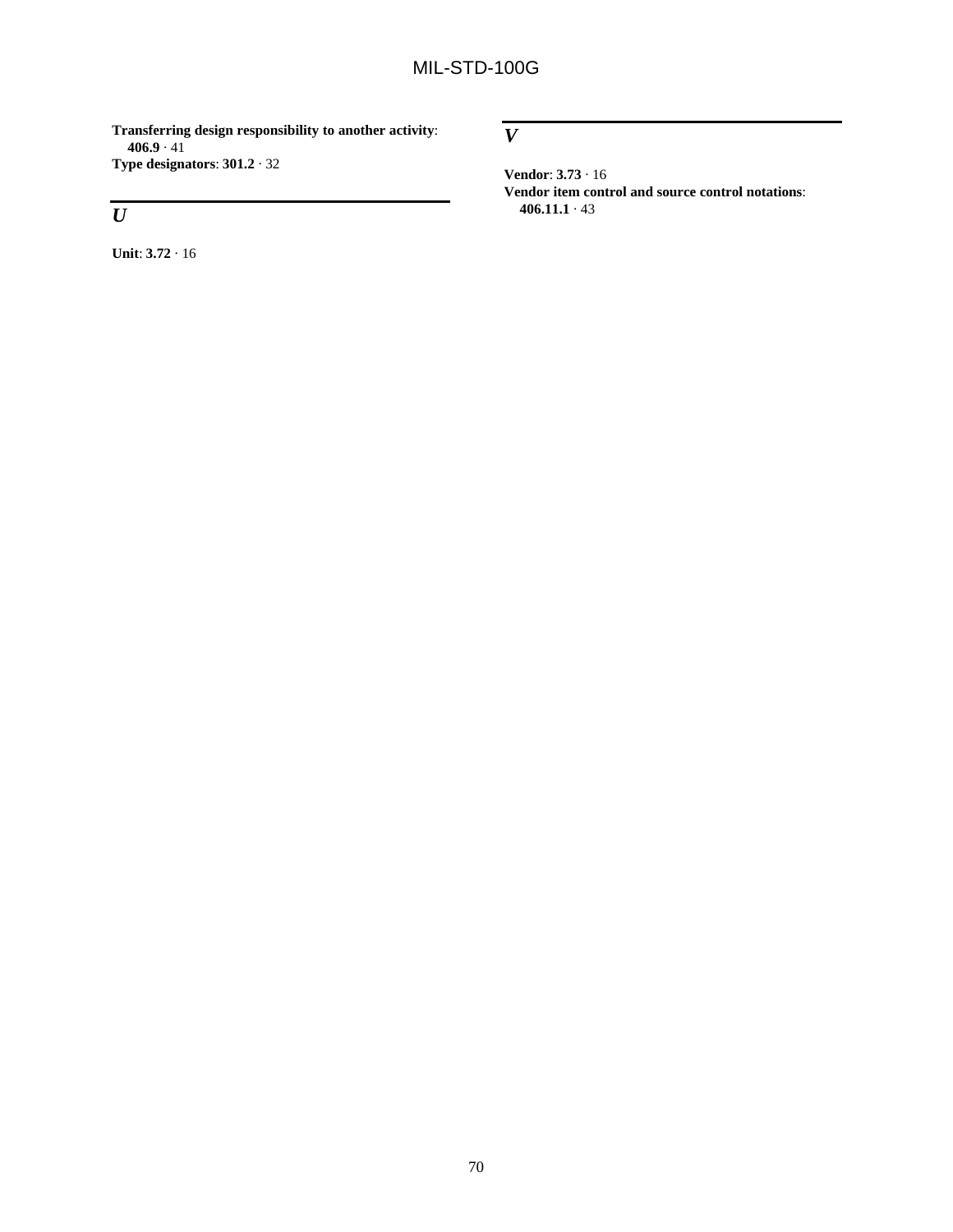**Transferring design responsibility to another activity**: **406.9** · 41
**Type designators**: **301.2** · 32

## *U*

**Unit**: **3.72** · 16

## *V*

**Vendor**: **3.73** · 16
**Vendor item control and source control notations**: **406.11.1** · 43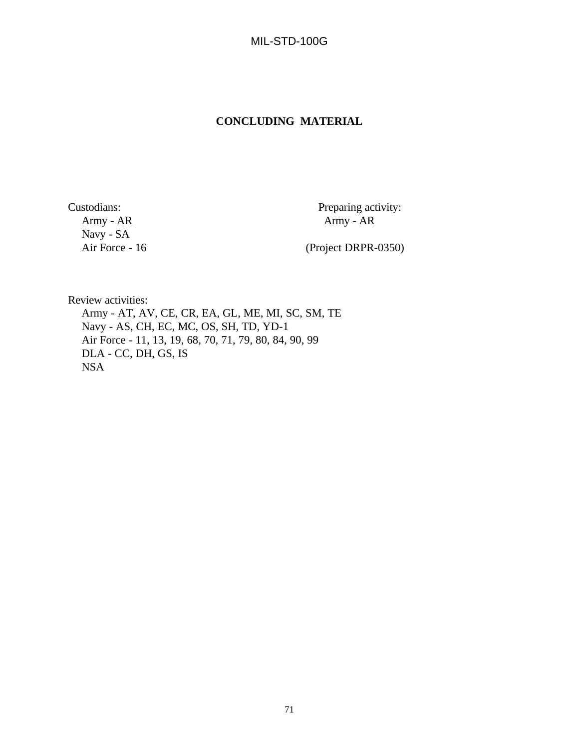# CONCLUDING MATERIAL

Custodians:
Army - AR
Navy - SA
Air Force - 16

Preparing activity:
Army - AR

(Project DRPR-0350)

Review activities:
Army - AT, AV, CE, CR, EA, GL, ME, MI, SC, SM, TE
Navy - AS, CH, EC, MC, OS, SH, TD, YD-1
Air Force - 11, 13, 19, 68, 70, 71, 79, 80, 84, 90, 99
DLA - CC, DH, GS, IS
NSA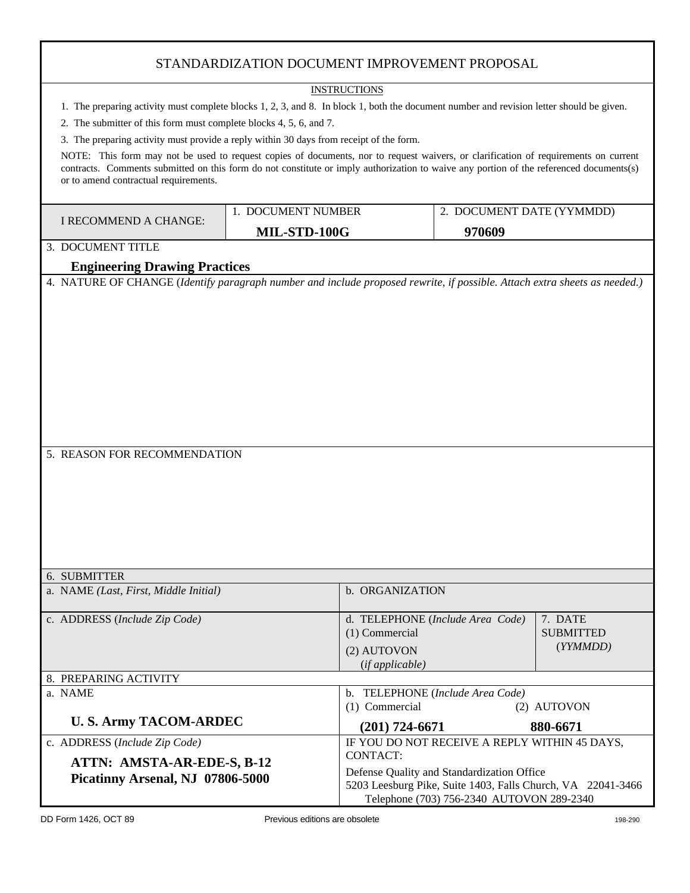# STANDARDIZATION DOCUMENT IMPROVEMENT PROPOSAL

INSTRUCTIONS

1. The preparing activity must complete blocks 1, 2, 3, and 8. In block 1, both the document number and revision letter should be given.
2. The submitter of this form must complete blocks 4, 5, 6, and 7.
3. The preparing activity must provide a reply within 30 days from receipt of the form.

NOTE: This form may not be used to request copies of documents, nor to request waivers, or clarification of requirements on current contracts. Comments submitted on this form do not constitute or imply authorization to waive any portion of the referenced documents(s) or to amend contractual requirements.

| I RECOMMEND A CHANGE: | 1. DOCUMENT NUMBER | 2. DOCUMENT DATE (YYMMDD) |
|---|---|---|
| | **MIL-STD-100G** | **970609** |

3. DOCUMENT TITLE

**Engineering Drawing Practices**

4. NATURE OF CHANGE (*Identify paragraph number and include proposed rewrite, if possible. Attach extra sheets as needed.)*

5. REASON FOR RECOMMENDATION

6. SUBMITTER

| | | |
|---|---|---|
| a. NAME *(Last, First, Middle Initial)* | b. ORGANIZATION | |
| c. ADDRESS (*Include Zip Code)* | d. TELEPHONE (*Include Area Code)* (1) Commercial (2) AUTOVON (*if applicable)* | 7. DATE SUBMITTED (*YYMMDD)* |

8. PREPARING ACTIVITY

| | |
|---|---|
| a. NAME **U. S. Army TACOM-ARDEC** | b. TELEPHONE (*Include Area Code)* (1) Commercial **(201) 724-6671** (2) AUTOVON **880-6671** |
| c. ADDRESS (*Include Zip Code)* **ATTN: AMSTA-AR-EDE-S, B-12** **Picatinny Arsenal, NJ 07806-5000** | IF YOU DO NOT RECEIVE A REPLY WITHIN 45 DAYS, CONTACT: Defense Quality and Standardization Office 5203 Leesburg Pike, Suite 1403, Falls Church, VA 22041-3466 Telephone (703) 756-2340 AUTOVON 289-2340 |

DD Form 1426, OCT 89 Previous editions are obsolete 198-290